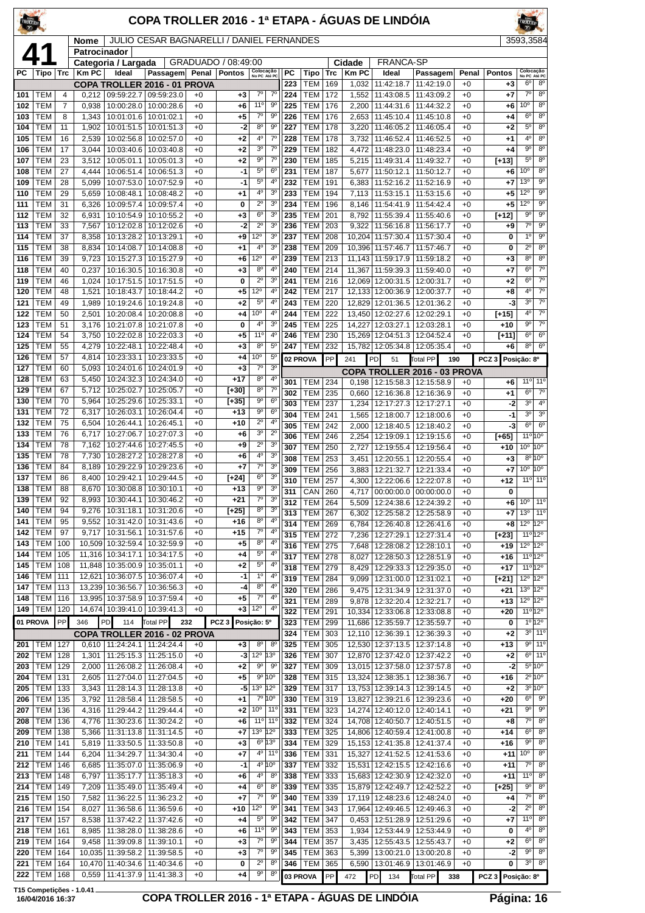# COPA TROLLER 2016 - 1ª ETAPA - ÁGUAS DE LINDÓIA

**41**

| | |
|---|---|
| Nome | JULIO CESAR BAGNARELLI / DANIEL FERNANDES |
| Patrocinador | |
| Categoria / Largada | GRADUADO / 08:49:00 |
| Cidade | FRANCA-SP |
| | 3593,3584 |

## COPA TROLLER 2016 - 01 PROVA

| PC | Tipo | Trc | Km PC | Ideal | Passagem | Penal | Pontos | Colocação No PC | Colocação Até PC |
|---|---|---|---|---|---|---|---|---|---|
| 101 | TEM | 4 | 0,212 | 09:59:22.7 | 09:59:23.0 | +0 | +3 | 7º | 7º |
| 102 | TEM | 7 | 0,938 | 10:00:28.0 | 10:00:28.6 | +0 | +6 | 11º | 9º |
| 103 | TEM | 8 | 1,343 | 10:01:01.6 | 10:01:02.1 | +0 | +5 | 7º | 9º |
| 104 | TEM | 11 | 1,902 | 10:01:51.5 | 10:01:51.3 | +0 | -2 | 8º | 9º |
| 105 | TEM | 16 | 2,539 | 10:02:56.8 | 10:02:57.0 | +0 | +2 | 4º | 7º |
| 106 | TEM | 17 | 3,044 | 10:03:40.6 | 10:03:40.8 | +0 | +2 | 3º | 7º |
| 107 | TEM | 23 | 3,512 | 10:05:01.1 | 10:05:01.3 | +0 | +2 | 9º | 7º |
| 108 | TEM | 27 | 4,444 | 10:06:51.4 | 10:06:51.3 | +0 | -1 | 5º | 6º |
| 109 | TEM | 28 | 5,099 | 10:07:53.0 | 10:07:52.9 | +0 | -1 | 5º | 4º |
| 110 | TEM | 29 | 5,659 | 10:08:48.1 | 10:08:48.2 | +0 | +1 | 4º | 3º |
| 111 | TEM | 31 | 6,326 | 10:09:57.4 | 10:09:57.4 | +0 | 0 | 2º | 3º |
| 112 | TEM | 32 | 6,931 | 10:10:54.9 | 10:10:55.2 | +0 | +3 | 6º | 3º |
| 113 | TEM | 33 | 7,567 | 10:12:02.8 | 10:12:02.6 | +0 | -2 | 2º | 3º |
| 114 | TEM | 37 | 8,358 | 10:13:28.2 | 10:13:29.1 | +0 | +9 | 12º | 3º |
| 115 | TEM | 38 | 8,834 | 10:14:08.7 | 10:14:08.8 | +0 | +1 | 4º | 3º |
| 116 | TEM | 39 | 9,723 | 10:15:27.3 | 10:15:27.9 | +0 | +6 | 12º | 4º |
| 118 | TEM | 40 | 0,237 | 10:16:30.5 | 10:16:30.8 | +0 | +3 | 8º | 4º |
| 119 | TEM | 46 | 1,024 | 10:17:51.5 | 10:17:51.5 | +0 | 0 | 2º | 3º |
| 120 | TEM | 48 | 1,521 | 10:18:43.7 | 10:18:44.2 | +0 | +5 | 12º | 4º |
| 121 | TEM | 49 | 1,989 | 10:19:24.6 | 10:19:24.8 | +0 | +2 | 5º | 4º |
| 122 | TEM | 50 | 2,501 | 10:20:08.4 | 10:20:08.8 | +0 | +4 | 10º | 4º |
| 123 | TEM | 51 | 3,176 | 10:21:07.8 | 10:21:07.8 | +0 | 0 | 4º | 3º |
| 124 | TEM | 54 | 3,750 | 10:22:02.8 | 10:22:03.3 | +0 | +5 | 11º | 4º |
| 125 | TEM | 55 | 4,279 | 10:22:48.1 | 10:22:48.4 | +0 | +3 | 8º | 5º |
| 126 | TEM | 57 | 4,814 | 10:23:33.1 | 10:23:33.5 | +0 | +4 | 10º | 5º |
| 127 | TEM | 60 | 5,093 | 10:24:01.6 | 10:24:01.9 | +0 | +3 | 7º | 3º |
| 128 | TEM | 63 | 5,450 | 10:24:32.3 | 10:24:34.0 | +0 | +17 | 8º | 4º |
| 129 | TEM | 67 | 5,712 | 10:25:02.7 | 10:25:05.7 | +0 | [+30] | 8º | 7º |
| 130 | TEM | 70 | 5,964 | 10:25:29.6 | 10:25:33.1 | +0 | [+35] | 9º | 6º |
| 131 | TEM | 72 | 6,317 | 10:26:03.1 | 10:26:04.4 | +0 | +13 | 9º | 6º |
| 132 | TEM | 75 | 6,504 | 10:26:44.1 | 10:26:45.1 | +0 | +10 | 2º | 4º |
| 133 | TEM | 76 | 6,717 | 10:27:06.7 | 10:27:07.3 | +0 | +6 | 3º | 2º |
| 134 | TEM | 78 | 7,162 | 10:27:44.6 | 10:27:45.5 | +0 | +9 | 2º | 3º |
| 135 | TEM | 78 | 7,730 | 10:28:27.2 | 10:28:27.8 | +0 | +6 | 4º | 3º |
| 136 | TEM | 84 | 8,189 | 10:29:22.9 | 10:29:23.6 | +0 | +7 | 7º | 3º |
| 137 | TEM | 86 | 8,400 | 10:29:42.1 | 10:29:44.5 | +0 | [+24] | 6º | 3º |
| 138 | TEM | 88 | 8,670 | 10:30:08.8 | 10:30:10.1 | +0 | +13 | 9º | 3º |
| 139 | TEM | 92 | 8,993 | 10:30:44.1 | 10:30:46.2 | +0 | +21 | 7º | 3º |
| 140 | TEM | 94 | 9,276 | 10:31:18.1 | 10:31:20.6 | +0 | [+25] | 8º | 3º |
| 141 | TEM | 95 | 9,552 | 10:31:42.0 | 10:31:43.6 | +0 | +16 | 8º | 4º |
| 142 | TEM | 97 | 9,717 | 10:31:56.1 | 10:31:57.6 | +0 | +15 | 7º | 4º |
| 143 | TEM | 100 | 10,509 | 10:32:59.4 | 10:32:59.9 | +0 | +5 | 8º | 4º |
| 144 | TEM | 105 | 11,316 | 10:34:17.1 | 10:34:17.5 | +0 | +4 | 5º | 4º |
| 145 | TEM | 108 | 11,848 | 10:35:00.9 | 10:35:01.1 | +0 | +2 | 5º | 4º |
| 146 | TEM | 111 | 12,621 | 10:36:07.5 | 10:36:07.4 | +0 | -1 | 1º | 4º |
| 147 | TEM | 113 | 13,239 | 10:36:56.7 | 10:36:56.3 | +0 | -4 | 8º | 4º |
| 148 | TEM | 116 | 13,995 | 10:37:58.9 | 10:37:59.4 | +0 | +5 | 7º | 4º |
| 149 | TEM | 120 | 14,674 | 10:39:41.0 | 10:39:41.3 | +0 | +3 | 12º | 4º |
| 01 PROVA | PP | 346 | PD | 114 | Total PP | 232 | PCZ 3 | Posição: 5º | |

## COPA TROLLER 2016 - 02 PROVA

| PC | Tipo | Trc | Km PC | Ideal | Passagem | Penal | Pontos | Colocação No PC | Colocação Até PC |
|---|---|---|---|---|---|---|---|---|---|
| 201 | TEM | 127 | 0,610 | 11:24:24.1 | 11:24:24.4 | +0 | +3 | 8º | 8º |
| 202 | TEM | 128 | 1,301 | 11:25:15.3 | 11:25:15.0 | +0 | -3 | 12º | 13º |
| 203 | TEM | 129 | 2,000 | 11:26:08.2 | 11:26:08.4 | +0 | +2 | 9º | 9º |
| 204 | TEM | 131 | 2,605 | 11:27:04.0 | 11:27:04.5 | +0 | +5 | 9º | 10º |
| 205 | TEM | 133 | 3,343 | 11:28:14.3 | 11:28:13.8 | +0 | -5 | 13º | 12º |
| 206 | TEM | 135 | 3,792 | 11:28:58.4 | 11:28:58.5 | +0 | +1 | 7º | 10º |
| 207 | TEM | 136 | 4,316 | 11:29:44.2 | 11:29:44.4 | +0 | +2 | 10º | 11º |
| 208 | TEM | 136 | 4,776 | 11:30:23.6 | 11:30:24.2 | +0 | +6 | 11º | 11º |
| 209 | TEM | 138 | 5,366 | 11:31:13.8 | 11:31:14.5 | +0 | +7 | 13º | 12º |
| 210 | TEM | 141 | 5,819 | 11:33:50.5 | 11:33:50.8 | +0 | +3 | 6º | 13º |
| 211 | TEM | 144 | 6,204 | 11:34:29.7 | 11:34:30.4 | +0 | +7 | 4º | 11º |
| 212 | TEM | 146 | 6,685 | 11:35:07.0 | 11:35:06.9 | +0 | -1 | 4º | 10º |
| 213 | TEM | 148 | 6,797 | 11:35:17.7 | 11:35:18.3 | +0 | +6 | 4º | 8º |
| 214 | TEM | 149 | 7,209 | 11:35:49.0 | 11:35:49.4 | +0 | +4 | 6º | 8º |
| 215 | TEM | 150 | 7,582 | 11:36:22.5 | 11:36:23.2 | +0 | +7 | 7º | 9º |
| 216 | TEM | 154 | 8,027 | 11:36:58.6 | 11:36:59.6 | +0 | +10 | 12º | 9º |
| 217 | TEM | 157 | 8,538 | 11:37:42.2 | 11:37:42.6 | +0 | +4 | 5º | 9º |
| 218 | TEM | 161 | 8,985 | 11:38:28.0 | 11:38:28.6 | +0 | +6 | 11º | 9º |
| 219 | TEM | 164 | 9,458 | 11:39:09.8 | 11:39:10.1 | +0 | +3 | 7º | 9º |
| 220 | TEM | 164 | 10,035 | 11:39:58.2 | 11:39:58.5 | +0 | +3 | 7º | 9º |
| 221 | TEM | 164 | 10,470 | 11:40:34.6 | 11:40:34.6 | +0 | 0 | 2º | 8º |
| 222 | TEM | 168 | 0,559 | 11:41:37.9 | 11:41:38.3 | +0 | +4 | 9º | 8º |
| 223 | TEM | 169 | 1,032 | 11:42:18.7 | 11:42:19.0 | +0 | +3 | 6º | 8º |
| 224 | TEM | 172 | 1,552 | 11:43:08.5 | 11:43:09.2 | +0 | +7 | 7º | 8º |
| 225 | TEM | 176 | 2,200 | 11:44:31.6 | 11:44:32.2 | +0 | +6 | 10º | 8º |
| 226 | TEM | 176 | 2,653 | 11:45:10.4 | 11:45:10.8 | +0 | +4 | 6º | 8º |
| 227 | TEM | 178 | 3,220 | 11:46:05.2 | 11:46:05.4 | +0 | +2 | 5º | 8º |
| 228 | TEM | 178 | 3,732 | 11:46:52.4 | 11:46:52.5 | +0 | +1 | 4º | 8º |
| 229 | TEM | 182 | 4,472 | 11:48:23.0 | 11:48:23.4 | +0 | +4 | 9º | 8º |
| 230 | TEM | 185 | 5,215 | 11:49:31.4 | 11:49:32.7 | +0 | [+13] | 5º | 8º |
| 231 | TEM | 187 | 5,677 | 11:50:12.1 | 11:50:12.7 | +0 | +6 | 10º | 8º |
| 232 | TEM | 191 | 6,383 | 11:52:16.2 | 11:52:16.9 | +0 | +7 | 13º | 9º |
| 233 | TEM | 194 | 7,113 | 11:53:15.1 | 11:53:15.6 | +0 | +5 | 12º | 9º |
| 234 | TEM | 196 | 8,146 | 11:54:41.9 | 11:54:42.4 | +0 | +5 | 12º | 9º |
| 235 | TEM | 201 | 8,792 | 11:55:39.4 | 11:55:40.6 | +0 | [+12] | 9º | 9º |
| 236 | TEM | 203 | 9,322 | 11:56:16.8 | 11:56:17.7 | +0 | +9 | 7º | 9º |
| 237 | TEM | 208 | 10,204 | 11:57:30.4 | 11:57:30.4 | +0 | 0 | 1º | 9º |
| 238 | TEM | 209 | 10,396 | 11:57:46.7 | 11:57:46.7 | +0 | 0 | 2º | 8º |
| 239 | TEM | 213 | 11,143 | 11:59:17.9 | 11:59:18.2 | +0 | +3 | 8º | 8º |
| 240 | TEM | 214 | 11,367 | 11:59:39.3 | 11:59:40.0 | +0 | +7 | 6º | 7º |
| 241 | TEM | 216 | 12,069 | 12:00:31.5 | 12:00:31.7 | +0 | +2 | 6º | 7º |
| 242 | TEM | 217 | 12,133 | 12:00:36.9 | 12:00:37.7 | +0 | +8 | 4º | 7º |
| 243 | TEM | 220 | 12,829 | 12:01:36.5 | 12:01:36.2 | +0 | -3 | 3º | 7º |
| 244 | TEM | 222 | 13,450 | 12:02:27.6 | 12:02:29.1 | +0 | [+15] | 4º | 7º |
| 245 | TEM | 225 | 14,227 | 12:03:27.1 | 12:03:28.1 | +0 | +10 | 9º | 7º |
| 246 | TEM | 230 | 15,269 | 12:04:51.3 | 12:04:52.4 | +0 | [+11] | 6º | 6º |
| 247 | TEM | 232 | 15,782 | 12:05:34.8 | 12:05:35.4 | +0 | +6 | 8º | 6º |
| 02 PROVA | PP | 241 | PD | 51 | Total PP | 190 | PCZ 3 | Posição: 8º | |

## COPA TROLLER 2016 - 03 PROVA

| PC | Tipo | Trc | Km PC | Ideal | Passagem | Penal | Pontos | Colocação No PC | Colocação Até PC |
|---|---|---|---|---|---|---|---|---|---|
| 301 | TEM | 234 | 0,198 | 12:15:58.3 | 12:15:58.9 | +0 | +6 | 11º | 11º |
| 302 | TEM | 235 | 0,660 | 12:16:36.8 | 12:16:36.9 | +0 | +1 | 6º | 7º |
| 303 | TEM | 237 | 1,234 | 12:17:27.3 | 12:17:27.1 | +0 | -2 | 3º | 4º |
| 304 | TEM | 241 | 1,565 | 12:18:00.7 | 12:18:00.6 | +0 | -1 | 3º | 3º |
| 305 | TEM | 242 | 2,000 | 12:18:40.5 | 12:18:40.2 | +0 | -3 | 6º | 6º |
| 306 | TEM | 246 | 2,254 | 12:19:09.1 | 12:19:15.6 | +0 | [+65] | 11º | 10º |
| 307 | TEM | 250 | 2,727 | 12:19:55.4 | 12:19:56.4 | +0 | +10 | 10º | 10º |
| 308 | TEM | 253 | 3,451 | 12:20:55.1 | 12:20:55.4 | +0 | +3 | 8º | 10º |
| 309 | TEM | 256 | 3,883 | 12:21:32.7 | 12:21:33.4 | +0 | +7 | 10º | 10º |
| 310 | TEM | 257 | 4,300 | 12:22:06.6 | 12:22:07.8 | +0 | +12 | 11º | 11º |
| 311 | CAN | 260 | 4,717 | 00:00:00.0 | 00:00:00.0 | +0 | 0 | | |
| 312 | TEM | 264 | 5,509 | 12:24:38.6 | 12:24:39.2 | +0 | +6 | 10º | 11º |
| 313 | TEM | 267 | 6,302 | 12:25:58.2 | 12:25:58.9 | +0 | +7 | 13º | 11º |
| 314 | TEM | 269 | 6,784 | 12:26:40.8 | 12:26:41.6 | +0 | +8 | 12º | 12º |
| 315 | TEM | 272 | 7,236 | 12:27:29.1 | 12:27:31.4 | +0 | [+23] | 11º | 12º |
| 316 | TEM | 275 | 7,648 | 12:28:08.2 | 12:28:10.1 | +0 | +19 | 12º | 12º |
| 317 | TEM | 278 | 8,027 | 12:28:50.3 | 12:28:51.9 | +0 | +16 | 11º | 12º |
| 318 | TEM | 279 | 8,429 | 12:29:33.3 | 12:29:35.0 | +0 | +17 | 11º | 12º |
| 319 | TEM | 284 | 9,099 | 12:31:00.0 | 12:31:02.1 | +0 | [+21] | 12º | 12º |
| 320 | TEM | 286 | 9,475 | 12:31:34.9 | 12:31:37.0 | +0 | +21 | 13º | 12º |
| 321 | TEM | 289 | 9,878 | 12:32:20.4 | 12:32:21.7 | +0 | +13 | 12º | 12º |
| 322 | TEM | 291 | 10,334 | 12:33:06.8 | 12:33:08.8 | +0 | +20 | 11º | 12º |
| 323 | TEM | 299 | 11,686 | 12:35:59.7 | 12:35:59.7 | +0 | 0 | 1º | 12º |
| 324 | TEM | 303 | 12,110 | 12:36:39.1 | 12:36:39.3 | +0 | +2 | 3º | 11º |
| 325 | TEM | 305 | 12,530 | 12:37:13.5 | 12:37:14.8 | +0 | +13 | 9º | 11º |
| 326 | TEM | 307 | 12,870 | 12:37:42.0 | 12:37:42.2 | +0 | +2 | 6º | 11º |
| 327 | TEM | 309 | 13,015 | 12:37:58.0 | 12:37:57.8 | +0 | -2 | 5º | 10º |
| 328 | TEM | 315 | 13,324 | 12:38:35.1 | 12:38:36.7 | +0 | +16 | 2º | 10º |
| 329 | TEM | 317 | 13,753 | 12:39:14.3 | 12:39:14.5 | +0 | +2 | 3º | 10º |
| 330 | TEM | 319 | 13,827 | 12:39:21.6 | 12:39:23.6 | +0 | +20 | 6º | 9º |
| 331 | TEM | 323 | 14,274 | 12:40:12.0 | 12:40:14.1 | +0 | +21 | 9º | 9º |
| 332 | TEM | 324 | 14,708 | 12:40:50.7 | 12:40:51.5 | +0 | +8 | 7º | 8º |
| 333 | TEM | 325 | 14,806 | 12:40:59.4 | 12:41:00.8 | +0 | +14 | 6º | 8º |
| 334 | TEM | 329 | 15,153 | 12:41:35.8 | 12:41:37.4 | +0 | +16 | 9º | 8º |
| 336 | TEM | 331 | 15,327 | 12:41:52.5 | 12:41:53.6 | +0 | +11 | 10º | 8º |
| 337 | TEM | 332 | 15,531 | 12:42:15.5 | 12:42:16.6 | +0 | +11 | 7º | 8º |
| 338 | TEM | 333 | 15,683 | 12:42:30.9 | 12:42:32.0 | +0 | +11 | 11º | 8º |
| 339 | TEM | 335 | 15,879 | 12:42:49.7 | 12:42:52.2 | +0 | [+25] | 9º | 8º |
| 340 | TEM | 339 | 17,119 | 12:48:23.6 | 12:48:24.0 | +0 | +4 | 7º | 8º |
| 341 | TEM | 343 | 17,964 | 12:49:46.5 | 12:49:46.3 | +0 | -2 | 2º | 8º |
| 342 | TEM | 347 | 0,453 | 12:51:28.9 | 12:51:29.6 | +0 | +7 | 11º | 8º |
| 343 | TEM | 353 | 1,934 | 12:53:44.9 | 12:53:44.9 | +0 | 0 | 4º | 8º |
| 344 | TEM | 357 | 3,435 | 12:55:43.5 | 12:55:43.7 | +0 | +2 | 6º | 8º |
| 345 | TEM | 363 | 5,399 | 13:00:21.0 | 13:00:20.8 | +0 | -2 | 9º | 8º |
| 346 | TEM | 365 | 6,590 | 13:01:46.9 | 13:01:46.9 | +0 | 0 | 3º | 8º |
| 03 PROVA | PP | 472 | PD | 134 | Total PP | 338 | PCZ 3 | Posição: 8º | |

T15 Competições - 1.0.41
16/04/2016 16:37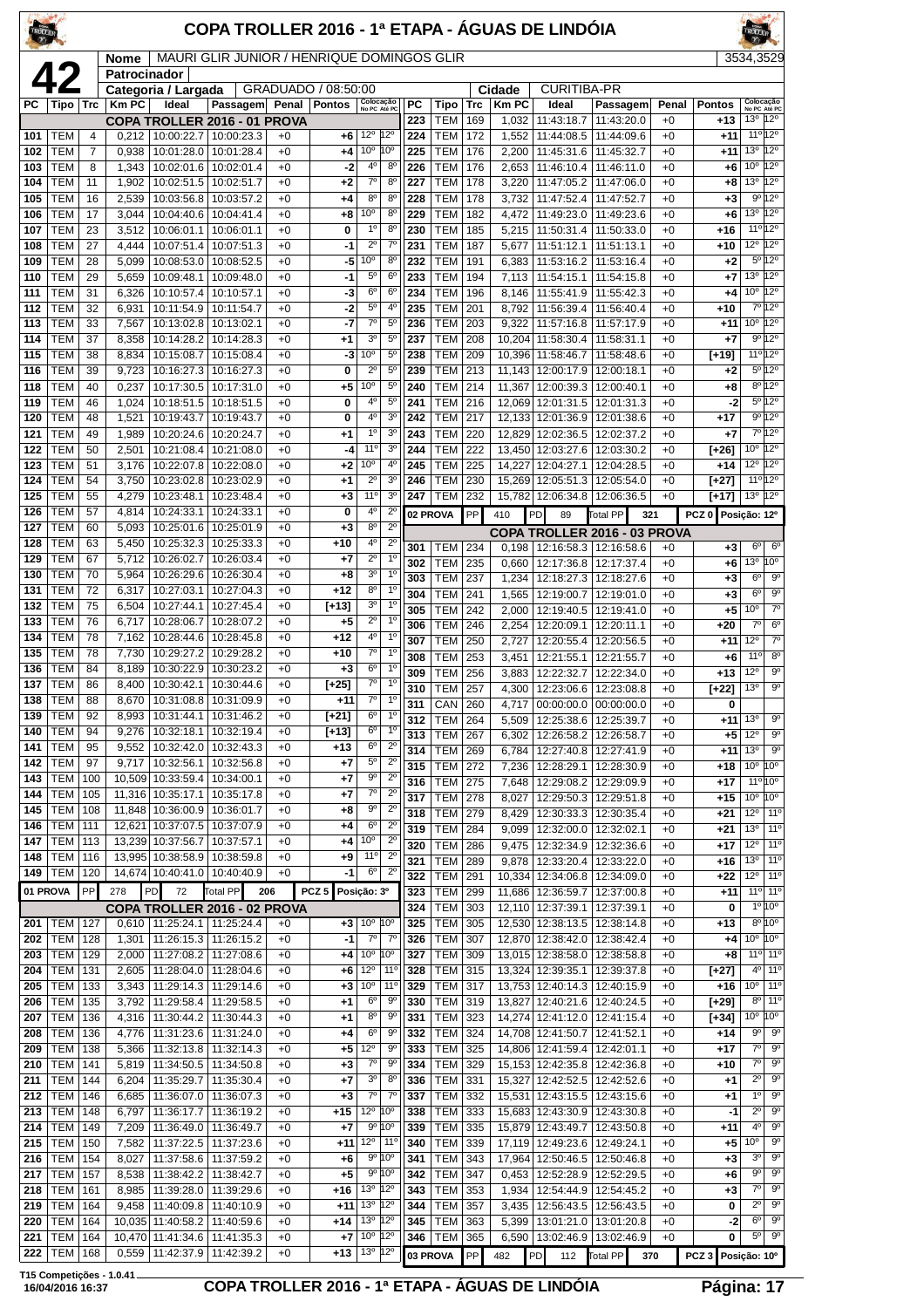# COPA TROLLER 2016 - 1ª ETAPA - ÁGUAS DE LINDÓIA

**42**

| | |
|---|---|
| Nome | MAURI GLIR JUNIOR / HENRIQUE DOMINGOS GLIR |
| Patrocinador | |
| Categoria / Largada | GRADUADO / 08:50:00 |
| Cidade | CURITIBA-PR |

3534,3529

| PC | Tipo | Trc | Km PC | Ideal | Passagem | Penal | Pontos | Colocação No PC | Colocação Até PC |
|---|---|---|---|---|---|---|---|---|---|
| | | | | **COPA TROLLER 2016 - 01 PROVA** | | | | | |
| 101 | TEM | 4 | 0,212 | 10:00:22.7 | 10:00:23.3 | +0 | +6 | 12º | 12º |
| 102 | TEM | 7 | 0,938 | 10:01:28.0 | 10:01:28.4 | +0 | +4 | 10º | 10º |
| 103 | TEM | 8 | 1,343 | 10:02:01.6 | 10:02:01.4 | +0 | -2 | 4º | 8º |
| 104 | TEM | 11 | 1,902 | 10:02:51.5 | 10:02:51.7 | +0 | +2 | 7º | 8º |
| 105 | TEM | 16 | 2,539 | 10:03:56.8 | 10:03:57.2 | +0 | +4 | 8º | 8º |
| 106 | TEM | 17 | 3,044 | 10:04:40.6 | 10:04:41.4 | +0 | +8 | 10º | 8º |
| 107 | TEM | 23 | 3,512 | 10:06:01.1 | 10:06:01.1 | +0 | 0 | 1º | 8º |
| 108 | TEM | 27 | 4,444 | 10:07:51.4 | 10:07:51.3 | +0 | -1 | 2º | 7º |
| 109 | TEM | 28 | 5,099 | 10:08:53.0 | 10:08:52.5 | +0 | -5 | 10º | 8º |
| 110 | TEM | 29 | 5,659 | 10:09:48.1 | 10:09:48.0 | +0 | -1 | 5º | 6º |
| 111 | TEM | 31 | 6,326 | 10:10:57.4 | 10:10:57.1 | +0 | -3 | 6º | 6º |
| 112 | TEM | 32 | 6,931 | 10:11:54.9 | 10:11:54.7 | +0 | -2 | 5º | 4º |
| 113 | TEM | 33 | 7,567 | 10:13:02.8 | 10:13:02.1 | +0 | -7 | 7º | 5º |
| 114 | TEM | 37 | 8,358 | 10:14:28.2 | 10:14:28.3 | +0 | +1 | 3º | 5º |
| 115 | TEM | 38 | 8,834 | 10:15:08.7 | 10:15:08.4 | +0 | -3 | 10º | 5º |
| 116 | TEM | 39 | 9,723 | 10:16:27.3 | 10:16:27.3 | +0 | 0 | 2º | 5º |
| 118 | TEM | 40 | 0,237 | 10:17:30.5 | 10:17:31.0 | +0 | +5 | 10º | 5º |
| 119 | TEM | 46 | 1,024 | 10:18:51.5 | 10:18:51.5 | +0 | 0 | 4º | 5º |
| 120 | TEM | 48 | 1,521 | 10:19:43.7 | 10:19:43.7 | +0 | 0 | 4º | 3º |
| 121 | TEM | 49 | 1,989 | 10:20:24.6 | 10:20:24.7 | +0 | +1 | 1º | 3º |
| 122 | TEM | 50 | 2,501 | 10:21:08.4 | 10:21:08.0 | +0 | -4 | 11º | 3º |
| 123 | TEM | 51 | 3,176 | 10:22:07.8 | 10:22:08.0 | +0 | +2 | 10º | 4º |
| 124 | TEM | 54 | 3,750 | 10:23:02.8 | 10:23:02.9 | +0 | +1 | 2º | 3º |
| 125 | TEM | 55 | 4,279 | 10:23:48.1 | 10:23:48.4 | +0 | +3 | 11º | 3º |
| 126 | TEM | 57 | 4,814 | 10:24:33.1 | 10:24:33.1 | +0 | 0 | 4º | 2º |
| 127 | TEM | 60 | 5,093 | 10:25:01.6 | 10:25:01.9 | +0 | +3 | 8º | 2º |
| 128 | TEM | 63 | 5,450 | 10:25:32.3 | 10:25:33.3 | +0 | +10 | 4º | 2º |
| 129 | TEM | 67 | 5,712 | 10:26:02.7 | 10:26:03.4 | +0 | +7 | 2º | 1º |
| 130 | TEM | 70 | 5,964 | 10:26:29.6 | 10:26:30.4 | +0 | +8 | 3º | 1º |
| 131 | TEM | 72 | 6,317 | 10:27:03.1 | 10:27:04.3 | +0 | +12 | 8º | 1º |
| 132 | TEM | 75 | 6,504 | 10:27:44.1 | 10:27:45.4 | +0 | [+13] | 3º | 1º |
| 133 | TEM | 76 | 6,717 | 10:28:06.7 | 10:28:07.2 | +0 | +5 | 2º | 1º |
| 134 | TEM | 78 | 7,162 | 10:28:44.6 | 10:28:45.8 | +0 | +12 | 4º | 1º |
| 135 | TEM | 78 | 7,730 | 10:29:27.2 | 10:29:28.2 | +0 | +10 | 7º | 1º |
| 136 | TEM | 84 | 8,189 | 10:30:22.9 | 10:30:23.2 | +0 | +3 | 6º | 1º |
| 137 | TEM | 86 | 8,400 | 10:30:42.1 | 10:30:44.6 | +0 | [+25] | 7º | 1º |
| 138 | TEM | 88 | 8,670 | 10:31:08.8 | 10:31:09.9 | +0 | +11 | 7º | 1º |
| 139 | TEM | 92 | 8,993 | 10:31:44.1 | 10:31:46.2 | +0 | [+21] | 6º | 1º |
| 140 | TEM | 94 | 9,276 | 10:32:18.1 | 10:32:19.4 | +0 | [+13] | 6º | 1º |
| 141 | TEM | 95 | 9,552 | 10:32:42.0 | 10:32:43.3 | +0 | +13 | 6º | 2º |
| 142 | TEM | 97 | 9,717 | 10:32:56.1 | 10:32:56.8 | +0 | +7 | 5º | 2º |
| 143 | TEM | 100 | 10,509 | 10:33:59.4 | 10:34:00.1 | +0 | +7 | 9º | 2º |
| 144 | TEM | 105 | 11,316 | 10:35:17.1 | 10:35:17.8 | +0 | +7 | 7º | 2º |
| 145 | TEM | 108 | 11,848 | 10:36:00.9 | 10:36:01.7 | +0 | +8 | 9º | 2º |
| 146 | TEM | 111 | 12,621 | 10:37:07.5 | 10:37:07.9 | +0 | +4 | 6º | 2º |
| 147 | TEM | 113 | 13,239 | 10:37:56.7 | 10:37:57.1 | +0 | +4 | 10º | 2º |
| 148 | TEM | 116 | 13,995 | 10:38:58.9 | 10:38:59.8 | +0 | +9 | 11º | 2º |
| 149 | TEM | 120 | 14,674 | 10:40:41.0 | 10:40:40.9 | +0 | -1 | 6º | 2º |
| 01 PROVA | PP | 278 | PD | 72 | Total PP | 206 | PCZ 5 | Posição: 3º | |
| | | | | **COPA TROLLER 2016 - 02 PROVA** | | | | | |
| 201 | TEM | 127 | 0,610 | 11:25:24.1 | 11:25:24.4 | +0 | +3 | 10º | 10º |
| 202 | TEM | 128 | 1,301 | 11:26:15.3 | 11:26:15.2 | +0 | -1 | 7º | 7º |
| 203 | TEM | 129 | 2,000 | 11:27:08.2 | 11:27:08.6 | +0 | +4 | 10º | 10º |
| 204 | TEM | 131 | 2,605 | 11:28:04.0 | 11:28:04.6 | +0 | +6 | 12º | 11º |
| 205 | TEM | 133 | 3,343 | 11:29:14.3 | 11:29:14.6 | +0 | +3 | 10º | 11º |
| 206 | TEM | 135 | 3,792 | 11:29:58.4 | 11:29:58.5 | +0 | +1 | 6º | 9º |
| 207 | TEM | 136 | 4,316 | 11:30:44.2 | 11:30:44.3 | +0 | +1 | 8º | 9º |
| 208 | TEM | 136 | 4,776 | 11:31:23.6 | 11:31:24.0 | +0 | +4 | 6º | 9º |
| 209 | TEM | 138 | 5,366 | 11:32:13.8 | 11:32:14.3 | +0 | +5 | 12º | 9º |
| 210 | TEM | 141 | 5,819 | 11:34:50.5 | 11:34:50.8 | +0 | +3 | 7º | 9º |
| 211 | TEM | 144 | 6,204 | 11:35:29.7 | 11:35:30.4 | +0 | +7 | 3º | 8º |
| 212 | TEM | 146 | 6,685 | 11:36:07.0 | 11:36:07.3 | +0 | +3 | 7º | 7º |
| 213 | TEM | 148 | 6,797 | 11:36:17.7 | 11:36:19.2 | +0 | +15 | 12º | 10º |
| 214 | TEM | 149 | 7,209 | 11:36:49.0 | 11:36:49.7 | +0 | +7 | 9º | 10º |
| 215 | TEM | 150 | 7,582 | 11:37:22.5 | 11:37:23.6 | +0 | +11 | 12º | 11º |
| 216 | TEM | 154 | 8,027 | 11:37:58.6 | 11:37:59.2 | +0 | +6 | 9º | 10º |
| 217 | TEM | 157 | 8,538 | 11:38:42.2 | 11:38:42.7 | +0 | +5 | 9º | 10º |
| 218 | TEM | 161 | 8,985 | 11:39:28.0 | 11:39:29.6 | +0 | +16 | 13º | 12º |
| 219 | TEM | 164 | 9,458 | 11:40:09.8 | 11:40:10.9 | +0 | +11 | 13º | 12º |
| 220 | TEM | 164 | 10,035 | 11:40:58.2 | 11:40:59.6 | +0 | +14 | 13º | 12º |
| 221 | TEM | 164 | 10,470 | 11:41:34.6 | 11:41:35.3 | +0 | +7 | 10º | 12º |
| 222 | TEM | 168 | 0,559 | 11:42:37.9 | 11:42:39.2 | +0 | +13 | 13º | 12º |
| 223 | TEM | 169 | 1,032 | 11:43:18.7 | 11:43:20.0 | +0 | +13 | 13º | 12º |
| 224 | TEM | 172 | 1,552 | 11:44:08.5 | 11:44:09.6 | +0 | +11 | 11º | 12º |
| 225 | TEM | 176 | 2,200 | 11:45:31.6 | 11:45:32.7 | +0 | +11 | 13º | 12º |
| 226 | TEM | 176 | 2,653 | 11:46:10.4 | 11:46:11.0 | +0 | +6 | 10º | 12º |
| 227 | TEM | 178 | 3,220 | 11:47:05.2 | 11:47:06.0 | +0 | +8 | 13º | 12º |
| 228 | TEM | 178 | 3,732 | 11:47:52.4 | 11:47:52.7 | +0 | +3 | 9º | 12º |
| 229 | TEM | 182 | 4,472 | 11:49:23.0 | 11:49:23.6 | +0 | +6 | 13º | 12º |
| 230 | TEM | 185 | 5,215 | 11:50:31.4 | 11:50:33.0 | +0 | +16 | 11º | 12º |
| 231 | TEM | 187 | 5,677 | 11:51:12.1 | 11:51:13.1 | +0 | +10 | 12º | 12º |
| 232 | TEM | 191 | 6,383 | 11:53:16.2 | 11:53:16.4 | +0 | +2 | 5º | 12º |
| 233 | TEM | 194 | 7,113 | 11:54:15.1 | 11:54:15.8 | +0 | +7 | 13º | 12º |
| 234 | TEM | 196 | 8,146 | 11:55:41.9 | 11:55:42.3 | +0 | +4 | 10º | 12º |
| 235 | TEM | 201 | 8,792 | 11:56:39.4 | 11:56:40.4 | +0 | +10 | 7º | 12º |
| 236 | TEM | 203 | 9,322 | 11:57:16.8 | 11:57:17.9 | +0 | +11 | 10º | 12º |
| 237 | TEM | 208 | 10,204 | 11:58:30.4 | 11:58:31.1 | +0 | +7 | 9º | 12º |
| 238 | TEM | 209 | 10,396 | 11:58:46.7 | 11:58:48.6 | +0 | [+19] | 11º | 12º |
| 239 | TEM | 213 | 11,143 | 12:00:17.9 | 12:00:18.1 | +0 | +2 | 5º | 12º |
| 240 | TEM | 214 | 11,367 | 12:00:39.3 | 12:00:40.1 | +0 | +8 | 8º | 12º |
| 241 | TEM | 216 | 12,069 | 12:01:31.5 | 12:01:31.3 | +0 | -2 | 5º | 12º |
| 242 | TEM | 217 | 12,133 | 12:01:36.9 | 12:01:38.6 | +0 | +17 | 9º | 12º |
| 243 | TEM | 220 | 12,829 | 12:02:36.5 | 12:02:37.2 | +0 | +7 | 7º | 12º |
| 244 | TEM | 222 | 13,450 | 12:03:27.6 | 12:03:30.2 | +0 | [+26] | 10º | 12º |
| 245 | TEM | 225 | 14,227 | 12:04:27.1 | 12:04:28.5 | +0 | +14 | 12º | 12º |
| 246 | TEM | 230 | 15,269 | 12:05:51.3 | 12:05:54.0 | +0 | [+27] | 11º | 12º |
| 247 | TEM | 232 | 15,782 | 12:06:34.8 | 12:06:36.5 | +0 | [+17] | 13º | 12º |
| 02 PROVA | PP | 410 | PD | 89 | Total PP | 321 | PCZ 0 | Posição: 12º | |
| | | | | **COPA TROLLER 2016 - 03 PROVA** | | | | | |
| 301 | TEM | 234 | 0,198 | 12:16:58.3 | 12:16:58.6 | +0 | +3 | 6º | 6º |
| 302 | TEM | 235 | 0,660 | 12:17:36.8 | 12:17:37.4 | +0 | +6 | 13º | 10º |
| 303 | TEM | 237 | 1,234 | 12:18:27.3 | 12:18:27.6 | +0 | +3 | 6º | 9º |
| 304 | TEM | 241 | 1,565 | 12:19:00.7 | 12:19:01.0 | +0 | +3 | 6º | 9º |
| 305 | TEM | 242 | 2,000 | 12:19:40.5 | 12:19:41.0 | +0 | +5 | 10º | 7º |
| 306 | TEM | 246 | 2,254 | 12:20:09.1 | 12:20:11.1 | +0 | +20 | 7º | 6º |
| 307 | TEM | 250 | 2,727 | 12:20:55.4 | 12:20:56.5 | +0 | +11 | 12º | 7º |
| 308 | TEM | 253 | 3,451 | 12:21:55.1 | 12:21:55.7 | +0 | +6 | 11º | 8º |
| 309 | TEM | 256 | 3,883 | 12:22:32.7 | 12:22:34.0 | +0 | +13 | 12º | 9º |
| 310 | TEM | 257 | 4,300 | 12:23:06.6 | 12:23:08.8 | +0 | [+22] | 13º | 9º |
| 311 | CAN | 260 | 4,717 | 00:00:00.0 | 00:00:00.0 | +0 | 0 | | |
| 312 | TEM | 264 | 5,509 | 12:25:38.6 | 12:25:39.7 | +0 | +11 | 13º | 9º |
| 313 | TEM | 267 | 6,302 | 12:26:58.2 | 12:26:58.7 | +0 | +5 | 12º | 9º |
| 314 | TEM | 269 | 6,784 | 12:27:40.8 | 12:27:41.9 | +0 | +11 | 13º | 9º |
| 315 | TEM | 272 | 7,236 | 12:28:29.1 | 12:28:30.9 | +0 | +18 | 10º | 10º |
| 316 | TEM | 275 | 7,648 | 12:29:08.2 | 12:29:09.9 | +0 | +17 | 11º | 10º |
| 317 | TEM | 278 | 8,027 | 12:29:50.3 | 12:29:51.8 | +0 | +15 | 10º | 10º |
| 318 | TEM | 279 | 8,429 | 12:30:33.3 | 12:30:35.4 | +0 | +21 | 12º | 11º |
| 319 | TEM | 284 | 9,099 | 12:32:00.0 | 12:32:02.1 | +0 | +21 | 13º | 11º |
| 320 | TEM | 286 | 9,475 | 12:32:34.9 | 12:32:36.6 | +0 | +17 | 12º | 11º |
| 321 | TEM | 289 | 9,878 | 12:33:20.4 | 12:33:22.0 | +0 | +16 | 13º | 11º |
| 322 | TEM | 291 | 10,334 | 12:34:06.8 | 12:34:09.0 | +0 | +22 | 12º | 11º |
| 323 | TEM | 299 | 11,686 | 12:36:59.7 | 12:37:00.8 | +0 | +11 | 11º | 11º |
| 324 | TEM | 303 | 12,110 | 12:37:39.1 | 12:37:39.1 | +0 | 0 | 1º | 10º |
| 325 | TEM | 305 | 12,530 | 12:38:13.5 | 12:38:14.8 | +0 | +13 | 8º | 10º |
| 326 | TEM | 307 | 12,870 | 12:38:42.0 | 12:38:42.4 | +0 | +4 | 10º | 10º |
| 327 | TEM | 309 | 13,015 | 12:38:58.0 | 12:38:58.8 | +0 | +8 | 11º | 11º |
| 328 | TEM | 315 | 13,324 | 12:39:35.1 | 12:39:37.8 | +0 | [+27] | 4º | 11º |
| 329 | TEM | 317 | 13,753 | 12:40:14.3 | 12:40:15.9 | +0 | +16 | 10º | 11º |
| 330 | TEM | 319 | 13,827 | 12:40:21.6 | 12:40:24.5 | +0 | [+29] | 8º | 11º |
| 331 | TEM | 323 | 14,274 | 12:41:12.0 | 12:41:15.4 | +0 | [+34] | 10º | 10º |
| 332 | TEM | 324 | 14,708 | 12:41:50.7 | 12:41:52.1 | +0 | +14 | 9º | 9º |
| 333 | TEM | 325 | 14,806 | 12:41:59.4 | 12:42:01.1 | +0 | +17 | 7º | 9º |
| 334 | TEM | 329 | 15,153 | 12:42:35.8 | 12:42:36.8 | +0 | +10 | 7º | 9º |
| 335 | TEM | 331 | 15,327 | 12:42:52.5 | 12:42:52.6 | +0 | +1 | 2º | 9º |
| 337 | TEM | 332 | 15,531 | 12:43:15.5 | 12:43:15.6 | +0 | +1 | 1º | 9º |
| 338 | TEM | 333 | 15,683 | 12:43:30.9 | 12:43:30.8 | +0 | -1 | 2º | 9º |
| 339 | TEM | 335 | 15,879 | 12:43:49.7 | 12:43:50.8 | +0 | +11 | 4º | 9º |
| 340 | TEM | 339 | 17,119 | 12:49:23.6 | 12:49:24.1 | +0 | +5 | 10º | 9º |
| 341 | TEM | 343 | 17,964 | 12:50:46.5 | 12:50:46.8 | +0 | +3 | 3º | 9º |
| 342 | TEM | 347 | 0,453 | 12:52:28.9 | 12:52:29.5 | +0 | +6 | 9º | 9º |
| 343 | TEM | 353 | 1,934 | 12:54:44.9 | 12:54:45.2 | +0 | +3 | 7º | 9º |
| 344 | TEM | 357 | 3,435 | 12:56:43.5 | 12:56:43.5 | +0 | 0 | 2º | 9º |
| 345 | TEM | 363 | 5,399 | 13:01:21.0 | 13:01:20.8 | +0 | -2 | 6º | 9º |
| 346 | TEM | 365 | 6,590 | 13:02:46.9 | 13:02:46.9 | +0 | 0 | 5º | 9º |
| 03 PROVA | PP | 482 | PD | 112 | Total PP | 370 | PCZ 3 | Posição: 10º | |

T15 Competições - 1.0.41
16/04/2016 16:37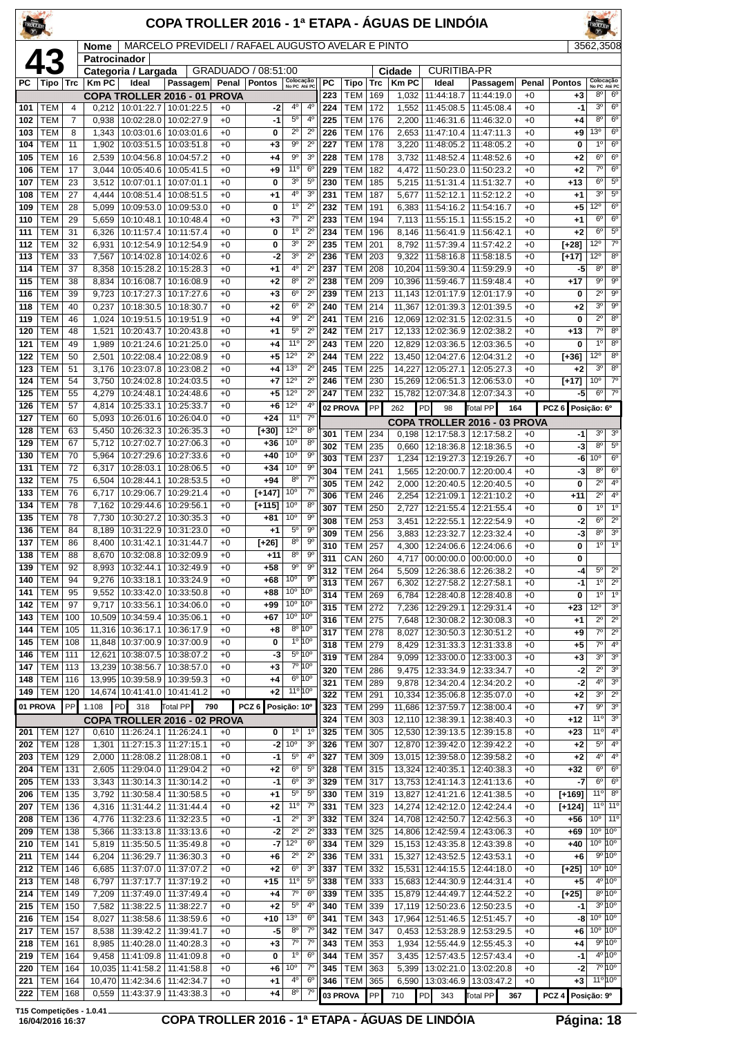# COPA TROLLER 2016 - 1ª ETAPA - ÁGUAS DE LINDÓIA

**43**

| Nome | MARCELO PREVIDELI / RAFAEL AUGUSTO AVELAR E PINTO | 3562,3508 |
|---|---|---|
| Patrocinador | | |
| Categoria / Largada | GRADUADO / 08:51:00 | Cidade: CURITIBA-PR |

| PC | Tipo | Trc | Km PC | Ideal | Passagem | Penal | Pontos | Colocação No PC | Colocação Até PC |
|---|---|---|---|---|---|---|---|---|---|
| | | | | **COPA TROLLER 2016 - 01 PROVA** | | | | | |
| 101 | TEM | 4 | 0,212 | 10:01:22.7 | 10:01:22.5 | +0 | -2 | 4º | 4º |
| 102 | TEM | 7 | 0,938 | 10:02:28.0 | 10:02:27.9 | +0 | -1 | 5º | 4º |
| 103 | TEM | 8 | 1,343 | 10:03:01.6 | 10:03:01.6 | +0 | 0 | 2º | 2º |
| 104 | TEM | 11 | 1,902 | 10:03:51.5 | 10:03:51.8 | +0 | +3 | 9º | 2º |
| 105 | TEM | 16 | 2,539 | 10:04:56.8 | 10:04:57.2 | +0 | +4 | 9º | 3º |
| 106 | TEM | 17 | 3,044 | 10:05:40.6 | 10:05:41.5 | +0 | +9 | 11º | 6º |
| 107 | TEM | 23 | 3,512 | 10:07:01.1 | 10:07:01.1 | +0 | 0 | 3º | 5º |
| 108 | TEM | 27 | 4,444 | 10:08:51.4 | 10:08:51.5 | +0 | +1 | 4º | 3º |
| 109 | TEM | 28 | 5,099 | 10:09:53.0 | 10:09:53.0 | +0 | 0 | 1º | 2º |
| 110 | TEM | 29 | 5,659 | 10:10:48.1 | 10:10:48.4 | +0 | +3 | 7º | 2º |
| 111 | TEM | 31 | 6,326 | 10:11:57.4 | 10:11:57.4 | +0 | 0 | 1º | 2º |
| 112 | TEM | 32 | 6,931 | 10:12:54.9 | 10:12:54.9 | +0 | 0 | 3º | 2º |
| 113 | TEM | 33 | 7,567 | 10:14:02.8 | 10:14:02.6 | +0 | -2 | 3º | 2º |
| 114 | TEM | 37 | 8,358 | 10:15:28.2 | 10:15:28.3 | +0 | +1 | 4º | 2º |
| 115 | TEM | 38 | 8,834 | 10:16:08.7 | 10:16:08.9 | +0 | +2 | 8º | 2º |
| 116 | TEM | 39 | 9,723 | 10:17:27.3 | 10:17:27.6 | +0 | +3 | 6º | 2º |
| 118 | TEM | 40 | 0,237 | 10:18:30.5 | 10:18:30.7 | +0 | +2 | 6º | 2º |
| 119 | TEM | 46 | 1,024 | 10:19:51.5 | 10:19:51.9 | +0 | +4 | 9º | 2º |
| 120 | TEM | 48 | 1,521 | 10:20:43.7 | 10:20:43.8 | +0 | +1 | 5º | 2º |
| 121 | TEM | 49 | 1,989 | 10:21:24.6 | 10:21:25.0 | +0 | +4 | 11º | 2º |
| 122 | TEM | 50 | 2,501 | 10:22:08.4 | 10:22:08.9 | +0 | +5 | 12º | 2º |
| 123 | TEM | 51 | 3,176 | 10:23:07.8 | 10:23:08.2 | +0 | +4 | 13º | 2º |
| 124 | TEM | 54 | 3,750 | 10:24:02.8 | 10:24:03.5 | +0 | +7 | 12º | 2º |
| 125 | TEM | 55 | 4,279 | 10:24:48.1 | 10:24:48.6 | +0 | +5 | 12º | 2º |
| 126 | TEM | 57 | 4,814 | 10:25:33.1 | 10:25:33.7 | +0 | +6 | 12º | 4º |
| 127 | TEM | 60 | 5,093 | 10:26:01.6 | 10:26:04.0 | +0 | +24 | 11º | 7º |
| 128 | TEM | 63 | 5,450 | 10:26:32.3 | 10:26:35.3 | +0 | [+30] | 12º | 8º |
| 129 | TEM | 67 | 5,712 | 10:27:02.7 | 10:27:06.3 | +0 | +36 | 10º | 8º |
| 130 | TEM | 70 | 5,964 | 10:27:29.6 | 10:27:33.6 | +0 | +40 | 10º | 9º |
| 131 | TEM | 72 | 6,317 | 10:28:03.1 | 10:28:06.5 | +0 | +34 | 10º | 9º |
| 132 | TEM | 75 | 6,504 | 10:28:44.1 | 10:28:53.5 | +0 | +94 | 8º | 7º |
| 133 | TEM | 76 | 6,717 | 10:29:06.7 | 10:29:21.4 | +0 | [+147] | 10º | 7º |
| 134 | TEM | 78 | 7,162 | 10:29:44.6 | 10:29:56.1 | +0 | [+115] | 10º | 8º |
| 135 | TEM | 78 | 7,730 | 10:30:27.2 | 10:30:35.3 | +0 | +81 | 10º | 9º |
| 136 | TEM | 84 | 8,189 | 10:31:22.9 | 10:31:23.0 | +0 | +1 | 5º | 9º |
| 137 | TEM | 86 | 8,400 | 10:31:42.1 | 10:31:44.7 | +0 | [+26] | 8º | 9º |
| 138 | TEM | 88 | 8,670 | 10:32:08.8 | 10:32:09.9 | +0 | +11 | 8º | 9º |
| 139 | TEM | 92 | 8,993 | 10:32:44.1 | 10:32:49.9 | +0 | +58 | 9º | 9º |
| 140 | TEM | 94 | 9,276 | 10:33:18.1 | 10:33:24.9 | +0 | +68 | 10º | 9º |
| 141 | TEM | 95 | 9,552 | 10:33:42.0 | 10:33:50.8 | +0 | +88 | 10º | 10º |
| 142 | TEM | 97 | 9,717 | 10:33:56.1 | 10:34:06.0 | +0 | +99 | 10º | 10º |
| 143 | TEM | 100 | 10,509 | 10:34:59.4 | 10:35:06.1 | +0 | +67 | 10º | 10º |
| 144 | TEM | 105 | 11,316 | 10:36:17.1 | 10:36:17.9 | +0 | +8 | 8º | 10º |
| 145 | TEM | 108 | 11,848 | 10:37:00.9 | 10:37:00.9 | +0 | 0 | 1º | 10º |
| 146 | TEM | 111 | 12,621 | 10:38:07.5 | 10:38:07.2 | +0 | -3 | 5º | 10º |
| 147 | TEM | 113 | 13,239 | 10:38:56.7 | 10:38:57.0 | +0 | +3 | 7º | 10º |
| 148 | TEM | 116 | 13,995 | 10:39:58.9 | 10:39:59.3 | +0 | +4 | 6º | 10º |
| 149 | TEM | 120 | 14,674 | 10:41:41.0 | 10:41:41.2 | +0 | +2 | 11º | 10º |
| 01 PROVA | PP | 1.108 | PD 318 | Total PP 790 | | | PCZ 6 | Posição: 10º | |
| | | | | **COPA TROLLER 2016 - 02 PROVA** | | | | | |
| 201 | TEM | 127 | 0,610 | 11:26:24.1 | 11:26:24.1 | +0 | 0 | 1º | 1º |
| 202 | TEM | 128 | 1,301 | 11:27:15.3 | 11:27:15.1 | +0 | -2 | 10º | 3º |
| 203 | TEM | 129 | 2,000 | 11:28:08.2 | 11:28:08.1 | +0 | -1 | 5º | 4º |
| 204 | TEM | 131 | 2,605 | 11:29:04.0 | 11:29:04.2 | +0 | +2 | 6º | 5º |
| 205 | TEM | 133 | 3,343 | 11:30:14.3 | 11:30:14.2 | +0 | -1 | 6º | 3º |
| 206 | TEM | 135 | 3,792 | 11:30:58.4 | 11:30:58.5 | +0 | +1 | 5º | 5º |
| 207 | TEM | 136 | 4,316 | 11:31:44.2 | 11:31:44.4 | +0 | +2 | 11º | 7º |
| 208 | TEM | 136 | 4,776 | 11:32:23.6 | 11:32:23.5 | +0 | -1 | 2º | 3º |
| 209 | TEM | 138 | 5,366 | 11:33:13.8 | 11:33:13.6 | +0 | -2 | 2º | 2º |
| 210 | TEM | 141 | 5,819 | 11:35:50.5 | 11:35:49.8 | +0 | -7 | 12º | 6º |
| 211 | TEM | 144 | 6,204 | 11:36:29.7 | 11:36:30.3 | +0 | +6 | 2º | 2º |
| 212 | TEM | 146 | 6,685 | 11:37:07.0 | 11:37:07.2 | +0 | +2 | 6º | 3º |
| 213 | TEM | 148 | 6,797 | 11:37:17.7 | 11:37:19.2 | +0 | +15 | 11º | 5º |
| 214 | TEM | 149 | 7,209 | 11:37:49.0 | 11:37:49.4 | +0 | +4 | 7º | 6º |
| 215 | TEM | 150 | 7,582 | 11:38:22.5 | 11:38:22.7 | +0 | +2 | 5º | 4º |
| 216 | TEM | 154 | 8,027 | 11:38:58.6 | 11:38:59.6 | +0 | +10 | 13º | 6º |
| 217 | TEM | 157 | 8,538 | 11:39:42.2 | 11:39:41.7 | +0 | -5 | 8º | 7º |
| 218 | TEM | 161 | 8,985 | 11:40:28.0 | 11:40:28.3 | +0 | +3 | 7º | 7º |
| 219 | TEM | 164 | 9,458 | 11:41:09.8 | 11:41:09.8 | +0 | 0 | 1º | 6º |
| 220 | TEM | 164 | 10,035 | 11:41:58.2 | 11:41:58.8 | +0 | +6 | 10º | 7º |
| 221 | TEM | 164 | 10,470 | 11:42:34.6 | 11:42:34.7 | +0 | +1 | 4º | 6º |
| 222 | TEM | 168 | 0,559 | 11:43:37.9 | 11:43:38.3 | +0 | +4 | 8º | 7º |
| 223 | TEM | 169 | 1,032 | 11:44:18.7 | 11:44:19.0 | +0 | +3 | 8º | 6º |
| 224 | TEM | 172 | 1,552 | 11:45:08.5 | 11:45:08.4 | +0 | -1 | 3º | 6º |
| 225 | TEM | 176 | 2,200 | 11:46:31.6 | 11:46:32.0 | +0 | +4 | 8º | 6º |
| 226 | TEM | 176 | 2,653 | 11:47:10.4 | 11:47:11.3 | +0 | +9 | 13º | 6º |
| 227 | TEM | 178 | 3,220 | 11:48:05.2 | 11:48:05.2 | +0 | 0 | 1º | 6º |
| 228 | TEM | 178 | 3,732 | 11:48:52.4 | 11:48:52.6 | +0 | +2 | 6º | 6º |
| 229 | TEM | 182 | 4,472 | 11:50:23.0 | 11:50:23.2 | +0 | +2 | 7º | 6º |
| 230 | TEM | 185 | 5,215 | 11:51:31.4 | 11:51:32.7 | +0 | +13 | 6º | 5º |
| 231 | TEM | 187 | 5,677 | 11:52:12.1 | 11:52:12.2 | +0 | +1 | 3º | 5º |
| 232 | TEM | 191 | 6,383 | 11:54:16.2 | 11:54:16.7 | +0 | +5 | 12º | 6º |
| 233 | TEM | 194 | 7,113 | 11:55:15.1 | 11:55:15.2 | +0 | +1 | 6º | 6º |
| 234 | TEM | 196 | 8,146 | 11:56:41.9 | 11:56:42.1 | +0 | +2 | 6º | 5º |
| 235 | TEM | 201 | 8,792 | 11:57:39.4 | 11:57:42.2 | +0 | [+28] | 12º | 7º |
| 236 | TEM | 203 | 9,322 | 11:58:16.8 | 11:58:18.5 | +0 | [+17] | 12º | 8º |
| 237 | TEM | 208 | 10,204 | 11:59:30.4 | 11:59:29.9 | +0 | -5 | 8º | 8º |
| 238 | TEM | 209 | 10,396 | 11:59:46.7 | 11:59:48.4 | +0 | +17 | 9º | 9º |
| 239 | TEM | 213 | 11,143 | 12:01:17.9 | 12:01:17.9 | +0 | 0 | 2º | 9º |
| 240 | TEM | 214 | 11,367 | 12:01:39.3 | 12:01:39.5 | +0 | +2 | 3º | 9º |
| 241 | TEM | 216 | 12,069 | 12:02:31.5 | 12:02:31.5 | +0 | 0 | 2º | 8º |
| 242 | TEM | 217 | 12,133 | 12:02:36.9 | 12:02:38.2 | +0 | +13 | 7º | 8º |
| 243 | TEM | 220 | 12,829 | 12:03:36.5 | 12:03:36.5 | +0 | 0 | 1º | 8º |
| 244 | TEM | 222 | 13,450 | 12:04:27.6 | 12:04:31.2 | +0 | [+36] | 12º | 8º |
| 245 | TEM | 225 | 14,227 | 12:05:27.1 | 12:05:27.3 | +0 | +2 | 3º | 8º |
| 246 | TEM | 230 | 15,269 | 12:06:51.3 | 12:06:53.0 | +0 | [+17] | 10º | 7º |
| 247 | TEM | 232 | 15,782 | 12:07:34.8 | 12:07:34.3 | +0 | -5 | 6º | 7º |
| 02 PROVA | PP | 262 | PD 98 | Total PP 164 | | | PCZ 6 | Posição: 6º | |
| | | | | **COPA TROLLER 2016 - 03 PROVA** | | | | | |
| 301 | TEM | 234 | 0,198 | 12:17:58.3 | 12:17:58.2 | +0 | -1 | 3º | 3º |
| 302 | TEM | 235 | 0,660 | 12:18:36.8 | 12:18:36.5 | +0 | -3 | 8º | 5º |
| 303 | TEM | 237 | 1,234 | 12:19:27.3 | 12:19:26.7 | +0 | -6 | 10º | 6º |
| 304 | TEM | 241 | 1,565 | 12:20:00.7 | 12:20:00.4 | +0 | -3 | 8º | 6º |
| 305 | TEM | 242 | 2,000 | 12:20:40.5 | 12:20:40.5 | +0 | 0 | 2º | 4º |
| 306 | TEM | 246 | 2,254 | 12:21:09.1 | 12:21:10.2 | +0 | +11 | 2º | 4º |
| 307 | TEM | 250 | 2,727 | 12:21:55.4 | 12:21:55.4 | +0 | 0 | 1º | 1º |
| 308 | TEM | 253 | 3,451 | 12:22:55.1 | 12:22:54.9 | +0 | -2 | 6º | 2º |
| 309 | TEM | 256 | 3,883 | 12:23:32.7 | 12:23:32.4 | +0 | -3 | 8º | 3º |
| 310 | TEM | 257 | 4,300 | 12:24:06.6 | 12:24:06.6 | +0 | 0 | 1º | 1º |
| 311 | CAN | 260 | 4,717 | 00:00:00.0 | 00:00:00.0 | +0 | 0 | | |
| 312 | TEM | 264 | 5,509 | 12:26:38.6 | 12:26:38.2 | +0 | -4 | 5º | 2º |
| 313 | TEM | 267 | 6,302 | 12:27:58.2 | 12:27:58.1 | +0 | -1 | 1º | 2º |
| 314 | TEM | 269 | 6,784 | 12:28:40.8 | 12:28:40.8 | +0 | 0 | 1º | 1º |
| 315 | TEM | 272 | 7,236 | 12:29:29.1 | 12:29:31.4 | +0 | +23 | 12º | 3º |
| 316 | TEM | 275 | 7,648 | 12:30:08.2 | 12:30:08.3 | +0 | +1 | 2º | 2º |
| 317 | TEM | 278 | 8,027 | 12:30:50.3 | 12:30:51.2 | +0 | +9 | 7º | 2º |
| 318 | TEM | 279 | 8,429 | 12:31:33.3 | 12:31:33.8 | +0 | +5 | 7º | 4º |
| 319 | TEM | 284 | 9,099 | 12:33:00.0 | 12:33:00.3 | +0 | +3 | 3º | 3º |
| 320 | TEM | 286 | 9,475 | 12:33:34.9 | 12:33:34.7 | +0 | -2 | 2º | 3º |
| 321 | TEM | 289 | 9,878 | 12:34:20.4 | 12:34:20.2 | +0 | -2 | 4º | 3º |
| 322 | TEM | 291 | 10,334 | 12:35:06.8 | 12:35:07.0 | +0 | +2 | 3º | 2º |
| 323 | TEM | 299 | 11,686 | 12:37:59.7 | 12:38:00.4 | +0 | +7 | 9º | 3º |
| 324 | TEM | 303 | 12,110 | 12:38:39.1 | 12:38:40.3 | +0 | +12 | 11º | 3º |
| 325 | TEM | 305 | 12,530 | 12:39:13.5 | 12:39:15.8 | +0 | +23 | 11º | 4º |
| 326 | TEM | 307 | 12,870 | 12:39:42.0 | 12:39:42.2 | +0 | +2 | 5º | 4º |
| 327 | TEM | 309 | 13,015 | 12:39:58.0 | 12:39:58.2 | +0 | +2 | 4º | 4º |
| 328 | TEM | 315 | 13,324 | 12:40:35.1 | 12:40:38.3 | +0 | +32 | 6º | 6º |
| 329 | TEM | 317 | 13,753 | 12:41:14.3 | 12:41:13.6 | +0 | -7 | 6º | 6º |
| 330 | TEM | 319 | 13,827 | 12:41:21.6 | 12:41:38.5 | +0 | [+169] | 11º | 8º |
| 331 | TEM | 323 | 14,274 | 12:42:12.0 | 12:42:24.4 | +0 | [+124] | 11º | 11º |
| 332 | TEM | 324 | 14,708 | 12:42:50.7 | 12:42:56.3 | +0 | +56 | 10º | 11º |
| 333 | TEM | 325 | 14,806 | 12:42:59.4 | 12:43:06.3 | +0 | +69 | 10º | 10º |
| 334 | TEM | 329 | 15,153 | 12:43:35.8 | 12:43:39.8 | +0 | +40 | 10º | 10º |
| 336 | TEM | 331 | 15,327 | 12:43:52.5 | 12:43:53.1 | +0 | +6 | 9º | 10º |
| 337 | TEM | 332 | 15,531 | 12:44:15.5 | 12:44:18.0 | +0 | [+25] | 10º | 10º |
| 338 | TEM | 333 | 15,683 | 12:44:30.9 | 12:44:31.4 | +0 | +5 | 4º | 10º |
| 339 | TEM | 335 | 15,879 | 12:44:49.7 | 12:44:52.2 | +0 | [+25] | 8º | 10º |
| 340 | TEM | 339 | 17,119 | 12:50:23.6 | 12:50:23.5 | +0 | -1 | 3º | 10º |
| 341 | TEM | 343 | 17,964 | 12:51:46.5 | 12:51:45.7 | +0 | -8 | 10º | 10º |
| 342 | TEM | 347 | 0,453 | 12:53:28.9 | 12:53:29.5 | +0 | +6 | 10º | 10º |
| 343 | TEM | 353 | 1,934 | 12:55:44.9 | 12:55:45.3 | +0 | +4 | 9º | 10º |
| 344 | TEM | 357 | 3,435 | 12:57:43.5 | 12:57:43.4 | +0 | -1 | 4º | 10º |
| 345 | TEM | 363 | 5,399 | 13:02:21.0 | 13:02:20.8 | +0 | -2 | 7º | 10º |
| 346 | TEM | 365 | 6,590 | 13:03:46.9 | 13:03:47.2 | +0 | +3 | 11º | 10º |
| 03 PROVA | PP | 710 | PD 343 | Total PP 367 | | | PCZ 4 | Posição: 9º | |

T15 Competições - 1.0.41
16/04/2016 16:37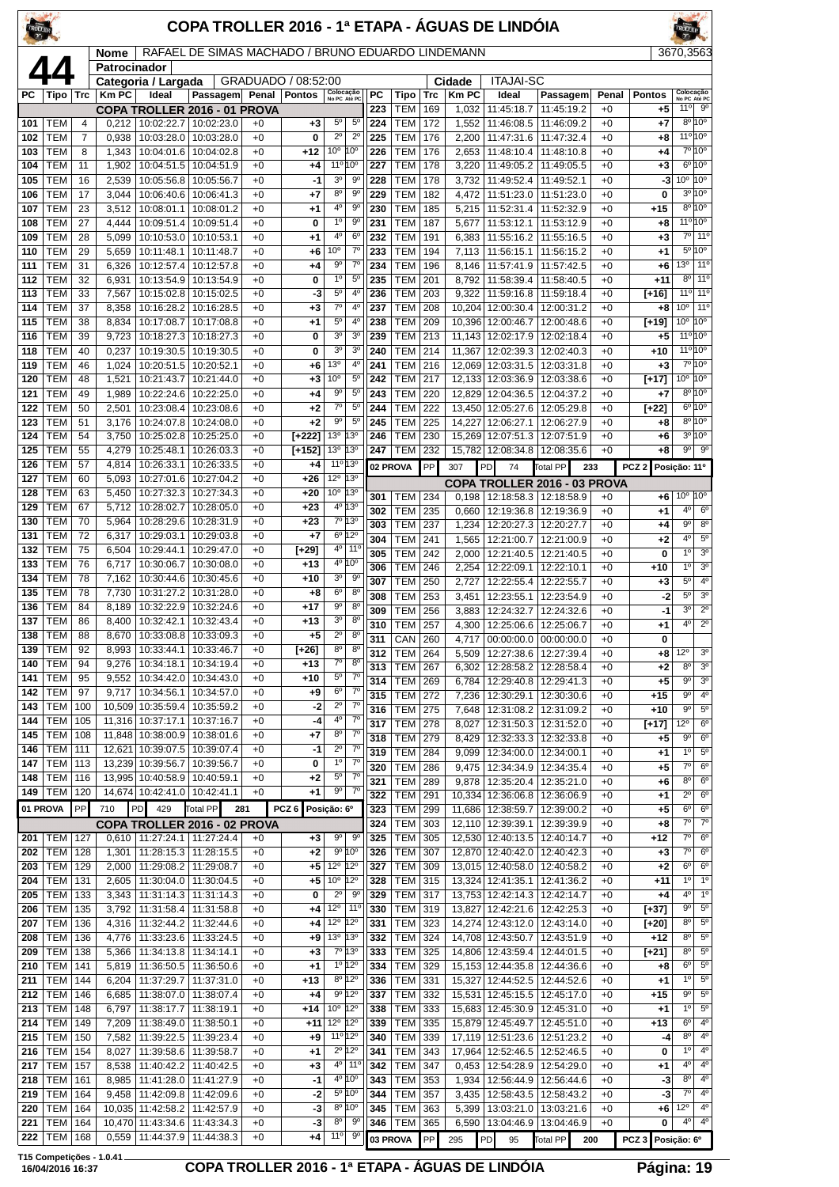# COPA TROLLER 2016 - 1ª ETAPA - ÁGUAS DE LINDÓIA

**44**

| Nome | RAFAEL DE SIMAS MACHADO / BRUNO EDUARDO LINDEMANN | 3670,3563 |
|---|---|---|
| Patrocinador | | |
| Categoria / Largada | GRADUADO / 08:52:00 | Cidade: ITAJAI-SC |

## COPA TROLLER 2016 - 01 PROVA

| PC | Tipo | Trc | Km PC | Ideal | Passagem | Penal | Pontos | Colocação No PC | Colocação Até PC |
|---|---|---|---|---|---|---|---|---|---|
| 101 | TEM | 4 | 0,212 | 10:02:22.7 | 10:02:23.0 | +0 | +3 | 5º | 5º |
| 102 | TEM | 7 | 0,938 | 10:03:28.0 | 10:03:28.0 | +0 | 0 | 2º | 2º |
| 103 | TEM | 8 | 1,343 | 10:04:01.6 | 10:04:02.8 | +0 | +12 | 10º | 10º |
| 104 | TEM | 11 | 1,902 | 10:04:51.5 | 10:04:51.9 | +0 | +4 | 11º | 10º |
| 105 | TEM | 16 | 2,539 | 10:05:56.8 | 10:05:56.7 | +0 | -1 | 3º | 9º |
| 106 | TEM | 17 | 3,044 | 10:06:40.6 | 10:06:41.3 | +0 | +7 | 8º | 9º |
| 107 | TEM | 23 | 3,512 | 10:08:01.1 | 10:08:01.2 | +0 | +1 | 4º | 9º |
| 108 | TEM | 27 | 4,444 | 10:09:51.4 | 10:09:51.4 | +0 | 0 | 1º | 9º |
| 109 | TEM | 28 | 5,099 | 10:10:53.0 | 10:10:53.1 | +0 | +1 | 4º | 6º |
| 110 | TEM | 29 | 5,659 | 10:11:48.1 | 10:11:48.7 | +0 | +6 | 10º | 7º |
| 111 | TEM | 31 | 6,326 | 10:12:57.4 | 10:12:57.8 | +0 | +4 | 9º | 7º |
| 112 | TEM | 32 | 6,931 | 10:13:54.9 | 10:13:54.9 | +0 | 0 | 1º | 5º |
| 113 | TEM | 33 | 7,567 | 10:15:02.8 | 10:15:02.5 | +0 | -3 | 5º | 4º |
| 114 | TEM | 37 | 8,358 | 10:16:28.2 | 10:16:28.5 | +0 | +3 | 7º | 4º |
| 115 | TEM | 38 | 8,834 | 10:17:08.7 | 10:17:08.8 | +0 | +1 | 5º | 4º |
| 116 | TEM | 39 | 9,723 | 10:18:27.3 | 10:18:27.3 | +0 | 0 | 3º | 3º |
| 118 | TEM | 40 | 0,237 | 10:19:30.5 | 10:19:30.5 | +0 | 0 | 3º | 3º |
| 119 | TEM | 46 | 1,024 | 10:20:51.5 | 10:20:52.1 | +0 | +6 | 13º | 4º |
| 120 | TEM | 48 | 1,521 | 10:21:43.7 | 10:21:44.0 | +0 | +3 | 10º | 5º |
| 121 | TEM | 49 | 1,989 | 10:22:24.6 | 10:22:25.0 | +0 | +4 | 9º | 5º |
| 122 | TEM | 50 | 2,501 | 10:23:08.4 | 10:23:08.6 | +0 | +2 | 7º | 5º |
| 123 | TEM | 51 | 3,176 | 10:24:07.8 | 10:24:08.0 | +0 | +2 | 9º | 5º |
| 124 | TEM | 54 | 3,750 | 10:25:02.8 | 10:25:25.0 | +0 | [+222] | 13º | 13º |
| 125 | TEM | 55 | 4,279 | 10:25:48.1 | 10:26:03.3 | +0 | [+152] | 13º | 13º |
| 126 | TEM | 57 | 4,814 | 10:26:33.1 | 10:26:33.5 | +0 | +4 | 11º | 13º |
| 127 | TEM | 60 | 5,093 | 10:27:01.6 | 10:27:04.2 | +0 | +26 | 12º | 13º |
| 128 | TEM | 63 | 5,450 | 10:27:32.3 | 10:27:34.3 | +0 | +20 | 10º | 13º |
| 129 | TEM | 67 | 5,712 | 10:28:02.7 | 10:28:05.0 | +0 | +23 | 4º | 13º |
| 130 | TEM | 70 | 5,964 | 10:28:29.6 | 10:28:31.9 | +0 | +23 | 7º | 13º |
| 131 | TEM | 72 | 6,317 | 10:29:03.1 | 10:29:03.8 | +0 | +7 | 6º | 12º |
| 132 | TEM | 75 | 6,504 | 10:29:44.1 | 10:29:47.0 | +0 | [+29] | 4º | 11º |
| 133 | TEM | 76 | 6,717 | 10:30:06.7 | 10:30:08.0 | +0 | +13 | 4º | 10º |
| 134 | TEM | 78 | 7,162 | 10:30:44.6 | 10:30:45.6 | +0 | +10 | 3º | 9º |
| 135 | TEM | 78 | 7,730 | 10:31:27.2 | 10:31:28.0 | +0 | +8 | 6º | 8º |
| 136 | TEM | 84 | 8,189 | 10:32:22.9 | 10:32:24.6 | +0 | +17 | 9º | 8º |
| 137 | TEM | 86 | 8,400 | 10:32:42.1 | 10:32:43.4 | +0 | +13 | 3º | 8º |
| 138 | TEM | 88 | 8,670 | 10:33:08.8 | 10:33:09.3 | +0 | +5 | 2º | 8º |
| 139 | TEM | 92 | 8,993 | 10:33:44.1 | 10:33:46.7 | +0 | [+26] | 8º | 8º |
| 140 | TEM | 94 | 9,276 | 10:34:18.1 | 10:34:19.4 | +0 | +13 | 7º | 8º |
| 141 | TEM | 95 | 9,552 | 10:34:42.0 | 10:34:43.0 | +0 | +10 | 5º | 7º |
| 142 | TEM | 97 | 9,717 | 10:34:56.1 | 10:34:57.0 | +0 | +9 | 6º | 7º |
| 143 | TEM | 100 | 10,509 | 10:35:59.4 | 10:35:59.2 | +0 | -2 | 2º | 7º |
| 144 | TEM | 105 | 11,316 | 10:37:17.1 | 10:37:16.7 | +0 | -4 | 4º | 7º |
| 145 | TEM | 108 | 11,848 | 10:38:00.9 | 10:38:01.6 | +0 | +7 | 8º | 7º |
| 146 | TEM | 111 | 12,621 | 10:39:07.5 | 10:39:07.4 | +0 | -1 | 2º | 7º |
| 147 | TEM | 113 | 13,239 | 10:39:56.7 | 10:39:56.7 | +0 | 0 | 1º | 7º |
| 148 | TEM | 116 | 13,995 | 10:40:58.9 | 10:40:59.1 | +0 | +2 | 5º | 7º |
| 149 | TEM | 120 | 14,674 | 10:42:41.0 | 10:42:41.1 | +0 | +1 | 9º | 7º |

01 PROVA — PP: 710 — PD: 429 — Total PP: 281 — PCZ 6 — Posição: 6º

## COPA TROLLER 2016 - 02 PROVA

| PC | Tipo | Trc | Km PC | Ideal | Passagem | Penal | Pontos | Colocação No PC | Colocação Até PC |
|---|---|---|---|---|---|---|---|---|---|
| 201 | TEM | 127 | 0,610 | 11:27:24.1 | 11:27:24.4 | +0 | +3 | 9º | 9º |
| 202 | TEM | 128 | 1,301 | 11:28:15.3 | 11:28:15.5 | +0 | +2 | 9º | 10º |
| 203 | TEM | 129 | 2,000 | 11:29:08.2 | 11:29:08.7 | +0 | +5 | 12º | 12º |
| 204 | TEM | 131 | 2,605 | 11:30:04.0 | 11:30:04.5 | +0 | +5 | 10º | 12º |
| 205 | TEM | 133 | 3,343 | 11:31:14.3 | 11:31:14.3 | +0 | 0 | 2º | 9º |
| 206 | TEM | 135 | 3,792 | 11:31:58.4 | 11:31:58.8 | +0 | +4 | 12º | 11º |
| 207 | TEM | 136 | 4,316 | 11:32:44.2 | 11:32:44.6 | +0 | +4 | 12º | 12º |
| 208 | TEM | 136 | 4,776 | 11:33:23.6 | 11:33:24.5 | +0 | +9 | 13º | 13º |
| 209 | TEM | 138 | 5,366 | 11:34:13.8 | 11:34:14.1 | +0 | +3 | 7º | 13º |
| 210 | TEM | 141 | 5,819 | 11:36:50.5 | 11:36:50.6 | +0 | +1 | 1º | 12º |
| 211 | TEM | 144 | 6,204 | 11:37:29.7 | 11:37:31.0 | +0 | +13 | 8º | 12º |
| 212 | TEM | 146 | 6,685 | 11:38:07.0 | 11:38:07.4 | +0 | +4 | 9º | 12º |
| 213 | TEM | 148 | 6,797 | 11:38:17.7 | 11:38:19.1 | +0 | +14 | 10º | 12º |
| 214 | TEM | 149 | 7,209 | 11:38:49.0 | 11:38:50.1 | +0 | +11 | 12º | 12º |
| 215 | TEM | 150 | 7,582 | 11:39:22.5 | 11:39:23.4 | +0 | +9 | 11º | 12º |
| 216 | TEM | 154 | 8,027 | 11:39:58.6 | 11:39:58.7 | +0 | +1 | 2º | 12º |
| 217 | TEM | 157 | 8,538 | 11:40:42.2 | 11:40:42.5 | +0 | +3 | 4º | 11º |
| 218 | TEM | 161 | 8,985 | 11:41:28.0 | 11:41:27.9 | +0 | -1 | 4º | 10º |
| 219 | TEM | 164 | 9,458 | 11:42:09.8 | 11:42:09.6 | +0 | -2 | 5º | 10º |
| 220 | TEM | 164 | 10,035 | 11:42:58.2 | 11:42:57.9 | +0 | -3 | 8º | 10º |
| 221 | TEM | 164 | 10,470 | 11:43:34.6 | 11:43:34.3 | +0 | -3 | 8º | 9º |
| 222 | TEM | 168 | 0,559 | 11:44:37.9 | 11:44:38.3 | +0 | +4 | 11º | 9º |
| 223 | TEM | 169 | 1,032 | 11:45:18.7 | 11:45:19.2 | +0 | +5 | 11º | 9º |
| 224 | TEM | 172 | 1,552 | 11:46:08.5 | 11:46:09.2 | +0 | +7 | 8º | 10º |
| 225 | TEM | 176 | 2,200 | 11:47:31.6 | 11:47:32.4 | +0 | +8 | 11º | 10º |
| 226 | TEM | 176 | 2,653 | 11:48:10.4 | 11:48:10.8 | +0 | +4 | 7º | 10º |
| 227 | TEM | 178 | 3,220 | 11:49:05.2 | 11:49:05.5 | +0 | +3 | 6º | 10º |
| 228 | TEM | 178 | 3,732 | 11:49:52.4 | 11:49:52.1 | +0 | -3 | 10º | 10º |
| 229 | TEM | 182 | 4,472 | 11:51:23.0 | 11:51:23.0 | +0 | 0 | 3º | 10º |
| 230 | TEM | 185 | 5,215 | 11:52:31.4 | 11:52:32.9 | +0 | +15 | 8º | 10º |
| 231 | TEM | 187 | 5,677 | 11:53:12.1 | 11:53:12.9 | +0 | +8 | 11º | 10º |
| 232 | TEM | 191 | 6,383 | 11:55:16.2 | 11:55:16.5 | +0 | +3 | 7º | 11º |
| 233 | TEM | 194 | 7,113 | 11:56:15.1 | 11:56:15.2 | +0 | +1 | 5º | 10º |
| 234 | TEM | 196 | 8,146 | 11:57:41.9 | 11:57:42.5 | +0 | +6 | 13º | 11º |
| 235 | TEM | 201 | 8,792 | 11:58:39.4 | 11:58:40.5 | +0 | +11 | 8º | 11º |
| 236 | TEM | 203 | 9,322 | 11:59:16.8 | 11:59:18.4 | +0 | [+16] | 11º | 11º |
| 237 | TEM | 208 | 10,204 | 12:00:30.4 | 12:00:31.2 | +0 | +8 | 10º | 11º |
| 238 | TEM | 209 | 10,396 | 12:00:46.7 | 12:00:48.6 | +0 | [+19] | 10º | 10º |
| 239 | TEM | 213 | 11,143 | 12:02:17.9 | 12:02:18.4 | +0 | +5 | 11º | 10º |
| 240 | TEM | 214 | 11,367 | 12:02:39.3 | 12:02:40.3 | +0 | +10 | 11º | 10º |
| 241 | TEM | 216 | 12,069 | 12:03:31.5 | 12:03:31.8 | +0 | +3 | 7º | 10º |
| 242 | TEM | 217 | 12,133 | 12:03:36.9 | 12:03:38.6 | +0 | [+17] | 10º | 10º |
| 243 | TEM | 220 | 12,829 | 12:04:36.5 | 12:04:37.2 | +0 | +7 | 8º | 10º |
| 244 | TEM | 222 | 13,450 | 12:05:27.6 | 12:05:29.8 | +0 | [+22] | 6º | 10º |
| 245 | TEM | 225 | 14,227 | 12:06:27.1 | 12:06:27.9 | +0 | +8 | 8º | 10º |
| 246 | TEM | 230 | 15,269 | 12:07:51.3 | 12:07:51.9 | +0 | +6 | 3º | 10º |
| 247 | TEM | 232 | 15,782 | 12:08:34.8 | 12:08:35.6 | +0 | +8 | 9º | 9º |

02 PROVA — PP: 307 — PD: 74 — Total PP: 233 — PCZ 2 — Posição: 11º

## COPA TROLLER 2016 - 03 PROVA

| PC | Tipo | Trc | Km PC | Ideal | Passagem | Penal | Pontos | Colocação No PC | Colocação Até PC |
|---|---|---|---|---|---|---|---|---|---|
| 301 | TEM | 234 | 0,198 | 12:18:58.3 | 12:18:58.9 | +0 | +6 | 10º | 10º |
| 302 | TEM | 235 | 0,660 | 12:19:36.8 | 12:19:36.9 | +0 | +1 | 4º | 6º |
| 303 | TEM | 237 | 1,234 | 12:20:27.3 | 12:20:27.7 | +0 | +4 | 9º | 8º |
| 304 | TEM | 241 | 1,565 | 12:21:00.7 | 12:21:00.9 | +0 | +2 | 4º | 5º |
| 305 | TEM | 242 | 2,000 | 12:21:40.5 | 12:21:40.5 | +0 | 0 | 1º | 3º |
| 306 | TEM | 246 | 2,254 | 12:22:09.1 | 12:22:10.1 | +0 | +10 | 1º | 3º |
| 307 | TEM | 250 | 2,727 | 12:22:55.4 | 12:22:55.7 | +0 | +3 | 5º | 4º |
| 308 | TEM | 253 | 3,451 | 12:23:55.1 | 12:23:54.9 | +0 | -2 | 5º | 3º |
| 309 | TEM | 256 | 3,883 | 12:24:32.7 | 12:24:32.6 | +0 | -1 | 3º | 2º |
| 310 | TEM | 257 | 4,300 | 12:25:06.6 | 12:25:06.7 | +0 | +1 | 4º | 2º |
| 311 | CAN | 260 | 4,717 | 00:00:00.0 | 00:00:00.0 | +0 | 0 | | |
| 312 | TEM | 264 | 5,509 | 12:27:38.6 | 12:27:39.4 | +0 | +8 | 12º | 3º |
| 313 | TEM | 267 | 6,302 | 12:28:58.2 | 12:28:58.4 | +0 | +2 | 8º | 3º |
| 314 | TEM | 269 | 6,784 | 12:29:40.8 | 12:29:41.3 | +0 | +5 | 9º | 3º |
| 315 | TEM | 272 | 7,236 | 12:30:29.1 | 12:30:30.6 | +0 | +15 | 9º | 4º |
| 316 | TEM | 275 | 7,648 | 12:31:08.2 | 12:31:09.2 | +0 | +10 | 9º | 5º |
| 317 | TEM | 278 | 8,027 | 12:31:50.3 | 12:31:52.0 | +0 | [+17] | 12º | 6º |
| 318 | TEM | 279 | 8,429 | 12:32:33.3 | 12:32:33.8 | +0 | +5 | 9º | 6º |
| 319 | TEM | 284 | 9,099 | 12:34:00.0 | 12:34:00.1 | +0 | +1 | 1º | 5º |
| 320 | TEM | 286 | 9,475 | 12:34:34.9 | 12:34:35.4 | +0 | +5 | 7º | 6º |
| 321 | TEM | 289 | 9,878 | 12:35:20.4 | 12:35:21.0 | +0 | +6 | 8º | 6º |
| 322 | TEM | 291 | 10,334 | 12:36:06.8 | 12:36:06.9 | +0 | +1 | 2º | 6º |
| 323 | TEM | 299 | 11,686 | 12:38:59.7 | 12:39:00.2 | +0 | +5 | 6º | 6º |
| 324 | TEM | 303 | 12,110 | 12:39:39.1 | 12:39:39.9 | +0 | +8 | 7º | 7º |
| 325 | TEM | 305 | 12,530 | 12:40:13.5 | 12:40:14.7 | +0 | +12 | 7º | 6º |
| 326 | TEM | 307 | 12,870 | 12:40:42.0 | 12:40:42.3 | +0 | +3 | 7º | 6º |
| 327 | TEM | 309 | 13,015 | 12:40:58.0 | 12:40:58.2 | +0 | +2 | 6º | 6º |
| 328 | TEM | 315 | 13,324 | 12:41:35.1 | 12:41:36.2 | +0 | +11 | 1º | 1º |
| 329 | TEM | 317 | 13,753 | 12:42:14.3 | 12:42:14.7 | +0 | +4 | 4º | 1º |
| 330 | TEM | 319 | 13,827 | 12:42:21.6 | 12:42:25.3 | +0 | [+37] | 9º | 5º |
| 331 | TEM | 323 | 14,274 | 12:43:12.0 | 12:43:14.0 | +0 | [+20] | 8º | 5º |
| 332 | TEM | 324 | 14,708 | 12:43:50.7 | 12:43:51.9 | +0 | +12 | 8º | 5º |
| 333 | TEM | 325 | 14,806 | 12:43:59.4 | 12:44:01.5 | +0 | [+21] | 8º | 5º |
| 334 | TEM | 329 | 15,153 | 12:44:35.8 | 12:44:36.6 | +0 | +8 | 6º | 5º |
| 336 | TEM | 331 | 15,327 | 12:44:52.5 | 12:44:52.6 | +0 | +1 | 1º | 5º |
| 337 | TEM | 332 | 15,531 | 12:45:15.5 | 12:45:17.0 | +0 | +15 | 9º | 5º |
| 338 | TEM | 333 | 15,683 | 12:45:30.9 | 12:45:31.0 | +0 | +1 | 1º | 5º |
| 339 | TEM | 335 | 15,879 | 12:45:49.7 | 12:45:51.0 | +0 | +13 | 6º | 4º |
| 340 | TEM | 339 | 17,119 | 12:51:23.6 | 12:51:23.2 | +0 | -4 | 8º | 4º |
| 341 | TEM | 343 | 17,964 | 12:52:46.5 | 12:52:46.5 | +0 | 0 | 1º | 4º |
| 342 | TEM | 347 | 0,453 | 12:54:28.9 | 12:54:29.0 | +0 | +1 | 4º | 4º |
| 343 | TEM | 353 | 1,934 | 12:56:44.9 | 12:56:44.6 | +0 | -3 | 8º | 4º |
| 344 | TEM | 357 | 3,435 | 12:58:43.5 | 12:58:43.2 | +0 | -3 | 7º | 4º |
| 345 | TEM | 363 | 5,399 | 13:03:21.0 | 13:03:21.6 | +0 | +6 | 12º | 4º |
| 346 | TEM | 365 | 6,590 | 13:04:46.9 | 13:04:46.9 | +0 | 0 | 4º | 4º |

03 PROVA — PP: 295 — PD: 95 — Total PP: 200 — PCZ 3 — Posição: 6º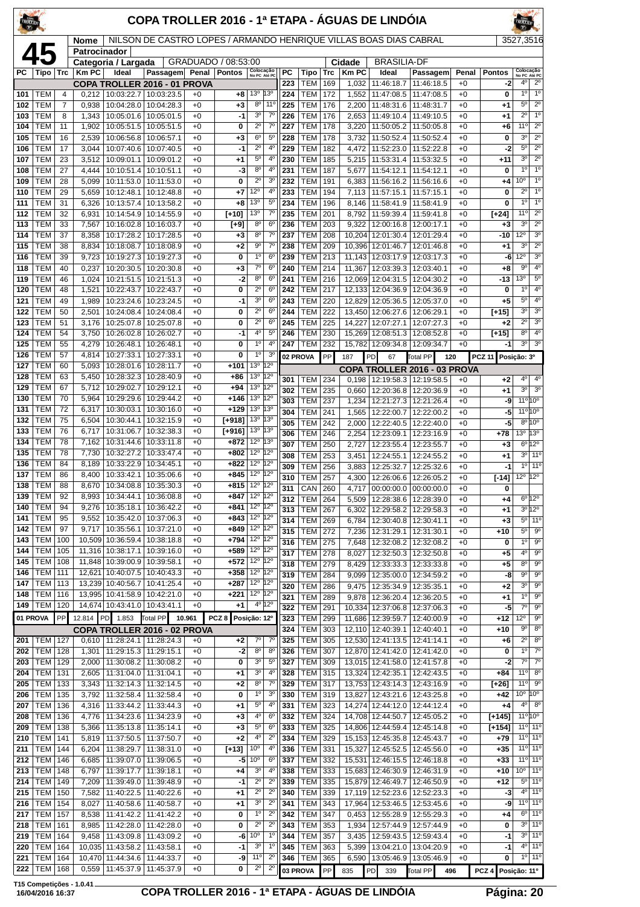# COPA TROLLER 2016 - 1ª ETAPA - ÁGUAS DE LINDÓIA

**45**

| Nome | NILSON DE CASTRO LOPES / ARMANDO HENRIQUE VILLAS BOAS DIAS CABRAL | 3527,3516 |
|---|---|---|
| Patrocinador | | |
| Categoria / Largada | GRADUADO / 08:53:00 | Cidade: BRASILIA-DF |

| PC | Tipo | Trc | Km PC | Ideal | Passagem | Penal | Pontos | Colocação No PC | Colocação Até PC |
|---|---|---|---|---|---|---|---|---|---|
| **COPA TROLLER 2016 - 01 PROVA** | | | | | | | | | |
| 101 | TEM | 4 | 0,212 | 10:03:22.7 | 10:03:23.5 | +0 | +8 | 13º | 13º |
| 102 | TEM | 7 | 0,938 | 10:04:28.0 | 10:04:28.3 | +0 | +3 | 8º | 11º |
| 103 | TEM | 8 | 1,343 | 10:05:01.6 | 10:05:01.5 | +0 | -1 | 3º | 7º |
| 104 | TEM | 11 | 1,902 | 10:05:51.5 | 10:05:51.5 | +0 | 0 | 2º | 7º |
| 105 | TEM | 16 | 2,539 | 10:06:56.8 | 10:06:57.1 | +0 | +3 | 6º | 5º |
| 106 | TEM | 17 | 3,044 | 10:07:40.6 | 10:07:40.5 | +0 | -1 | 2º | 4º |
| 107 | TEM | 23 | 3,512 | 10:09:01.1 | 10:09:01.2 | +0 | +1 | 5º | 4º |
| 108 | TEM | 27 | 4,444 | 10:10:51.4 | 10:10:51.1 | +0 | -3 | 8º | 4º |
| 109 | TEM | 28 | 5,099 | 10:11:53.0 | 10:11:53.0 | +0 | 0 | 2º | 3º |
| 110 | TEM | 29 | 5,659 | 10:12:48.1 | 10:12:48.8 | +0 | +7 | 12º | 4º |
| 111 | TEM | 31 | 6,326 | 10:13:57.4 | 10:13:58.2 | +0 | +8 | 13º | 5º |
| 112 | TEM | 32 | 6,931 | 10:14:54.9 | 10:14:55.9 | +0 | [+10] | 13º | 7º |
| 113 | TEM | 33 | 7,567 | 10:16:02.8 | 10:16:03.7 | +0 | [+9] | 8º | 6º |
| 114 | TEM | 37 | 8,358 | 10:17:28.2 | 10:17:28.5 | +0 | +3 | 8º | 7º |
| 115 | TEM | 38 | 8,834 | 10:18:08.7 | 10:18:08.9 | +0 | +2 | 9º | 7º |
| 116 | TEM | 39 | 9,723 | 10:19:27.3 | 10:19:27.3 | +0 | 0 | 1º | 6º |
| 118 | TEM | 40 | 0,237 | 10:20:30.5 | 10:20:30.8 | +0 | +3 | 7º | 6º |
| 119 | TEM | 46 | 1,024 | 10:21:51.5 | 10:21:51.3 | +0 | -2 | 8º | 6º |
| 120 | TEM | 48 | 1,521 | 10:22:43.7 | 10:22:43.7 | +0 | 0 | 2º | 6º |
| 121 | TEM | 49 | 1,989 | 10:23:24.6 | 10:23:24.5 | +0 | -1 | 3º | 6º |
| 122 | TEM | 50 | 2,501 | 10:24:08.4 | 10:24:08.4 | +0 | 0 | 2º | 6º |
| 123 | TEM | 51 | 3,176 | 10:25:07.8 | 10:25:07.8 | +0 | 0 | 2º | 6º |
| 124 | TEM | 54 | 3,750 | 10:26:02.8 | 10:26:02.7 | +0 | -1 | 4º | 5º |
| 125 | TEM | 55 | 4,279 | 10:26:48.1 | 10:26:48.1 | +0 | 0 | 1º | 4º |
| 126 | TEM | 57 | 4,814 | 10:27:33.1 | 10:27:33.1 | +0 | 0 | 1º | 3º |
| 127 | TEM | 60 | 5,093 | 10:28:01.6 | 10:28:11.7 | +0 | +101 | 13º | 12º |
| 128 | TEM | 63 | 5,450 | 10:28:32.3 | 10:28:40.9 | +0 | +86 | 13º | 12º |
| 129 | TEM | 67 | 5,712 | 10:29:02.7 | 10:29:12.1 | +0 | +94 | 13º | 12º |
| 130 | TEM | 70 | 5,964 | 10:29:29.6 | 10:29:44.2 | +0 | +146 | 13º | 12º |
| 131 | TEM | 72 | 6,317 | 10:30:03.1 | 10:30:16.0 | +0 | +129 | 13º | 13º |
| 132 | TEM | 75 | 6,504 | 10:30:44.1 | 10:32:15.9 | +0 | [+918] | 13º | 13º |
| 133 | TEM | 76 | 6,717 | 10:31:06.7 | 10:32:38.3 | +0 | [+916] | 13º | 13º |
| 134 | TEM | 78 | 7,162 | 10:31:44.6 | 10:33:11.8 | +0 | +872 | 12º | 13º |
| 135 | TEM | 78 | 7,730 | 10:32:27.2 | 10:33:47.4 | +0 | +802 | 12º | 12º |
| 136 | TEM | 84 | 8,189 | 10:33:22.9 | 10:34:45.1 | +0 | +822 | 12º | 12º |
| 137 | TEM | 86 | 8,400 | 10:33:42.1 | 10:35:06.6 | +0 | +845 | 12º | 12º |
| 138 | TEM | 88 | 8,670 | 10:34:08.8 | 10:35:30.3 | +0 | +815 | 12º | 12º |
| 139 | TEM | 92 | 8,993 | 10:34:44.1 | 10:36:08.8 | +0 | +847 | 12º | 12º |
| 140 | TEM | 94 | 9,276 | 10:35:18.1 | 10:36:42.2 | +0 | +841 | 12º | 12º |
| 141 | TEM | 95 | 9,552 | 10:35:42.0 | 10:37:06.3 | +0 | +843 | 12º | 12º |
| 142 | TEM | 97 | 9,717 | 10:35:56.1 | 10:37:21.0 | +0 | +849 | 12º | 12º |
| 143 | TEM | 100 | 10,509 | 10:36:59.4 | 10:38:18.8 | +0 | +794 | 12º | 12º |
| 144 | TEM | 105 | 11,316 | 10:38:17.1 | 10:39:16.0 | +0 | +589 | 12º | 12º |
| 145 | TEM | 108 | 11,848 | 10:39:00.9 | 10:39:58.1 | +0 | +572 | 12º | 12º |
| 146 | TEM | 111 | 12,621 | 10:40:07.5 | 10:40:43.3 | +0 | +358 | 12º | 12º |
| 147 | TEM | 113 | 13,239 | 10:40:56.7 | 10:41:25.4 | +0 | +287 | 12º | 12º |
| 148 | TEM | 116 | 13,995 | 10:41:58.9 | 10:42:21.0 | +0 | +221 | 12º | 12º |
| 149 | TEM | 120 | 14,674 | 10:43:41.0 | 10:43:41.1 | +0 | +1 | 4º | 12º |
| 01 PROVA | PP | 12.814 | PD 1.853 | Total PP 10.961 | | | PCZ 8 | Posição: 12º | |
| **COPA TROLLER 2016 - 02 PROVA** | | | | | | | | | |
| 201 | TEM | 127 | 0,610 | 11:28:24.1 | 11:28:24.3 | +0 | +2 | 7º | 7º |
| 202 | TEM | 128 | 1,301 | 11:29:15.3 | 11:29:15.1 | +0 | -2 | 8º | 8º |
| 203 | TEM | 129 | 2,000 | 11:30:08.2 | 11:30:08.2 | +0 | 0 | 3º | 5º |
| 204 | TEM | 131 | 2,605 | 11:31:04.0 | 11:31:04.1 | +0 | +1 | 3º | 4º |
| 205 | TEM | 133 | 3,343 | 11:32:14.3 | 11:32:14.5 | +0 | +2 | 8º | 7º |
| 206 | TEM | 135 | 3,792 | 11:32:58.4 | 11:32:58.4 | +0 | 0 | 1º | 3º |
| 207 | TEM | 136 | 4,316 | 11:33:44.2 | 11:33:44.3 | +0 | +1 | 5º | 4º |
| 208 | TEM | 136 | 4,776 | 11:34:23.6 | 11:34:23.9 | +0 | +3 | 4º | 6º |
| 209 | TEM | 138 | 5,366 | 11:35:13.8 | 11:35:14.1 | +0 | +3 | 5º | 6º |
| 210 | TEM | 141 | 5,819 | 11:37:50.5 | 11:37:50.7 | +0 | +2 | 4º | 2º |
| 211 | TEM | 144 | 6,204 | 11:38:29.7 | 11:38:31.0 | +0 | [+13] | 10º | 4º |
| 212 | TEM | 146 | 6,685 | 11:39:07.0 | 11:39:06.5 | +0 | -5 | 10º | 6º |
| 213 | TEM | 148 | 6,797 | 11:39:17.7 | 11:39:18.1 | +0 | +4 | 3º | 4º |
| 214 | TEM | 149 | 7,209 | 11:39:49.0 | 11:39:48.9 | +0 | -1 | 2º | 2º |
| 215 | TEM | 150 | 7,582 | 11:40:22.5 | 11:40:22.6 | +0 | +1 | 2º | 2º |
| 216 | TEM | 154 | 8,027 | 11:40:58.6 | 11:40:58.7 | +0 | +1 | 3º | 2º |
| 217 | TEM | 157 | 8,538 | 11:41:42.2 | 11:41:42.2 | +0 | 0 | 1º | 2º |
| 218 | TEM | 161 | 8,985 | 11:42:28.0 | 11:42:28.0 | +0 | 0 | 2º | 2º |
| 219 | TEM | 164 | 9,458 | 11:43:09.8 | 11:43:09.2 | +0 | -6 | 10º | 1º |
| 220 | TEM | 164 | 10,035 | 11:43:58.2 | 11:43:58.1 | +0 | -1 | 3º | 1º |
| 221 | TEM | 164 | 10,470 | 11:44:34.6 | 11:44:33.7 | +0 | -9 | 11º | 2º |
| 222 | TEM | 168 | 0,559 | 11:45:37.9 | 11:45:37.9 | +0 | 0 | 2º | 2º |
| 223 | TEM | 169 | 1,032 | 11:46:18.7 | 11:46:18.5 | +0 | -2 | 4º | 2º |
| 224 | TEM | 172 | 1,552 | 11:47:08.5 | 11:47:08.5 | +0 | 0 | 1º | 1º |
| 225 | TEM | 176 | 2,200 | 11:48:31.6 | 11:48:31.7 | +0 | +1 | 5º | 2º |
| 226 | TEM | 176 | 2,653 | 11:49:10.4 | 11:49:10.5 | +0 | +1 | 2º | 1º |
| 227 | TEM | 178 | 3,220 | 11:50:05.2 | 11:50:05.8 | +0 | +6 | 11º | 2º |
| 228 | TEM | 178 | 3,732 | 11:50:52.4 | 11:50:52.4 | +0 | 0 | 3º | 2º |
| 229 | TEM | 182 | 4,472 | 11:52:23.0 | 11:52:22.8 | +0 | -2 | 5º | 2º |
| 230 | TEM | 185 | 5,215 | 11:53:31.4 | 11:53:32.5 | +0 | +11 | 3º | 2º |
| 231 | TEM | 187 | 5,677 | 11:54:12.1 | 11:54:12.1 | +0 | 0 | 1º | 1º |
| 232 | TEM | 191 | 6,383 | 11:56:16.2 | 11:56:16.6 | +0 | +4 | 10º | 1º |
| 233 | TEM | 194 | 7,113 | 11:57:15.1 | 11:57:15.1 | +0 | 0 | 2º | 1º |
| 234 | TEM | 196 | 8,146 | 11:58:41.9 | 11:58:41.9 | +0 | 0 | 1º | 1º |
| 235 | TEM | 201 | 8,792 | 11:59:39.4 | 11:59:41.8 | +0 | [+24] | 11º | 2º |
| 236 | TEM | 203 | 9,322 | 12:00:16.8 | 12:00:17.1 | +0 | +3 | 3º | 2º |
| 237 | TEM | 208 | 10,204 | 12:01:30.4 | 12:01:29.4 | +0 | -10 | 12º | 3º |
| 238 | TEM | 209 | 10,396 | 12:01:46.7 | 12:01:46.8 | +0 | +1 | 3º | 2º |
| 239 | TEM | 213 | 11,143 | 12:03:17.9 | 12:03:17.3 | +0 | -6 | 12º | 3º |
| 240 | TEM | 214 | 11,367 | 12:03:39.3 | 12:03:40.1 | +0 | +8 | 9º | 4º |
| 241 | TEM | 216 | 12,069 | 12:04:31.5 | 12:04:30.2 | +0 | -13 | 13º | 5º |
| 242 | TEM | 217 | 12,133 | 12:04:36.9 | 12:04:36.9 | +0 | 0 | 1º | 4º |
| 243 | TEM | 220 | 12,829 | 12:05:36.5 | 12:05:37.0 | +0 | +5 | 5º | 4º |
| 244 | TEM | 222 | 13,450 | 12:06:27.6 | 12:06:29.1 | +0 | [+15] | 3º | 3º |
| 245 | TEM | 225 | 14,227 | 12:07:27.1 | 12:07:27.3 | +0 | +2 | 2º | 3º |
| 246 | TEM | 230 | 15,269 | 12:08:51.3 | 12:08:52.8 | +0 | [+15] | 8º | 4º |
| 247 | TEM | 232 | 15,782 | 12:09:34.8 | 12:09:34.7 | +0 | -1 | 3º | 3º |
| 02 PROVA | PP | 187 | PD 67 | Total PP 120 | | | PCZ 11 | Posição: 3º | |
| **COPA TROLLER 2016 - 03 PROVA** | | | | | | | | | |
| 301 | TEM | 234 | 0,198 | 12:19:58.3 | 12:19:58.5 | +0 | +2 | 4º | 4º |
| 302 | TEM | 235 | 0,660 | 12:20:36.8 | 12:20:36.9 | +0 | +1 | 3º | 3º |
| 303 | TEM | 237 | 1,234 | 12:21:27.3 | 12:21:26.4 | +0 | -9 | 11º | 10º |
| 304 | TEM | 241 | 1,565 | 12:22:00.7 | 12:22:00.2 | +0 | -5 | 11º | 10º |
| 305 | TEM | 242 | 2,000 | 12:22:40.5 | 12:22:40.0 | +0 | -5 | 8º | 10º |
| 306 | TEM | 246 | 2,254 | 12:23:09.1 | 12:23:16.9 | +0 | +78 | 13º | 13º |
| 307 | TEM | 250 | 2,727 | 12:23:55.4 | 12:23:55.7 | +0 | +3 | 6º | 12º |
| 308 | TEM | 253 | 3,451 | 12:24:55.1 | 12:24:55.2 | +0 | +1 | 3º | 11º |
| 309 | TEM | 256 | 3,883 | 12:25:32.7 | 12:25:32.6 | +0 | -1 | 1º | 11º |
| 310 | TEM | 257 | 4,300 | 12:26:06.6 | 12:26:05.2 | +0 | [-14] | 12º | 12º |
| 311 | CAN | 260 | 4,717 | 00:00:00.0 | 00:00:00.0 | +0 | 0 | | |
| 312 | TEM | 264 | 5,509 | 12:28:38.6 | 12:28:39.0 | +0 | +4 | 6º | 12º |
| 313 | TEM | 267 | 6,302 | 12:29:58.2 | 12:29:58.3 | +0 | +1 | 3º | 12º |
| 314 | TEM | 269 | 6,784 | 12:30:40.8 | 12:30:41.1 | +0 | +3 | 5º | 11º |
| 315 | TEM | 272 | 7,236 | 12:31:29.1 | 12:31:30.1 | +0 | +10 | 5º | 9º |
| 316 | TEM | 275 | 7,648 | 12:32:08.2 | 12:32:08.2 | +0 | 0 | 1º | 9º |
| 317 | TEM | 278 | 8,027 | 12:32:50.3 | 12:32:50.8 | +0 | +5 | 4º | 9º |
| 318 | TEM | 279 | 8,429 | 12:33:33.3 | 12:33:33.8 | +0 | +5 | 8º | 9º |
| 319 | TEM | 284 | 9,099 | 12:35:00.0 | 12:34:59.2 | +0 | -8 | 9º | 9º |
| 320 | TEM | 286 | 9,475 | 12:35:34.9 | 12:35:35.1 | +0 | +2 | 3º | 9º |
| 321 | TEM | 289 | 9,878 | 12:36:20.4 | 12:36:20.5 | +0 | +1 | 1º | 9º |
| 322 | TEM | 291 | 10,334 | 12:37:06.8 | 12:37:06.3 | +0 | -5 | 7º | 9º |
| 323 | TEM | 299 | 11,686 | 12:39:59.7 | 12:40:00.9 | +0 | +12 | 12º | 9º |
| 324 | TEM | 303 | 12,110 | 12:40:39.1 | 12:40:40.1 | +0 | +10 | 9º | 8º |
| 325 | TEM | 305 | 12,530 | 12:41:13.5 | 12:41:14.1 | +0 | +6 | 2º | 8º |
| 326 | TEM | 307 | 12,870 | 12:41:42.0 | 12:41:42.0 | +0 | 0 | 1º | 7º |
| 327 | TEM | 309 | 13,015 | 12:41:58.0 | 12:41:57.8 | +0 | -2 | 7º | 7º |
| 328 | TEM | 315 | 13,324 | 12:42:35.1 | 12:42:43.5 | +0 | +84 | 11º | 8º |
| 329 | TEM | 317 | 13,753 | 12:43:14.3 | 12:43:16.9 | +0 | [+26] | 11º | 9º |
| 330 | TEM | 319 | 13,827 | 12:43:21.6 | 12:43:25.8 | +0 | +42 | 10º | 10º |
| 331 | TEM | 323 | 14,274 | 12:44:12.0 | 12:44:12.4 | +0 | +4 | 4º | 8º |
| 332 | TEM | 324 | 14,708 | 12:44:50.7 | 12:45:05.2 | +0 | [+145] | 11º | 10º |
| 333 | TEM | 325 | 14,806 | 12:44:59.4 | 12:45:14.8 | +0 | [+154] | 11º | 11º |
| 334 | TEM | 329 | 15,153 | 12:45:35.8 | 12:45:43.7 | +0 | +79 | 11º | 11º |
| 336 | TEM | 331 | 15,327 | 12:45:52.5 | 12:45:56.0 | +0 | +35 | 11º | 11º |
| 337 | TEM | 332 | 15,531 | 12:46:15.5 | 12:46:18.8 | +0 | +33 | 11º | 11º |
| 338 | TEM | 333 | 15,683 | 12:46:30.9 | 12:46:31.9 | +0 | +10 | 10º | 11º |
| 339 | TEM | 335 | 15,879 | 12:46:49.7 | 12:46:50.9 | +0 | +12 | 5º | 11º |
| 340 | TEM | 339 | 17,119 | 12:52:23.6 | 12:52:23.3 | +0 | -3 | 4º | 11º |
| 341 | TEM | 343 | 17,964 | 12:53:46.5 | 12:53:45.6 | +0 | -9 | 11º | 11º |
| 342 | TEM | 347 | 0,453 | 12:55:28.9 | 12:55:29.3 | +0 | +4 | 6º | 11º |
| 343 | TEM | 353 | 1,934 | 12:57:44.9 | 12:57:44.9 | +0 | 0 | 3º | 11º |
| 344 | TEM | 357 | 3,435 | 12:59:43.5 | 12:59:43.4 | +0 | -1 | 3º | 11º |
| 345 | TEM | 363 | 5,399 | 13:04:21.0 | 13:04:20.9 | +0 | -1 | 4º | 11º |
| 346 | TEM | 365 | 6,590 | 13:05:46.9 | 13:05:46.9 | +0 | 0 | 1º | 11º |
| 03 PROVA | PP | 835 | PD 339 | Total PP 496 | | | PCZ 4 | Posição: 11º | |

T15 Competições - 1.0.41
16/04/2016 16:37

COPA TROLLER 2016 - 1ª ETAPA - ÁGUAS DE LINDÓIA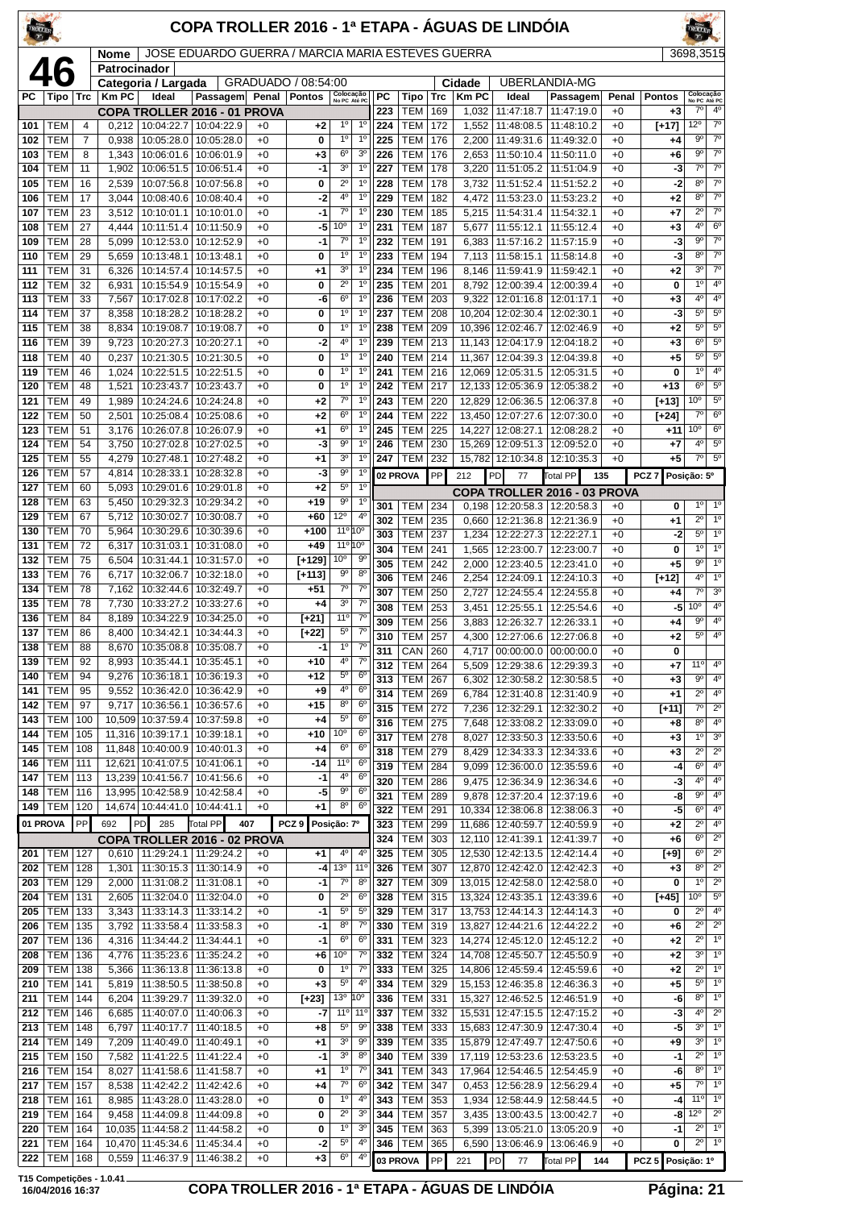# COPA TROLLER 2016 - 1ª ETAPA - ÁGUAS DE LINDÓIA

**46**

| Nome | JOSE EDUARDO GUERRA / MARCIA MARIA ESTEVES GUERRA | 3698,3515 |
|---|---|---|
| Patrocinador | | |
| Categoria / Largada | GRADUADO / 08:54:00 | Cidade: UBERLANDIA-MG |

## COPA TROLLER 2016 - 01 PROVA

| PC | Tipo | Trc | Km PC | Ideal | Passagem | Penal | Pontos | Colocação No PC | Colocação Até PC |
|---|---|---|---|---|---|---|---|---|---|
| 101 | TEM | 4 | 0,212 | 10:04:22.7 | 10:04:22.9 | +0 | +2 | 1º | 1º |
| 102 | TEM | 7 | 0,938 | 10:05:28.0 | 10:05:28.0 | +0 | 0 | 1º | 1º |
| 103 | TEM | 8 | 1,343 | 10:06:01.6 | 10:06:01.9 | +0 | +3 | 6º | 3º |
| 104 | TEM | 11 | 1,902 | 10:06:51.5 | 10:06:51.4 | +0 | -1 | 3º | 1º |
| 105 | TEM | 16 | 2,539 | 10:07:56.8 | 10:07:56.8 | +0 | 0 | 2º | 1º |
| 106 | TEM | 17 | 3,044 | 10:08:40.6 | 10:08:40.4 | +0 | -2 | 4º | 1º |
| 107 | TEM | 23 | 3,512 | 10:10:01.1 | 10:10:01.0 | +0 | -1 | 7º | 1º |
| 108 | TEM | 27 | 4,444 | 10:11:51.4 | 10:11:50.9 | +0 | -5 | 10º | 1º |
| 109 | TEM | 28 | 5,099 | 10:12:53.0 | 10:12:52.9 | +0 | -1 | 7º | 1º |
| 110 | TEM | 29 | 5,659 | 10:13:48.1 | 10:13:48.1 | +0 | 0 | 1º | 1º |
| 111 | TEM | 31 | 6,326 | 10:14:57.4 | 10:14:57.5 | +0 | +1 | 3º | 1º |
| 112 | TEM | 32 | 6,931 | 10:15:54.9 | 10:15:54.9 | +0 | 0 | 2º | 1º |
| 113 | TEM | 33 | 7,567 | 10:17:02.8 | 10:17:02.2 | +0 | -6 | 6º | 1º |
| 114 | TEM | 37 | 8,358 | 10:18:28.2 | 10:18:28.2 | +0 | 0 | 1º | 1º |
| 115 | TEM | 38 | 8,834 | 10:19:08.7 | 10:19:08.7 | +0 | 0 | 1º | 1º |
| 116 | TEM | 39 | 9,723 | 10:20:27.3 | 10:20:27.1 | +0 | -2 | 4º | 1º |
| 118 | TEM | 40 | 0,237 | 10:21:30.5 | 10:21:30.5 | +0 | 0 | 1º | 1º |
| 119 | TEM | 46 | 1,024 | 10:22:51.5 | 10:22:51.5 | +0 | 0 | 1º | 1º |
| 120 | TEM | 48 | 1,521 | 10:23:43.7 | 10:23:43.7 | +0 | 0 | 1º | 1º |
| 121 | TEM | 49 | 1,989 | 10:24:24.6 | 10:24:24.8 | +0 | +2 | 7º | 1º |
| 122 | TEM | 50 | 2,501 | 10:25:08.4 | 10:25:08.6 | +0 | +2 | 6º | 1º |
| 123 | TEM | 51 | 3,176 | 10:26:07.8 | 10:26:07.9 | +0 | +1 | 6º | 1º |
| 124 | TEM | 54 | 3,750 | 10:27:02.8 | 10:27:02.5 | +0 | -3 | 9º | 1º |
| 125 | TEM | 55 | 4,279 | 10:27:48.1 | 10:27:48.2 | +0 | +1 | 3º | 1º |
| 126 | TEM | 57 | 4,814 | 10:28:33.1 | 10:28:32.8 | +0 | -3 | 9º | 1º |
| 127 | TEM | 60 | 5,093 | 10:29:01.6 | 10:29:01.8 | +0 | +2 | 5º | 1º |
| 128 | TEM | 63 | 5,450 | 10:29:32.3 | 10:29:34.2 | +0 | +19 | 9º | 1º |
| 129 | TEM | 67 | 5,712 | 10:30:02.7 | 10:30:08.7 | +0 | +60 | 12º | 4º |
| 130 | TEM | 70 | 5,964 | 10:30:29.6 | 10:30:39.6 | +0 | +100 | 11º | 10º |
| 131 | TEM | 72 | 6,317 | 10:31:03.1 | 10:31:08.0 | +0 | +49 | 11º | 10º |
| 132 | TEM | 75 | 6,504 | 10:31:44.1 | 10:31:57.0 | +0 | [+129] | 10º | 9º |
| 133 | TEM | 76 | 6,717 | 10:32:06.7 | 10:32:18.0 | +0 | [+113] | 9º | 8º |
| 134 | TEM | 78 | 7,162 | 10:32:44.6 | 10:32:49.7 | +0 | +51 | 7º | 7º |
| 135 | TEM | 78 | 7,730 | 10:33:27.2 | 10:33:27.6 | +0 | +4 | 3º | 7º |
| 136 | TEM | 84 | 8,189 | 10:34:22.9 | 10:34:25.0 | +0 | [+21] | 11º | 7º |
| 137 | TEM | 86 | 8,400 | 10:34:42.1 | 10:34:44.3 | +0 | [+22] | 5º | 7º |
| 138 | TEM | 88 | 8,670 | 10:35:08.8 | 10:35:08.7 | +0 | -1 | 1º | 7º |
| 139 | TEM | 92 | 8,993 | 10:35:44.1 | 10:35:45.1 | +0 | +10 | 4º | 7º |
| 140 | TEM | 94 | 9,276 | 10:36:18.1 | 10:36:19.3 | +0 | +12 | 5º | 6º |
| 141 | TEM | 95 | 9,552 | 10:36:42.0 | 10:36:42.9 | +0 | +9 | 4º | 6º |
| 142 | TEM | 97 | 9,717 | 10:36:56.1 | 10:36:57.6 | +0 | +15 | 8º | 6º |
| 143 | TEM | 100 | 10,509 | 10:37:59.4 | 10:37:59.8 | +0 | +4 | 5º | 6º |
| 144 | TEM | 105 | 11,316 | 10:39:17.1 | 10:39:18.1 | +0 | +10 | 10º | 6º |
| 145 | TEM | 108 | 11,848 | 10:40:00.9 | 10:40:01.3 | +0 | +4 | 6º | 6º |
| 146 | TEM | 111 | 12,621 | 10:41:07.5 | 10:41:06.1 | +0 | -14 | 11º | 6º |
| 147 | TEM | 113 | 13,239 | 10:41:56.7 | 10:41:56.6 | +0 | -1 | 4º | 6º |
| 148 | TEM | 116 | 13,995 | 10:42:58.9 | 10:42:58.4 | +0 | -5 | 9º | 6º |
| 149 | TEM | 120 | 14,674 | 10:44:41.0 | 10:44:41.1 | +0 | +1 | 8º | 6º |
| 01 PROVA | PP | 692 | PD 285 | Total PP 407 | | | PCZ 9 | Posição: 7º | |

## COPA TROLLER 2016 - 02 PROVA

| PC | Tipo | Trc | Km PC | Ideal | Passagem | Penal | Pontos | Colocação No PC | Colocação Até PC |
|---|---|---|---|---|---|---|---|---|---|
| 201 | TEM | 127 | 0,610 | 11:29:24.1 | 11:29:24.2 | +0 | +1 | 4º | 4º |
| 202 | TEM | 128 | 1,301 | 11:30:15.3 | 11:30:14.9 | +0 | -4 | 13º | 11º |
| 203 | TEM | 129 | 2,000 | 11:31:08.2 | 11:31:08.1 | +0 | -1 | 7º | 8º |
| 204 | TEM | 131 | 2,605 | 11:32:04.0 | 11:32:04.0 | +0 | 0 | 2º | 6º |
| 205 | TEM | 133 | 3,343 | 11:33:14.3 | 11:33:14.2 | +0 | -1 | 5º | 5º |
| 206 | TEM | 135 | 3,792 | 11:33:58.4 | 11:33:58.3 | +0 | -1 | 8º | 7º |
| 207 | TEM | 136 | 4,316 | 11:34:44.2 | 11:34:44.1 | +0 | -1 | 6º | 6º |
| 208 | TEM | 136 | 4,776 | 11:35:23.6 | 11:35:24.2 | +0 | +6 | 10º | 7º |
| 209 | TEM | 138 | 5,366 | 11:36:13.8 | 11:36:13.8 | +0 | 0 | 1º | 7º |
| 210 | TEM | 141 | 5,819 | 11:38:50.5 | 11:38:50.8 | +0 | +3 | 5º | 4º |
| 211 | TEM | 144 | 6,204 | 11:39:29.7 | 11:39:32.0 | +0 | [+23] | 13º | 10º |
| 212 | TEM | 146 | 6,685 | 11:40:07.0 | 11:40:06.3 | +0 | -7 | 11º | 11º |
| 213 | TEM | 148 | 6,797 | 11:40:17.7 | 11:40:18.5 | +0 | +8 | 5º | 9º |
| 214 | TEM | 149 | 7,209 | 11:40:49.0 | 11:40:49.1 | +0 | +1 | 3º | 9º |
| 215 | TEM | 150 | 7,582 | 11:41:22.5 | 11:41:22.4 | +0 | -1 | 3º | 8º |
| 216 | TEM | 154 | 8,027 | 11:41:58.6 | 11:41:58.7 | +0 | +1 | 1º | 7º |
| 217 | TEM | 157 | 8,538 | 11:42:42.2 | 11:42:42.6 | +0 | +4 | 7º | 6º |
| 218 | TEM | 161 | 8,985 | 11:43:28.0 | 11:43:28.0 | +0 | 0 | 1º | 4º |
| 219 | TEM | 164 | 9,458 | 11:44:09.8 | 11:44:09.8 | +0 | 0 | 2º | 3º |
| 220 | TEM | 164 | 10,035 | 11:44:58.2 | 11:44:58.2 | +0 | 0 | 1º | 3º |
| 221 | TEM | 164 | 10,470 | 11:45:34.6 | 11:45:34.4 | +0 | -2 | 5º | 4º |
| 222 | TEM | 168 | 0,559 | 11:46:37.9 | 11:46:38.2 | +0 | +3 | 6º | 4º |
| 223 | TEM | 169 | 1,032 | 11:47:18.7 | 11:47:19.0 | +0 | +3 | 7º | 4º |
| 224 | TEM | 172 | 1,552 | 11:48:08.5 | 11:48:10.2 | +0 | [+17] | 12º | 7º |
| 225 | TEM | 176 | 2,200 | 11:49:31.6 | 11:49:32.0 | +0 | +4 | 9º | 7º |
| 226 | TEM | 176 | 2,653 | 11:50:10.4 | 11:50:11.0 | +0 | +6 | 9º | 7º |
| 227 | TEM | 178 | 3,220 | 11:51:05.2 | 11:51:04.9 | +0 | -3 | 7º | 7º |
| 228 | TEM | 178 | 3,732 | 11:51:52.4 | 11:51:52.2 | +0 | -2 | 8º | 7º |
| 229 | TEM | 182 | 4,472 | 11:53:23.0 | 11:53:23.2 | +0 | +2 | 8º | 7º |
| 230 | TEM | 185 | 5,215 | 11:54:31.4 | 11:54:32.1 | +0 | +7 | 2º | 7º |
| 231 | TEM | 187 | 5,677 | 11:55:12.1 | 11:55:12.4 | +0 | +3 | 4º | 6º |
| 232 | TEM | 191 | 6,383 | 11:57:16.2 | 11:57:15.9 | +0 | -3 | 9º | 7º |
| 233 | TEM | 194 | 7,113 | 11:58:15.1 | 11:58:14.8 | +0 | -3 | 8º | 7º |
| 234 | TEM | 196 | 8,146 | 11:59:41.9 | 11:59:42.1 | +0 | +2 | 3º | 7º |
| 235 | TEM | 201 | 8,792 | 12:00:39.4 | 12:00:39.4 | +0 | 0 | 1º | 4º |
| 236 | TEM | 203 | 9,322 | 12:01:16.8 | 12:01:17.1 | +0 | +3 | 4º | 4º |
| 237 | TEM | 208 | 10,204 | 12:02:30.4 | 12:02:30.1 | +0 | -3 | 5º | 5º |
| 238 | TEM | 209 | 10,396 | 12:02:46.7 | 12:02:46.9 | +0 | +2 | 5º | 5º |
| 239 | TEM | 213 | 11,143 | 12:04:17.9 | 12:04:18.2 | +0 | +3 | 6º | 5º |
| 240 | TEM | 214 | 11,367 | 12:04:39.3 | 12:04:39.8 | +0 | +5 | 5º | 5º |
| 241 | TEM | 216 | 12,069 | 12:05:31.5 | 12:05:31.5 | +0 | 0 | 1º | 4º |
| 242 | TEM | 217 | 12,133 | 12:05:36.9 | 12:05:38.2 | +0 | +13 | 6º | 5º |
| 243 | TEM | 220 | 12,829 | 12:06:36.5 | 12:06:37.8 | +0 | [+13] | 10º | 5º |
| 244 | TEM | 222 | 13,450 | 12:07:27.6 | 12:07:30.0 | +0 | [+24] | 7º | 6º |
| 245 | TEM | 225 | 14,227 | 12:08:27.1 | 12:08:28.2 | +0 | +11 | 10º | 6º |
| 246 | TEM | 230 | 15,269 | 12:09:51.3 | 12:09:52.0 | +0 | +7 | 4º | 5º |
| 247 | TEM | 232 | 15,782 | 12:10:34.8 | 12:10:35.3 | +0 | +5 | 7º | 5º |
| 02 PROVA | PP | 212 | PD 77 | Total PP 135 | | | PCZ 7 | Posição: 5º | |

## COPA TROLLER 2016 - 03 PROVA

| PC | Tipo | Trc | Km PC | Ideal | Passagem | Penal | Pontos | Colocação No PC | Colocação Até PC |
|---|---|---|---|---|---|---|---|---|---|
| 301 | TEM | 234 | 0,198 | 12:20:58.3 | 12:20:58.3 | +0 | 0 | 1º | 1º |
| 302 | TEM | 235 | 0,660 | 12:21:36.8 | 12:21:36.9 | +0 | +1 | 2º | 1º |
| 303 | TEM | 237 | 1,234 | 12:22:27.3 | 12:22:27.1 | +0 | -2 | 5º | 1º |
| 304 | TEM | 241 | 1,565 | 12:23:00.7 | 12:23:00.7 | +0 | 0 | 1º | 1º |
| 305 | TEM | 242 | 2,000 | 12:23:40.5 | 12:23:41.0 | +0 | +5 | 9º | 1º |
| 306 | TEM | 246 | 2,254 | 12:24:09.1 | 12:24:10.3 | +0 | [+12] | 4º | 1º |
| 307 | TEM | 250 | 2,727 | 12:24:55.4 | 12:24:55.8 | +0 | +4 | 7º | 3º |
| 308 | TEM | 253 | 3,451 | 12:25:55.1 | 12:25:54.6 | +0 | -5 | 10º | 4º |
| 309 | TEM | 256 | 3,883 | 12:26:32.7 | 12:26:33.1 | +0 | +4 | 9º | 4º |
| 310 | TEM | 257 | 4,300 | 12:27:06.6 | 12:27:06.8 | +0 | +2 | 5º | 4º |
| 311 | CAN | 260 | 4,717 | 00:00:00.0 | 00:00:00.0 | +0 | 0 | | |
| 312 | TEM | 264 | 5,509 | 12:29:38.6 | 12:29:39.3 | +0 | +7 | 11º | 4º |
| 313 | TEM | 267 | 6,302 | 12:30:58.2 | 12:30:58.5 | +0 | +3 | 9º | 4º |
| 314 | TEM | 269 | 6,784 | 12:31:40.8 | 12:31:40.9 | +0 | +1 | 2º | 4º |
| 315 | TEM | 272 | 7,236 | 12:32:29.1 | 12:32:30.2 | +0 | [+11] | 7º | 2º |
| 316 | TEM | 275 | 7,648 | 12:33:08.2 | 12:33:09.0 | +0 | +8 | 8º | 4º |
| 317 | TEM | 278 | 8,027 | 12:33:50.3 | 12:33:50.6 | +0 | +3 | 1º | 3º |
| 318 | TEM | 279 | 8,429 | 12:34:33.3 | 12:34:33.6 | +0 | +3 | 2º | 2º |
| 319 | TEM | 284 | 9,099 | 12:36:00.0 | 12:35:59.6 | +0 | -4 | 6º | 4º |
| 320 | TEM | 286 | 9,475 | 12:36:34.9 | 12:36:34.6 | +0 | -3 | 4º | 4º |
| 321 | TEM | 289 | 9,878 | 12:37:20.4 | 12:37:19.6 | +0 | -8 | 9º | 4º |
| 322 | TEM | 291 | 10,334 | 12:38:06.8 | 12:38:06.3 | +0 | -5 | 6º | 4º |
| 323 | TEM | 299 | 11,686 | 12:40:59.7 | 12:40:59.9 | +0 | +2 | 2º | 4º |
| 324 | TEM | 303 | 12,110 | 12:41:39.1 | 12:41:39.7 | +0 | +6 | 6º | 2º |
| 325 | TEM | 305 | 12,530 | 12:42:13.5 | 12:42:14.4 | +0 | [+9] | 6º | 2º |
| 326 | TEM | 307 | 12,870 | 12:42:42.0 | 12:42:42.3 | +0 | +3 | 8º | 2º |
| 327 | TEM | 309 | 13,015 | 12:42:58.0 | 12:42:58.0 | +0 | 0 | 1º | 2º |
| 328 | TEM | 315 | 13,324 | 12:43:35.1 | 12:43:39.6 | +0 | [+45] | 10º | 5º |
| 329 | TEM | 317 | 13,753 | 12:44:14.3 | 12:44:14.3 | +0 | 0 | 2º | 4º |
| 330 | TEM | 319 | 13,827 | 12:44:21.6 | 12:44:22.2 | +0 | +6 | 2º | 2º |
| 331 | TEM | 323 | 14,274 | 12:45:12.0 | 12:45:12.2 | +0 | +2 | 2º | 1º |
| 332 | TEM | 324 | 14,708 | 12:45:50.7 | 12:45:50.9 | +0 | +2 | 3º | 1º |
| 333 | TEM | 325 | 14,806 | 12:45:59.4 | 12:45:59.6 | +0 | +2 | 2º | 1º |
| 334 | TEM | 329 | 15,153 | 12:46:35.8 | 12:46:36.3 | +0 | +5 | 5º | 1º |
| 336 | TEM | 331 | 15,327 | 12:46:52.5 | 12:46:51.9 | +0 | -6 | 8º | 1º |
| 337 | TEM | 332 | 15,531 | 12:47:15.5 | 12:47:15.2 | +0 | -3 | 4º | 2º |
| 338 | TEM | 333 | 15,683 | 12:47:30.9 | 12:47:30.4 | +0 | -5 | 3º | 1º |
| 339 | TEM | 335 | 15,879 | 12:47:49.7 | 12:47:50.6 | +0 | +9 | 3º | 1º |
| 340 | TEM | 339 | 17,119 | 12:53:23.6 | 12:53:23.5 | +0 | -1 | 2º | 1º |
| 341 | TEM | 343 | 17,964 | 12:54:46.5 | 12:54:45.9 | +0 | -6 | 8º | 1º |
| 342 | TEM | 347 | 0,453 | 12:56:28.9 | 12:56:29.4 | +0 | +5 | 7º | 1º |
| 343 | TEM | 353 | 1,934 | 12:58:44.9 | 12:58:44.5 | +0 | -4 | 11º | 1º |
| 344 | TEM | 357 | 3,435 | 13:00:43.5 | 13:00:42.7 | +0 | -8 | 12º | 2º |
| 345 | TEM | 363 | 5,399 | 13:05:21.0 | 13:05:20.9 | +0 | -1 | 2º | 1º |
| 346 | TEM | 365 | 6,590 | 13:06:46.9 | 13:06:46.9 | +0 | 0 | 2º | 1º |
| 03 PROVA | PP | 221 | PD 77 | Total PP 144 | | | PCZ 5 | Posição: 1º | |

T15 Competições - 1.0.41
16/04/2016 16:37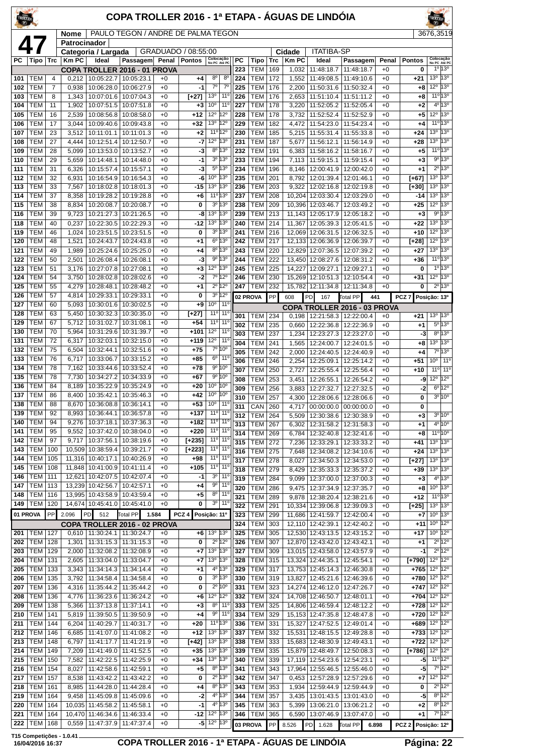# COPA TROLLER 2016 - 1ª ETAPA - ÁGUAS DE LINDÓIA

**47**

| Nome | PAULO TEGON / ANDRÉ DE PALMA TEGON | | 3676,3519 |
|---|---|---|---|
| Patrocinador | | | |
| Categoria / Largada | GRADUADO / 08:55:00 | Cidade | ITATIBA-SP |

| PC | Tipo | Trc | Km PC | Ideal | Passagem | Penal | Pontos | Colocação No PC | Colocação Até PC |
|---|---|---|---|---|---|---|---|---|---|
| **COPA TROLLER 2016 - 01 PROVA** | | | | | | | | | |
| 101 | TEM | 4 | 0,212 | 10:05:22.7 | 10:05:23.1 | +0 | +4 | 8º | 8º |
| 102 | TEM | 7 | 0,938 | 10:06:28.0 | 10:06:27.9 | +0 | -1 | 7º | 7º |
| 103 | TEM | 8 | 1,343 | 10:07:01.6 | 10:07:04.3 | +0 | [+27] | 13º | 11º |
| 104 | TEM | 11 | 1,902 | 10:07:51.5 | 10:07:51.8 | +0 | +3 | 10º | 11º |
| 105 | TEM | 16 | 2,539 | 10:08:56.8 | 10:08:58.0 | +0 | +12 | 12º | 12º |
| 106 | TEM | 17 | 3,044 | 10:09:40.6 | 10:09:43.8 | +0 | +32 | 13º | 12º |
| 107 | TEM | 23 | 3,512 | 10:11:01.1 | 10:11:01.3 | +0 | +2 | 11º | 12º |
| 108 | TEM | 27 | 4,444 | 10:12:51.4 | 10:12:50.7 | +0 | -7 | 12º | 13º |
| 109 | TEM | 28 | 5,099 | 10:13:53.0 | 10:13:52.7 | +0 | -3 | 8º | 13º |
| 110 | TEM | 29 | 5,659 | 10:14:48.1 | 10:14:48.0 | +0 | -1 | 3º | 13º |
| 111 | TEM | 31 | 6,326 | 10:15:57.4 | 10:15:57.1 | +0 | -3 | 5º | 13º |
| 112 | TEM | 32 | 6,931 | 10:16:54.9 | 10:16:54.3 | +0 | -6 | 10º | 13º |
| 113 | TEM | 33 | 7,567 | 10:18:02.8 | 10:18:01.3 | +0 | -15 | 13º | 13º |
| 114 | TEM | 37 | 8,358 | 10:19:28.2 | 10:19:28.8 | +0 | +6 | 11º | 13º |
| 115 | TEM | 38 | 8,834 | 10:20:08.7 | 10:20:08.7 | +0 | 0 | 3º | 13º |
| 116 | TEM | 39 | 9,723 | 10:21:27.3 | 10:21:26.5 | +0 | -8 | 13º | 13º |
| 118 | TEM | 40 | 0,237 | 10:22:30.5 | 10:22:29.3 | +0 | -12 | 13º | 13º |
| 119 | TEM | 46 | 1,024 | 10:23:51.5 | 10:23:51.5 | +0 | 0 | 3º | 13º |
| 120 | TEM | 48 | 1,521 | 10:24:43.7 | 10:24:43.8 | +0 | +1 | 6º | 13º |
| 121 | TEM | 49 | 1,989 | 10:25:24.6 | 10:25:25.0 | +0 | +4 | 8º | 13º |
| 122 | TEM | 50 | 2,501 | 10:26:08.4 | 10:26:08.1 | +0 | -3 | 9º | 13º |
| 123 | TEM | 51 | 3,176 | 10:27:07.8 | 10:27:08.1 | +0 | +3 | 12º | 13º |
| 124 | TEM | 54 | 3,750 | 10:28:02.8 | 10:28:02.6 | +0 | -2 | 7º | 12º |
| 125 | TEM | 55 | 4,279 | 10:28:48.1 | 10:28:48.2 | +0 | +1 | 2º | 12º |
| 126 | TEM | 57 | 4,814 | 10:29:33.1 | 10:29:33.1 | +0 | 0 | 3º | 12º |
| 127 | TEM | 60 | 5,093 | 10:30:01.6 | 10:30:02.5 | +0 | +9 | 10º | 11º |
| 128 | TEM | 63 | 5,450 | 10:30:32.3 | 10:30:35.0 | +0 | [+27] | 11º | 11º |
| 129 | TEM | 67 | 5,712 | 10:31:02.7 | 10:31:08.1 | +0 | +54 | 11º | 11º |
| 130 | TEM | 70 | 5,964 | 10:31:29.6 | 10:31:39.7 | +0 | +101 | 12º | 11º |
| 131 | TEM | 72 | 6,317 | 10:32:03.1 | 10:32:15.0 | +0 | +119 | 12º | 11º |
| 132 | TEM | 75 | 6,504 | 10:32:44.1 | 10:32:51.6 | +0 | +75 | 7º | 10º |
| 133 | TEM | 76 | 6,717 | 10:33:06.7 | 10:33:15.2 | +0 | +85 | 6º | 11º |
| 134 | TEM | 78 | 7,162 | 10:33:44.6 | 10:33:52.4 | +0 | +78 | 9º | 10º |
| 135 | TEM | 78 | 7,730 | 10:34:27.2 | 10:34:33.9 | +0 | +67 | 9º | 10º |
| 136 | TEM | 84 | 8,189 | 10:35:22.9 | 10:35:24.9 | +0 | +20 | 10º | 10º |
| 137 | TEM | 86 | 8,400 | 10:35:42.1 | 10:35:46.3 | +0 | +42 | 10º | 10º |
| 138 | TEM | 88 | 8,670 | 10:36:08.8 | 10:36:14.1 | +0 | +53 | 10º | 11º |
| 139 | TEM | 92 | 8,993 | 10:36:44.1 | 10:36:57.8 | +0 | +137 | 11º | 11º |
| 140 | TEM | 94 | 9,276 | 10:37:18.1 | 10:37:36.3 | +0 | +182 | 11º | 11º |
| 141 | TEM | 95 | 9,552 | 10:37:42.0 | 10:38:04.0 | +0 | +220 | 11º | 11º |
| 142 | TEM | 97 | 9,717 | 10:37:56.1 | 10:38:19.6 | +0 | [+235] | 11º | 11º |
| 143 | TEM | 100 | 10,509 | 10:38:59.4 | 10:39:21.7 | +0 | [+223] | 11º | 11º |
| 144 | TEM | 105 | 11,316 | 10:40:17.1 | 10:40:26.9 | +0 | +98 | 11º | 11º |
| 145 | TEM | 108 | 11,848 | 10:41:00.9 | 10:41:11.4 | +0 | +105 | 11º | 11º |
| 146 | TEM | 111 | 12,621 | 10:42:07.5 | 10:42:07.4 | +0 | -1 | 3º | 11º |
| 147 | TEM | 113 | 13,239 | 10:42:56.7 | 10:42:57.1 | +0 | +4 | 9º | 11º |
| 148 | TEM | 116 | 13,995 | 10:43:58.9 | 10:43:59.4 | +0 | +5 | 8º | 11º |
| 149 | TEM | 120 | 14,674 | 10:45:41.0 | 10:45:41.0 | +0 | 0 | 3º | 11º |
| 01 PROVA | PP | 2.096 | PD 512 | Total PP 1.584 | | | PCZ 4 | Posição: 11º | |
| **COPA TROLLER 2016 - 02 PROVA** | | | | | | | | | |
| 201 | TEM | 127 | 0,610 | 11:30:24.1 | 11:30:24.7 | +0 | +6 | 13º | 13º |
| 202 | TEM | 128 | 1,301 | 11:31:15.3 | 11:31:15.3 | +0 | 0 | 2º | 12º |
| 203 | TEM | 129 | 2,000 | 11:32:08.2 | 11:32:08.9 | +0 | +7 | 13º | 13º |
| 204 | TEM | 131 | 2,605 | 11:33:04.0 | 11:33:04.7 | +0 | +7 | 13º | 13º |
| 205 | TEM | 133 | 3,343 | 11:34:14.3 | 11:34:14.4 | +0 | +1 | 4º | 13º |
| 206 | TEM | 135 | 3,792 | 11:34:58.4 | 11:34:58.4 | +0 | 0 | 3º | 13º |
| 207 | TEM | 136 | 4,316 | 11:35:44.2 | 11:35:44.2 | +0 | 0 | 2º | 10º |
| 208 | TEM | 136 | 4,776 | 11:36:23.6 | 11:36:24.2 | +0 | +6 | 12º | 12º |
| 209 | TEM | 138 | 5,366 | 11:37:13.8 | 11:37:14.1 | +0 | +3 | 8º | 11º |
| 210 | TEM | 141 | 5,819 | 11:39:50.5 | 11:39:50.9 | +0 | +4 | 9º | 11º |
| 211 | TEM | 144 | 6,204 | 11:40:29.7 | 11:40:31.7 | +0 | +20 | 11º | 13º |
| 212 | TEM | 146 | 6,685 | 11:41:07.0 | 11:41:08.2 | +0 | +12 | 13º | 13º |
| 213 | TEM | 148 | 6,797 | 11:41:17.7 | 11:41:21.9 | +0 | [+42] | 13º | 13º |
| 214 | TEM | 149 | 7,209 | 11:41:49.0 | 11:41:52.5 | +0 | +35 | 13º | 13º |
| 215 | TEM | 150 | 7,582 | 11:42:22.5 | 11:42:25.9 | +0 | +34 | 13º | 13º |
| 216 | TEM | 154 | 8,027 | 11:42:58.6 | 11:42:59.1 | +0 | +5 | 8º | 13º |
| 217 | TEM | 157 | 8,538 | 11:43:42.2 | 11:43:42.2 | +0 | 0 | 2º | 13º |
| 218 | TEM | 161 | 8,985 | 11:44:28.0 | 11:44:28.4 | +0 | +4 | 8º | 13º |
| 219 | TEM | 164 | 9,458 | 11:45:09.8 | 11:45:09.6 | +0 | -2 | 4º | 13º |
| 220 | TEM | 164 | 10,035 | 11:45:58.2 | 11:45:58.1 | +0 | -1 | 4º | 13º |
| 221 | TEM | 164 | 10,470 | 11:46:34.6 | 11:46:33.4 | +0 | -12 | 12º | 13º |
| 222 | TEM | 168 | 0,559 | 11:47:37.9 | 11:47:37.4 | +0 | -5 | 12º | 13º |
| 223 | TEM | 169 | 1,032 | 11:48:18.7 | 11:48:18.7 | +0 | 0 | 1º | 13º |
| 224 | TEM | 172 | 1,552 | 11:49:08.5 | 11:49:10.6 | +0 | +21 | 13º | 13º |
| 225 | TEM | 176 | 2,200 | 11:50:31.6 | 11:50:32.4 | +0 | +8 | 12º | 13º |
| 226 | TEM | 176 | 2,653 | 11:51:10.4 | 11:51:11.2 | +0 | +8 | 11º | 13º |
| 227 | TEM | 178 | 3,220 | 11:52:05.2 | 11:52:05.4 | +0 | +2 | 4º | 13º |
| 228 | TEM | 178 | 3,732 | 11:52:52.4 | 11:52:52.9 | +0 | +5 | 12º | 13º |
| 229 | TEM | 182 | 4,472 | 11:54:23.0 | 11:54:23.4 | +0 | +4 | 11º | 13º |
| 230 | TEM | 185 | 5,215 | 11:55:31.4 | 11:55:33.8 | +0 | +24 | 13º | 13º |
| 231 | TEM | 187 | 5,677 | 11:56:12.1 | 11:56:14.9 | +0 | +28 | 13º | 13º |
| 232 | TEM | 191 | 6,383 | 11:58:16.2 | 11:58:16.7 | +0 | +5 | 11º | 13º |
| 233 | TEM | 194 | 7,113 | 11:59:15.1 | 11:59:15.4 | +0 | +3 | 9º | 13º |
| 234 | TEM | 196 | 8,146 | 12:00:41.9 | 12:00:42.0 | +0 | +1 | 2º | 13º |
| 235 | TEM | 201 | 8,792 | 12:01:39.4 | 12:01:46.1 | +0 | [+67] | 13º | 13º |
| 236 | TEM | 203 | 9,322 | 12:02:16.8 | 12:02:19.8 | +0 | [+30] | 13º | 13º |
| 237 | TEM | 208 | 10,204 | 12:03:30.4 | 12:03:29.0 | +0 | -14 | 13º | 13º |
| 238 | TEM | 209 | 10,396 | 12:03:46.7 | 12:03:49.2 | +0 | +25 | 12º | 13º |
| 239 | TEM | 213 | 11,143 | 12:05:17.9 | 12:05:18.2 | +0 | +3 | 9º | 13º |
| 240 | TEM | 214 | 11,367 | 12:05:39.3 | 12:05:41.5 | +0 | +22 | 13º | 13º |
| 241 | TEM | 216 | 12,069 | 12:06:31.5 | 12:06:32.5 | +0 | +10 | 12º | 13º |
| 242 | TEM | 217 | 12,133 | 12:06:36.9 | 12:06:39.7 | +0 | [+28] | 12º | 13º |
| 243 | TEM | 220 | 12,829 | 12:07:36.5 | 12:07:39.2 | +0 | +27 | 13º | 13º |
| 244 | TEM | 222 | 13,450 | 12:08:27.6 | 12:08:31.2 | +0 | +36 | 11º | 13º |
| 245 | TEM | 225 | 14,227 | 12:09:27.1 | 12:09:27.1 | +0 | 0 | 1º | 13º |
| 246 | TEM | 230 | 15,269 | 12:10:51.3 | 12:10:54.4 | +0 | +31 | 12º | 13º |
| 247 | TEM | 232 | 15,782 | 12:11:34.8 | 12:11:34.8 | +0 | 0 | 2º | 13º |
| 02 PROVA | PP | 608 | PD 167 | Total PP 441 | | | PCZ 7 | Posição: 13º | |
| **COPA TROLLER 2016 - 03 PROVA** | | | | | | | | | |
| 301 | TEM | 234 | 0,198 | 12:21:58.3 | 12:22:00.4 | +0 | +21 | 13º | 13º |
| 302 | TEM | 235 | 0,660 | 12:22:36.8 | 12:22:36.9 | +0 | +1 | 5º | 13º |
| 303 | TEM | 237 | 1,234 | 12:23:27.3 | 12:23:27.0 | +0 | -3 | 8º | 13º |
| 304 | TEM | 241 | 1,565 | 12:24:00.7 | 12:24:01.5 | +0 | +8 | 13º | 13º |
| 305 | TEM | 242 | 2,000 | 12:24:40.5 | 12:24:40.9 | +0 | +4 | 7º | 13º |
| 306 | TEM | 246 | 2,254 | 12:25:09.1 | 12:25:14.2 | +0 | +51 | 10º | 11º |
| 307 | TEM | 250 | 2,727 | 12:25:55.4 | 12:25:56.4 | +0 | +10 | 11º | 11º |
| 308 | TEM | 253 | 3,451 | 12:26:55.1 | 12:26:54.2 | +0 | -9 | 12º | 12º |
| 309 | TEM | 256 | 3,883 | 12:27:32.7 | 12:27:32.5 | +0 | -2 | 6º | 12º |
| 310 | TEM | 257 | 4,300 | 12:28:06.6 | 12:28:06.6 | +0 | 0 | 3º | 10º |
| 311 | CAN | 260 | 4,717 | 00:00:00.0 | 00:00:00.0 | +0 | 0 | | |
| 312 | TEM | 264 | 5,509 | 12:30:38.6 | 12:30:38.9 | +0 | +3 | 3º | 10º |
| 313 | TEM | 267 | 6,302 | 12:31:58.2 | 12:31:58.3 | +0 | +1 | 4º | 10º |
| 314 | TEM | 269 | 6,784 | 12:32:40.8 | 12:32:41.6 | +0 | +8 | 11º | 10º |
| 315 | TEM | 272 | 7,236 | 12:33:29.1 | 12:33:33.2 | +0 | +41 | 13º | 13º |
| 316 | TEM | 275 | 7,648 | 12:34:08.2 | 12:34:10.6 | +0 | +24 | 13º | 13º |
| 317 | TEM | 278 | 8,027 | 12:34:50.3 | 12:34:53.0 | +0 | [+27] | 13º | 13º |
| 318 | TEM | 279 | 8,429 | 12:35:33.3 | 12:35:37.2 | +0 | +39 | 13º | 13º |
| 319 | TEM | 284 | 9,099 | 12:37:00.0 | 12:37:00.3 | +0 | +3 | 4º | 13º |
| 320 | TEM | 286 | 9,475 | 12:37:34.9 | 12:37:35.7 | +0 | +8 | 10º | 13º |
| 321 | TEM | 289 | 9,878 | 12:38:20.4 | 12:38:21.6 | +0 | +12 | 11º | 13º |
| 322 | TEM | 291 | 10,334 | 12:39:06.8 | 12:39:09.3 | +0 | [+25] | 13º | 13º |
| 323 | TEM | 299 | 11,686 | 12:41:59.7 | 12:42:00.4 | +0 | +7 | 10º | 13º |
| 324 | TEM | 303 | 12,110 | 12:42:39.1 | 12:42:40.2 | +0 | +11 | 10º | 12º |
| 325 | TEM | 305 | 12,530 | 12:43:13.5 | 12:43:15.2 | +0 | +17 | 10º | 12º |
| 326 | TEM | 307 | 12,870 | 12:43:42.0 | 12:43:42.1 | +0 | +1 | 2º | 12º |
| 327 | TEM | 309 | 13,015 | 12:43:58.0 | 12:43:57.9 | +0 | -1 | 2º | 12º |
| 328 | TEM | 315 | 13,324 | 12:44:35.1 | 12:45:54.1 | +0 | [+790] | 12º | 12º |
| 329 | TEM | 317 | 13,753 | 12:45:14.3 | 12:46:30.8 | +0 | +765 | 12º | 12º |
| 330 | TEM | 319 | 13,827 | 12:45:21.6 | 12:46:39.6 | +0 | +780 | 12º | 12º |
| 331 | TEM | 323 | 14,274 | 12:46:12.0 | 12:47:26.7 | +0 | +747 | 12º | 12º |
| 332 | TEM | 324 | 14,708 | 12:46:50.7 | 12:48:01.1 | +0 | +704 | 12º | 12º |
| 333 | TEM | 325 | 14,806 | 12:46:59.4 | 12:48:12.2 | +0 | +728 | 12º | 12º |
| 334 | TEM | 329 | 15,153 | 12:47:35.8 | 12:48:47.8 | +0 | +720 | 12º | 12º |
| 336 | TEM | 331 | 15,327 | 12:47:52.5 | 12:49:01.4 | +0 | +689 | 12º | 12º |
| 337 | TEM | 332 | 15,531 | 12:48:15.5 | 12:49:28.8 | +0 | +733 | 12º | 12º |
| 338 | TEM | 333 | 15,683 | 12:48:30.9 | 12:49:43.1 | +0 | +722 | 12º | 12º |
| 339 | TEM | 335 | 15,879 | 12:48:49.7 | 12:50:08.3 | +0 | [+786] | 12º | 12º |
| 340 | TEM | 339 | 17,119 | 12:54:23.6 | 12:54:23.1 | +0 | -5 | 11º | 12º |
| 341 | TEM | 343 | 17,964 | 12:55:46.5 | 12:55:46.0 | +0 | -5 | 7º | 12º |
| 342 | TEM | 347 | 0,453 | 12:57:28.9 | 12:57:29.6 | +0 | +7 | 12º | 12º |
| 343 | TEM | 353 | 1,934 | 12:59:44.9 | 12:59:44.9 | +0 | 0 | 2º | 12º |
| 344 | TEM | 357 | 3,435 | 13:01:43.5 | 13:01:43.0 | +0 | -5 | 8º | 12º |
| 345 | TEM | 363 | 5,399 | 13:06:21.0 | 13:06:21.2 | +0 | +2 | 8º | 12º |
| 346 | TEM | 365 | 6,590 | 13:07:46.9 | 13:07:47.0 | +0 | +1 | 7º | 12º |
| 03 PROVA | PP | 8.526 | PD 1.628 | Total PP 6.898 | | | PCZ 2 | Posição: 12º | |

T15 Competições - 1.0.41
16/04/2016 16:37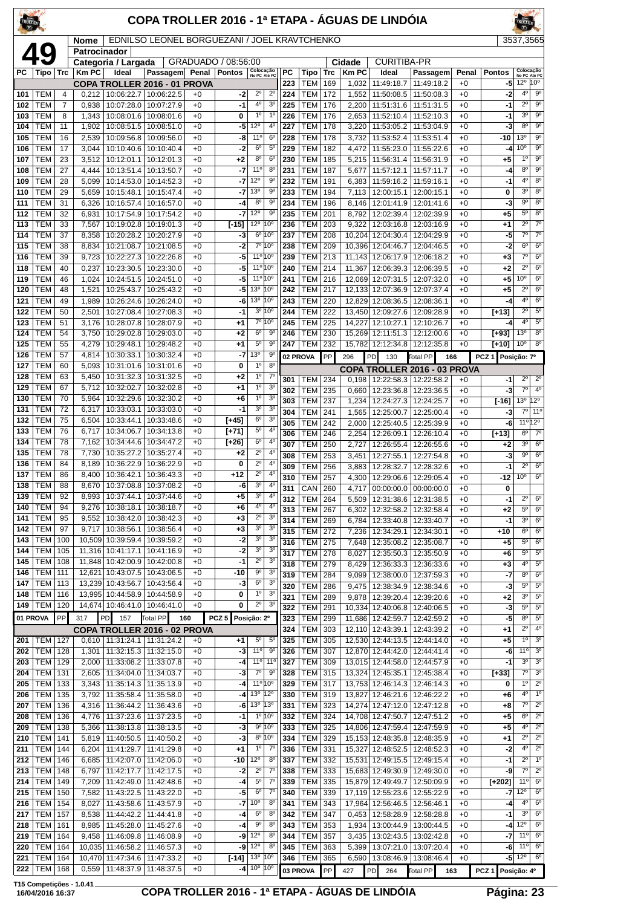# COPA TROLLER 2016 - 1ª ETAPA - ÁGUAS DE LINDÓIA

**49**

| Nome | EDNILSO LEONEL BORGUEZANI / JOEL KRAVTCHENKO | 3537,3565 |
|---|---|---|
| Patrocinador | | |
| Categoria / Largada | GRADUADO / 08:56:00 | Cidade: CURITIBA-PR |

| PC | Tipo | Trc | Km PC | Ideal | Passagem | Penal | Pontos | Colocação No PC | Colocação Até PC |
|---|---|---|---|---|---|---|---|---|---|
| **COPA TROLLER 2016 - 01 PROVA** | | | | | | | | | |
| 101 | TEM | 4 | 0,212 | 10:06:22.7 | 10:06:22.5 | +0 | -2 | 2º | 2º |
| 102 | TEM | 7 | 0,938 | 10:07:28.0 | 10:07:27.9 | +0 | -1 | 4º | 3º |
| 103 | TEM | 8 | 1,343 | 10:08:01.6 | 10:08:01.6 | +0 | 0 | 1º | 1º |
| 104 | TEM | 11 | 1,902 | 10:08:51.5 | 10:08:51.0 | +0 | -5 | 12º | 4º |
| 105 | TEM | 16 | 2,539 | 10:09:56.8 | 10:09:56.0 | +0 | -8 | 11º | 6º |
| 106 | TEM | 17 | 3,044 | 10:10:40.6 | 10:10:40.4 | +0 | -2 | 6º | 5º |
| 107 | TEM | 23 | 3,512 | 10:12:01.1 | 10:12:01.3 | +0 | +2 | 8º | 6º |
| 108 | TEM | 27 | 4,444 | 10:13:51.4 | 10:13:50.7 | +0 | -7 | 11º | 8º |
| 109 | TEM | 28 | 5,099 | 10:14:53.0 | 10:14:52.3 | +0 | -7 | 12º | 9º |
| 110 | TEM | 29 | 5,659 | 10:15:48.1 | 10:15:47.4 | +0 | -7 | 13º | 9º |
| 111 | TEM | 31 | 6,326 | 10:16:57.4 | 10:16:57.0 | +0 | -4 | 8º | 9º |
| 112 | TEM | 32 | 6,931 | 10:17:54.9 | 10:17:54.2 | +0 | -7 | 12º | 9º |
| 113 | TEM | 33 | 7,567 | 10:19:02.8 | 10:19:01.3 | +0 | [-15] | 12º | 10º |
| 114 | TEM | 37 | 8,358 | 10:20:28.2 | 10:20:27.9 | +0 | -3 | 6º | 10º |
| 115 | TEM | 38 | 8,834 | 10:21:08.7 | 10:21:08.5 | +0 | -2 | 7º | 10º |
| 116 | TEM | 39 | 9,723 | 10:22:27.3 | 10:22:26.8 | +0 | -5 | 11º | 10º |
| 118 | TEM | 40 | 0,237 | 10:23:30.5 | 10:23:30.0 | +0 | -5 | 11º | 10º |
| 119 | TEM | 46 | 1,024 | 10:24:51.5 | 10:24:51.0 | +0 | -5 | 11º | 10º |
| 120 | TEM | 48 | 1,521 | 10:25:43.7 | 10:25:43.2 | +0 | -5 | 13º | 10º |
| 121 | TEM | 49 | 1,989 | 10:26:24.6 | 10:26:24.0 | +0 | -6 | 13º | 10º |
| 122 | TEM | 50 | 2,501 | 10:27:08.4 | 10:27:08.3 | +0 | -1 | 3º | 10º |
| 123 | TEM | 51 | 3,176 | 10:28:07.8 | 10:28:07.9 | +0 | +1 | 7º | 10º |
| 124 | TEM | 54 | 3,750 | 10:29:02.8 | 10:29:03.0 | +0 | +2 | 6º | 9º |
| 125 | TEM | 55 | 4,279 | 10:29:48.1 | 10:29:48.2 | +0 | +1 | 5º | 9º |
| 126 | TEM | 57 | 4,814 | 10:30:33.1 | 10:30:32.4 | +0 | -7 | 13º | 9º |
| 127 | TEM | 60 | 5,093 | 10:31:01.6 | 10:31:01.6 | +0 | 0 | 1º | 8º |
| 128 | TEM | 63 | 5,450 | 10:31:32.3 | 10:31:32.5 | +0 | +2 | 1º | 7º |
| 129 | TEM | 67 | 5,712 | 10:32:02.7 | 10:32:02.8 | +0 | +1 | 1º | 3º |
| 130 | TEM | 70 | 5,964 | 10:32:29.6 | 10:32:30.2 | +0 | +6 | 1º | 3º |
| 131 | TEM | 72 | 6,317 | 10:33:03.1 | 10:33:03.0 | +0 | -1 | 3º | 3º |
| 132 | TEM | 75 | 6,504 | 10:33:44.1 | 10:33:48.6 | +0 | [+45] | 6º | 3º |
| 133 | TEM | 76 | 6,717 | 10:34:06.7 | 10:34:13.8 | +0 | [+71] | 5º | 4º |
| 134 | TEM | 78 | 7,162 | 10:34:44.6 | 10:34:47.2 | +0 | [+26] | 6º | 4º |
| 135 | TEM | 78 | 7,730 | 10:35:27.2 | 10:35:27.4 | +0 | +2 | 2º | 4º |
| 136 | TEM | 84 | 8,189 | 10:36:22.9 | 10:36:22.9 | +0 | 0 | 2º | 4º |
| 137 | TEM | 86 | 8,400 | 10:36:42.1 | 10:36:43.3 | +0 | +12 | 2º | 4º |
| 138 | TEM | 88 | 8,670 | 10:37:08.8 | 10:37:08.2 | +0 | -6 | 3º | 4º |
| 139 | TEM | 92 | 8,993 | 10:37:44.1 | 10:37:44.6 | +0 | +5 | 3º | 4º |
| 140 | TEM | 94 | 9,276 | 10:38:18.1 | 10:38:18.7 | +0 | +6 | 4º | 4º |
| 141 | TEM | 95 | 9,552 | 10:38:42.0 | 10:38:42.3 | +0 | +3 | 2º | 3º |
| 142 | TEM | 97 | 9,717 | 10:38:56.1 | 10:38:56.4 | +0 | +3 | 3º | 3º |
| 143 | TEM | 100 | 10,509 | 10:39:59.4 | 10:39:59.2 | +0 | -2 | 3º | 3º |
| 144 | TEM | 105 | 11,316 | 10:41:17.1 | 10:41:16.9 | +0 | -2 | 3º | 3º |
| 145 | TEM | 108 | 11,848 | 10:42:00.9 | 10:42:00.8 | +0 | -1 | 2º | 3º |
| 146 | TEM | 111 | 12,621 | 10:43:07.5 | 10:43:06.5 | +0 | -10 | 9º | 3º |
| 147 | TEM | 113 | 13,239 | 10:43:56.7 | 10:43:56.4 | +0 | -3 | 6º | 3º |
| 148 | TEM | 116 | 13,995 | 10:44:58.9 | 10:44:58.9 | +0 | 0 | 1º | 3º |
| 149 | TEM | 120 | 14,674 | 10:46:41.0 | 10:46:41.0 | +0 | 0 | 2º | 3º |
| 01 PROVA | PP | 317 | PD 157 | Total PP 160 | | | PCZ 5 | Posição: 2º | |
| **COPA TROLLER 2016 - 02 PROVA** | | | | | | | | | |
| 201 | TEM | 127 | 0,610 | 11:31:24.1 | 11:31:24.2 | +0 | +1 | 5º | 5º |
| 202 | TEM | 128 | 1,301 | 11:32:15.3 | 11:32:15.0 | +0 | -3 | 11º | 9º |
| 203 | TEM | 129 | 2,000 | 11:33:08.2 | 11:33:07.8 | +0 | -4 | 11º | 11º |
| 204 | TEM | 131 | 2,605 | 11:34:04.0 | 11:34:03.7 | +0 | -3 | 7º | 9º |
| 205 | TEM | 133 | 3,343 | 11:35:14.3 | 11:35:13.9 | +0 | -4 | 11º | 10º |
| 206 | TEM | 135 | 3,792 | 11:35:58.4 | 11:35:58.0 | +0 | -4 | 13º | 12º |
| 207 | TEM | 136 | 4,316 | 11:36:44.2 | 11:36:43.6 | +0 | -6 | 13º | 13º |
| 208 | TEM | 136 | 4,776 | 11:37:23.6 | 11:37:23.5 | +0 | -1 | 1º | 10º |
| 209 | TEM | 138 | 5,366 | 11:38:13.8 | 11:38:13.5 | +0 | -3 | 9º | 10º |
| 210 | TEM | 141 | 5,819 | 11:40:50.5 | 11:40:50.2 | +0 | -3 | 8º | 10º |
| 211 | TEM | 144 | 6,204 | 11:41:29.7 | 11:41:29.8 | +0 | +1 | 1º | 7º |
| 212 | TEM | 146 | 6,685 | 11:42:07.0 | 11:42:06.0 | +0 | -10 | 12º | 8º |
| 213 | TEM | 148 | 6,797 | 11:42:17.7 | 11:42:17.5 | +0 | -2 | 2º | 7º |
| 214 | TEM | 149 | 7,209 | 11:42:49.0 | 11:42:48.6 | +0 | -4 | 5º | 7º |
| 215 | TEM | 150 | 7,582 | 11:43:22.5 | 11:43:22.0 | +0 | -5 | 6º | 7º |
| 216 | TEM | 154 | 8,027 | 11:43:58.6 | 11:43:57.9 | +0 | -7 | 10º | 8º |
| 217 | TEM | 157 | 8,538 | 11:44:42.2 | 11:44:41.8 | +0 | -4 | 6º | 8º |
| 218 | TEM | 161 | 8,985 | 11:45:28.0 | 11:45:27.6 | +0 | -4 | 9º | 8º |
| 219 | TEM | 164 | 9,458 | 11:46:09.8 | 11:46:08.9 | +0 | -9 | 12º | 8º |
| 220 | TEM | 164 | 10,035 | 11:46:58.2 | 11:46:57.3 | +0 | -9 | 12º | 8º |
| 221 | TEM | 164 | 10,470 | 11:47:34.6 | 11:47:33.2 | +0 | [-14] | 13º | 10º |
| 222 | TEM | 168 | 0,559 | 11:48:37.9 | 11:48:37.5 | +0 | -4 | 10º | 10º |
| 223 | TEM | 169 | 1,032 | 11:49:18.7 | 11:49:18.2 | +0 | -5 | 12º | 10º |
| 224 | TEM | 172 | 1,552 | 11:50:08.5 | 11:50:08.3 | +0 | -2 | 4º | 9º |
| 225 | TEM | 176 | 2,200 | 11:51:31.6 | 11:51:31.5 | +0 | -1 | 2º | 9º |
| 226 | TEM | 176 | 2,653 | 11:52:10.4 | 11:52:10.3 | +0 | -1 | 3º | 9º |
| 227 | TEM | 178 | 3,220 | 11:53:05.2 | 11:53:04.9 | +0 | -3 | 8º | 9º |
| 228 | TEM | 178 | 3,732 | 11:53:52.4 | 11:53:51.4 | +0 | -10 | 13º | 9º |
| 229 | TEM | 182 | 4,472 | 11:55:23.0 | 11:55:22.6 | +0 | -4 | 10º | 9º |
| 230 | TEM | 185 | 5,215 | 11:56:31.4 | 11:56:31.9 | +0 | +5 | 1º | 9º |
| 231 | TEM | 187 | 5,677 | 11:57:12.1 | 11:57:11.7 | +0 | -4 | 8º | 9º |
| 232 | TEM | 191 | 6,383 | 11:59:16.2 | 11:59:16.1 | +0 | -1 | 4º | 8º |
| 233 | TEM | 194 | 7,113 | 12:00:15.1 | 12:00:15.1 | +0 | 0 | 3º | 8º |
| 234 | TEM | 196 | 8,146 | 12:01:41.9 | 12:01:41.6 | +0 | -3 | 9º | 8º |
| 235 | TEM | 201 | 8,792 | 12:02:39.4 | 12:02:39.9 | +0 | +5 | 5º | 8º |
| 236 | TEM | 203 | 9,322 | 12:03:16.8 | 12:03:16.9 | +0 | +1 | 2º | 7º |
| 237 | TEM | 208 | 10,204 | 12:04:30.4 | 12:04:29.9 | +0 | -5 | 7º | 7º |
| 238 | TEM | 209 | 10,396 | 12:04:46.7 | 12:04:46.5 | +0 | -2 | 6º | 6º |
| 239 | TEM | 213 | 11,143 | 12:06:17.9 | 12:06:18.2 | +0 | +3 | 7º | 6º |
| 240 | TEM | 214 | 11,367 | 12:06:39.3 | 12:06:39.5 | +0 | +2 | 2º | 6º |
| 241 | TEM | 216 | 12,069 | 12:07:31.5 | 12:07:32.0 | +0 | +5 | 10º | 6º |
| 242 | TEM | 217 | 12,133 | 12:07:36.9 | 12:07:37.4 | +0 | +5 | 2º | 6º |
| 243 | TEM | 220 | 12,829 | 12:08:36.5 | 12:08:36.1 | +0 | -4 | 4º | 6º |
| 244 | TEM | 222 | 13,450 | 12:09:27.6 | 12:09:28.9 | +0 | [+13] | 2º | 5º |
| 245 | TEM | 225 | 14,227 | 12:10:27.1 | 12:10:26.7 | +0 | -4 | 4º | 5º |
| 246 | TEM | 230 | 15,269 | 12:11:51.3 | 12:12:00.6 | +0 | [+93] | 13º | 8º |
| 247 | TEM | 232 | 15,782 | 12:12:34.8 | 12:12:35.8 | +0 | [+10] | 10º | 8º |
| 02 PROVA | PP | 296 | PD 130 | Total PP 166 | | | PCZ 1 | Posição: 7º | |
| **COPA TROLLER 2016 - 03 PROVA** | | | | | | | | | |
| 301 | TEM | 234 | 0,198 | 12:22:58.3 | 12:22:58.2 | +0 | -1 | 2º | 2º |
| 302 | TEM | 235 | 0,660 | 12:23:36.8 | 12:23:36.5 | +0 | -3 | 7º | 4º |
| 303 | TEM | 237 | 1,234 | 12:24:27.3 | 12:24:25.7 | +0 | [-16] | 13º | 12º |
| 304 | TEM | 241 | 1,565 | 12:25:00.7 | 12:25:00.4 | +0 | -3 | 7º | 11º |
| 305 | TEM | 242 | 2,000 | 12:25:40.5 | 12:25:39.9 | +0 | -6 | 11º | 12º |
| 306 | TEM | 246 | 2,254 | 12:26:09.1 | 12:26:10.4 | +0 | [+13] | 6º | 7º |
| 307 | TEM | 250 | 2,727 | 12:26:55.4 | 12:26:55.6 | +0 | +2 | 3º | 6º |
| 308 | TEM | 253 | 3,451 | 12:27:55.1 | 12:27:54.8 | +0 | -3 | 9º | 6º |
| 309 | TEM | 256 | 3,883 | 12:28:32.7 | 12:28:32.6 | +0 | -1 | 2º | 6º |
| 310 | TEM | 257 | 4,300 | 12:29:06.6 | 12:29:05.4 | +0 | -12 | 10º | 6º |
| 311 | CAN | 260 | 4,717 | 00:00:00.0 | 00:00:00.0 | +0 | 0 | | |
| 312 | TEM | 264 | 5,509 | 12:31:38.6 | 12:31:38.5 | +0 | -1 | 2º | 6º |
| 313 | TEM | 267 | 6,302 | 12:32:58.2 | 12:32:58.4 | +0 | +2 | 5º | 6º |
| 314 | TEM | 269 | 6,784 | 12:33:40.8 | 12:33:40.7 | +0 | -1 | 3º | 6º |
| 315 | TEM | 272 | 7,236 | 12:34:29.1 | 12:34:30.1 | +0 | +10 | 6º | 6º |
| 316 | TEM | 275 | 7,648 | 12:35:08.2 | 12:35:08.7 | +0 | +5 | 5º | 6º |
| 317 | TEM | 278 | 8,027 | 12:35:50.3 | 12:35:50.9 | +0 | +6 | 5º | 5º |
| 318 | TEM | 279 | 8,429 | 12:36:33.3 | 12:36:33.6 | +0 | +3 | 4º | 5º |
| 319 | TEM | 284 | 9,099 | 12:38:00.0 | 12:37:59.3 | +0 | -7 | 8º | 6º |
| 320 | TEM | 286 | 9,475 | 12:38:34.9 | 12:38:34.6 | +0 | -3 | 5º | 5º |
| 321 | TEM | 289 | 9,878 | 12:39:20.4 | 12:39:20.6 | +0 | +2 | 3º | 5º |
| 322 | TEM | 291 | 10,334 | 12:40:06.8 | 12:40:06.5 | +0 | -3 | 5º | 5º |
| 323 | TEM | 299 | 11,686 | 12:42:59.7 | 12:42:59.2 | +0 | -5 | 8º | 5º |
| 324 | TEM | 303 | 12,110 | 12:43:39.1 | 12:43:39.2 | +0 | +1 | 2º | 4º |
| 325 | TEM | 305 | 12,530 | 12:44:13.5 | 12:44:14.0 | +0 | +5 | 1º | 3º |
| 326 | TEM | 307 | 12,870 | 12:44:42.0 | 12:44:41.4 | +0 | -6 | 11º | 3º |
| 327 | TEM | 309 | 13,015 | 12:44:58.0 | 12:44:57.9 | +0 | -1 | 3º | 3º |
| 328 | TEM | 315 | 13,324 | 12:45:35.1 | 12:45:38.4 | +0 | [+33] | 7º | 3º |
| 329 | TEM | 317 | 13,753 | 12:46:14.3 | 12:46:14.3 | +0 | 0 | 1º | 2º |
| 330 | TEM | 319 | 13,827 | 12:46:21.6 | 12:46:22.2 | +0 | +6 | 4º | 1º |
| 331 | TEM | 323 | 14,274 | 12:47:12.0 | 12:47:12.8 | +0 | +8 | 7º | 2º |
| 332 | TEM | 324 | 14,708 | 12:47:50.7 | 12:47:51.2 | +0 | +5 | 6º | 2º |
| 333 | TEM | 325 | 14,806 | 12:47:59.4 | 12:47:59.9 | +0 | +5 | 4º | 2º |
| 334 | TEM | 329 | 15,153 | 12:48:35.8 | 12:48:35.9 | +0 | +1 | 2º | 2º |
| 336 | TEM | 331 | 15,327 | 12:48:52.5 | 12:48:52.3 | +0 | -2 | 4º | 2º |
| 337 | TEM | 332 | 15,531 | 12:49:15.5 | 12:49:15.4 | +0 | -1 | 2º | 1º |
| 338 | TEM | 333 | 15,683 | 12:49:30.9 | 12:49:30.0 | +0 | -9 | 7º | 2º |
| 339 | TEM | 335 | 15,879 | 12:49:49.7 | 12:50:09.9 | +0 | [+202] | 11º | 6º |
| 340 | TEM | 339 | 17,119 | 12:55:23.6 | 12:55:22.9 | +0 | -7 | 12º | 6º |
| 341 | TEM | 343 | 17,964 | 12:56:46.5 | 12:56:46.1 | +0 | -4 | 4º | 6º |
| 342 | TEM | 347 | 0,453 | 12:58:29.9 | 12:58:28.8 | +0 | -1 | 3º | 6º |
| 343 | TEM | 353 | 1,934 | 13:00:44.9 | 13:00:44.5 | +0 | -4 | 12º | 6º |
| 344 | TEM | 357 | 3,435 | 13:02:43.5 | 13:02:42.8 | +0 | -7 | 11º | 6º |
| 345 | TEM | 363 | 5,399 | 13:07:21.0 | 13:07:20.4 | +0 | -6 | 11º | 6º |
| 346 | TEM | 365 | 6,590 | 13:08:46.9 | 13:08:46.4 | +0 | -5 | 12º | 6º |
| 03 PROVA | PP | 427 | PD 264 | Total PP 163 | | | PCZ 1 | Posição: 4º | |

T15 Competições - 1.0.41
16/04/2016 16:37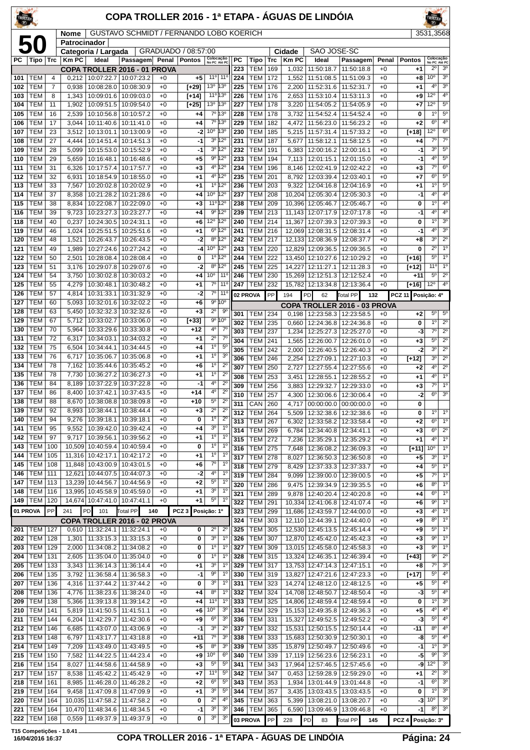# COPA TROLLER 2016 - 1ª ETAPA - ÁGUAS DE LINDÓIA

**50**

| Nome | GUSTAVO SCHMIDT / FERNANDO LOBO KOERICH | 3531,3568 |
|---|---|---|
| Patrocinador | | |
| Categoria / Largada | GRADUADO / 08:57:00 | Cidade: SAO JOSE-SC |

## COPA TROLLER 2016 - 01 PROVA

| PC | Tipo | Trc | Km PC | Ideal | Passagem | Penal | Pontos | Colocação No PC | Colocação Até PC |
|---|---|---|---|---|---|---|---|---|---|
| 101 | TEM | 4 | 0,212 | 10:07:22.7 | 10:07:23.2 | +0 | +5 | 11º | 11º |
| 102 | TEM | 7 | 0,938 | 10:08:28.0 | 10:08:30.9 | +0 | [+29] | 13º | 13º |
| 103 | TEM | 8 | 1,343 | 10:09:01.6 | 10:09:03.0 | +0 | [+14] | 11º | 13º |
| 104 | TEM | 11 | 1,902 | 10:09:51.5 | 10:09:54.0 | +0 | [+25] | 13º | 13º |
| 105 | TEM | 16 | 2,539 | 10:10:56.8 | 10:10:57.2 | +0 | +4 | 7º | 13º |
| 106 | TEM | 17 | 3,044 | 10:11:40.6 | 10:11:41.0 | +0 | +4 | 7º | 13º |
| 107 | TEM | 23 | 3,512 | 10:13:01.1 | 10:13:00.9 | +0 | -2 | 10º | 13º |
| 108 | TEM | 27 | 4,444 | 10:14:51.4 | 10:14:51.3 | +0 | -1 | 3º | 12º |
| 109 | TEM | 28 | 5,099 | 10:15:53.0 | 10:15:52.9 | +0 | -1 | 3º | 12º |
| 110 | TEM | 29 | 5,659 | 10:16:48.1 | 10:16:48.6 | +0 | +5 | 9º | 12º |
| 111 | TEM | 31 | 6,326 | 10:17:57.4 | 10:17:57.7 | +0 | +3 | 4º | 12º |
| 112 | TEM | 32 | 6,931 | 10:18:54.9 | 10:18:55.0 | +0 | +1 | 4º | 12º |
| 113 | TEM | 33 | 7,567 | 10:20:02.8 | 10:20:02.9 | +0 | +1 | 1º | 12º |
| 114 | TEM | 37 | 8,358 | 10:21:28.2 | 10:21:28.6 | +0 | +4 | 10º | 12º |
| 115 | TEM | 38 | 8,834 | 10:22:08.7 | 10:22:09.0 | +0 | +3 | 11º | 12º |
| 116 | TEM | 39 | 9,723 | 10:23:27.3 | 10:23:27.7 | +0 | +4 | 9º | 12º |
| 118 | TEM | 40 | 0,237 | 10:24:30.5 | 10:24:31.1 | +0 | +6 | 12º | 12º |
| 119 | TEM | 46 | 1,024 | 10:25:51.5 | 10:25:51.6 | +0 | +1 | 6º | 12º |
| 120 | TEM | 48 | 1,521 | 10:26:43.7 | 10:26:43.5 | +0 | -2 | 8º | 12º |
| 121 | TEM | 49 | 1,989 | 10:27:24.6 | 10:27:24.2 | +0 | -4 | 10º | 12º |
| 122 | TEM | 50 | 2,501 | 10:28:08.4 | 10:28:08.4 | +0 | 0 | 1º | 12º |
| 123 | TEM | 51 | 3,176 | 10:29:07.8 | 10:29:07.6 | +0 | -2 | 8º | 12º |
| 124 | TEM | 54 | 3,750 | 10:30:02.8 | 10:30:03.2 | +0 | +4 | 10º | 11º |
| 125 | TEM | 55 | 4,279 | 10:30:48.1 | 10:30:48.2 | +0 | +1 | 7º | 11º |
| 126 | TEM | 57 | 4,814 | 10:31:33.1 | 10:31:32.9 | +0 | -2 | 7º | 11º |
| 127 | TEM | 60 | 5,093 | 10:32:01.6 | 10:32:02.2 | +0 | +6 | 9º | 10º |
| 128 | TEM | 63 | 5,450 | 10:32:32.3 | 10:32:32.6 | +0 | +3 | 2º | 9º |
| 129 | TEM | 67 | 5,712 | 10:33:02.7 | 10:33:06.0 | +0 | [+33] | 9º | 10º |
| 130 | TEM | 70 | 5,964 | 10:33:29.6 | 10:33:30.8 | +0 | +12 | 4º | 7º |
| 131 | TEM | 72 | 6,317 | 10:34:03.1 | 10:34:03.2 | +0 | +1 | 2º | 7º |
| 132 | TEM | 75 | 6,504 | 10:34:44.1 | 10:34:44.5 | +0 | +4 | 1º | 5º |
| 133 | TEM | 76 | 6,717 | 10:35:06.7 | 10:35:06.8 | +0 | +1 | 1º | 3º |
| 134 | TEM | 78 | 7,162 | 10:35:44.6 | 10:35:45.2 | +0 | +6 | 1º | 2º |
| 135 | TEM | 78 | 7,730 | 10:36:27.2 | 10:36:27.3 | +0 | +1 | 1º | 2º |
| 136 | TEM | 84 | 8,189 | 10:37:22.9 | 10:37:22.8 | +0 | -1 | 4º | 2º |
| 137 | TEM | 86 | 8,400 | 10:37:42.1 | 10:37:43.5 | +0 | +14 | 4º | 2º |
| 138 | TEM | 88 | 8,670 | 10:38:08.8 | 10:38:09.8 | +0 | +10 | 5º | 2º |
| 139 | TEM | 92 | 8,993 | 10:38:44.1 | 10:38:44.4 | +0 | +3 | 2º | 2º |
| 140 | TEM | 94 | 9,276 | 10:39:18.1 | 10:39:18.1 | +0 | 0 | 1º | 2º |
| 141 | TEM | 95 | 9,552 | 10:39:42.0 | 10:39:42.4 | +0 | +4 | 3º | 1º |
| 142 | TEM | 97 | 9,717 | 10:39:56.1 | 10:39:56.2 | +0 | +1 | 1º | 1º |
| 143 | TEM | 100 | 10,509 | 10:40:59.4 | 10:40:59.4 | +0 | 0 | 1º | 1º |
| 144 | TEM | 105 | 11,316 | 10:42:17.1 | 10:42:17.2 | +0 | +1 | 1º | 1º |
| 145 | TEM | 108 | 11,848 | 10:43:00.9 | 10:43:01.5 | +0 | +6 | 7º | 1º |
| 146 | TEM | 111 | 12,621 | 10:44:07.5 | 10:44:07.3 | +0 | -2 | 4º | 1º |
| 147 | TEM | 113 | 13,239 | 10:44:56.7 | 10:44:56.9 | +0 | +2 | 5º | 1º |
| 148 | TEM | 116 | 13,995 | 10:45:58.9 | 10:45:59.0 | +0 | +1 | 3º | 1º |
| 149 | TEM | 120 | 14,674 | 10:47:41.0 | 10:47:41.1 | +0 | +1 | 5º | 1º |

01 PROVA — PP 241 — PD 101 — Total PP 140 — PCZ 3 — Posição: 1º

## COPA TROLLER 2016 - 02 PROVA

| PC | Tipo | Trc | Km PC | Ideal | Passagem | Penal | Pontos | Colocação No PC | Colocação Até PC |
|---|---|---|---|---|---|---|---|---|---|
| 201 | TEM | 127 | 0,610 | 11:32:24.1 | 11:32:24.1 | +0 | 0 | 2º | 2º |
| 202 | TEM | 128 | 1,301 | 11:33:15.3 | 11:33:15.3 | +0 | 0 | 3º | 1º |
| 203 | TEM | 129 | 2,000 | 11:34:08.2 | 11:34:08.2 | +0 | 0 | 1º | 1º |
| 204 | TEM | 131 | 2,605 | 11:35:04.0 | 11:35:04.0 | +0 | 0 | 1º | 1º |
| 205 | TEM | 133 | 3,343 | 11:36:14.3 | 11:36:14.4 | +0 | +1 | 3º | 1º |
| 206 | TEM | 135 | 3,792 | 11:36:58.4 | 11:36:58.3 | +0 | -1 | 9º | 1º |
| 207 | TEM | 136 | 4,316 | 11:37:44.2 | 11:37:44.2 | +0 | 0 | 3º | 1º |
| 208 | TEM | 136 | 4,776 | 11:38:23.6 | 11:38:24.0 | +0 | +4 | 8º | 1º |
| 209 | TEM | 138 | 5,366 | 11:39:13.8 | 11:39:14.2 | +0 | +4 | 11º | 1º |
| 210 | TEM | 141 | 5,819 | 11:41:50.5 | 11:41:51.1 | +0 | +6 | 10º | 3º |
| 211 | TEM | 144 | 6,204 | 11:42:29.7 | 11:42:30.6 | +0 | +9 | 6º | 3º |
| 212 | TEM | 146 | 6,685 | 11:43:07.0 | 11:43:06.9 | +0 | -1 | 3º | 2º |
| 213 | TEM | 148 | 6,797 | 11:43:17.7 | 11:43:18.8 | +0 | +11 | 7º | 3º |
| 214 | TEM | 149 | 7,209 | 11:43:49.0 | 11:43:49.5 | +0 | +5 | 8º | 3º |
| 215 | TEM | 150 | 7,582 | 11:44:22.5 | 11:44:23.4 | +0 | +9 | 10º | 6º |
| 216 | TEM | 154 | 8,027 | 11:44:58.6 | 11:44:58.9 | +0 | +3 | 5º | 5º |
| 217 | TEM | 157 | 8,538 | 11:45:42.2 | 11:45:42.9 | +0 | +7 | 11º | 5º |
| 218 | TEM | 161 | 8,985 | 11:46:28.0 | 11:46:28.2 | +0 | +2 | 6º | 5º |
| 219 | TEM | 164 | 9,458 | 11:47:09.8 | 11:47:09.9 | +0 | +1 | 3º | 5º |
| 220 | TEM | 164 | 10,035 | 11:47:58.2 | 11:47:58.2 | +0 | 0 | 2º | 4º |
| 221 | TEM | 164 | 10,470 | 11:48:34.6 | 11:48:34.5 | +0 | -1 | 3º | 3º |
| 222 | TEM | 168 | 0,559 | 11:49:37.9 | 11:49:37.9 | +0 | 0 | 3º | 3º |
| 223 | TEM | 169 | 1,032 | 11:50:18.7 | 11:50:18.8 | +0 | +1 | 2º | 3º |
| 224 | TEM | 172 | 1,552 | 11:51:08.5 | 11:51:09.3 | +0 | +8 | 10º | 3º |
| 225 | TEM | 176 | 2,200 | 11:52:31.6 | 11:52:31.7 | +0 | +1 | 4º | 3º |
| 226 | TEM | 176 | 2,653 | 11:53:10.4 | 11:53:11.3 | +0 | +9 | 12º | 4º |
| 227 | TEM | 178 | 3,220 | 11:54:05.2 | 11:54:05.9 | +0 | +7 | 12º | 5º |
| 228 | TEM | 178 | 3,732 | 11:54:52.4 | 11:54:52.4 | +0 | 0 | 1º | 5º |
| 229 | TEM | 182 | 4,472 | 11:56:23.0 | 11:56:23.2 | +0 | +2 | 6º | 4º |
| 230 | TEM | 185 | 5,215 | 11:57:31.4 | 11:57:33.2 | +0 | [+18] | 12º | 6º |
| 231 | TEM | 187 | 5,677 | 11:58:12.1 | 11:58:12.5 | +0 | +4 | 7º | 7º |
| 232 | TEM | 191 | 6,383 | 12:00:16.2 | 12:00:16.1 | +0 | -1 | 3º | 5º |
| 233 | TEM | 194 | 7,113 | 12:01:15.1 | 12:01:15.0 | +0 | -1 | 4º | 5º |
| 234 | TEM | 196 | 8,146 | 12:02:41.9 | 12:02:42.2 | +0 | +3 | 7º | 6º |
| 235 | TEM | 201 | 8,792 | 12:03:39.4 | 12:03:40.1 | +0 | +7 | 6º | 5º |
| 236 | TEM | 203 | 9,322 | 12:04:16.8 | 12:04:16.9 | +0 | +1 | 1º | 5º |
| 237 | TEM | 208 | 10,204 | 12:05:30.4 | 12:05:30.3 | +0 | -1 | 4º | 4º |
| 238 | TEM | 209 | 10,396 | 12:05:46.7 | 12:05:46.7 | +0 | 0 | 1º | 4º |
| 239 | TEM | 213 | 11,143 | 12:07:17.9 | 12:07:17.8 | +0 | -1 | 4º | 4º |
| 240 | TEM | 214 | 11,367 | 12:07:39.3 | 12:07:39.3 | +0 | 0 | 1º | 3º |
| 241 | TEM | 216 | 12,069 | 12:08:31.5 | 12:08:31.4 | +0 | -1 | 4º | 3º |
| 242 | TEM | 217 | 12,133 | 12:08:36.9 | 12:08:37.7 | +0 | +8 | 3º | 2º |
| 243 | TEM | 220 | 12,829 | 12:09:36.5 | 12:09:36.5 | +0 | 0 | 2º | 1º |
| 244 | TEM | 222 | 13,450 | 12:10:27.6 | 12:10:29.2 | +0 | [+16] | 5º | 1º |
| 245 | TEM | 225 | 14,227 | 12:11:27.1 | 12:11:28.3 | +0 | [+12] | 11º | 1º |
| 246 | TEM | 230 | 15,269 | 12:12:51.3 | 12:12:52.4 | +0 | +11 | 5º | 2º |
| 247 | TEM | 232 | 15,782 | 12:13:34.8 | 12:13:36.4 | +0 | [+16] | 12º | 4º |

02 PROVA — PP 194 — PD 62 — Total PP 132 — PCZ 11 — Posição: 4º

## COPA TROLLER 2016 - 03 PROVA

| PC | Tipo | Trc | Km PC | Ideal | Passagem | Penal | Pontos | Colocação No PC | Colocação Até PC |
|---|---|---|---|---|---|---|---|---|---|
| 301 | TEM | 234 | 0,198 | 12:23:58.3 | 12:23:58.5 | +0 | +2 | 5º | 5º |
| 302 | TEM | 235 | 0,660 | 12:24:36.8 | 12:24:36.8 | +0 | 0 | 1º | 2º |
| 303 | TEM | 237 | 1,234 | 12:25:27.3 | 12:25:27.0 | +0 | -3 | 7º | 2º |
| 304 | TEM | 241 | 1,565 | 12:26:00.7 | 12:26:01.0 | +0 | +3 | 5º | 2º |
| 305 | TEM | 242 | 2,000 | 12:26:40.5 | 12:26:40.3 | +0 | -2 | 3º | 2º |
| 306 | TEM | 246 | 2,254 | 12:27:09.1 | 12:27:10.3 | +0 | [+12] | 3º | 2º |
| 307 | TEM | 250 | 2,727 | 12:27:55.4 | 12:27:55.6 | +0 | +2 | 4º | 2º |
| 308 | TEM | 253 | 3,451 | 12:28:55.1 | 12:28:55.2 | +0 | +1 | 4º | 1º |
| 309 | TEM | 256 | 3,883 | 12:29:32.7 | 12:29:33.0 | +0 | +3 | 7º | 1º |
| 310 | TEM | 257 | 4,300 | 12:30:06.6 | 12:30:06.4 | +0 | -2 | 6º | 3º |
| 311 | CAN | 260 | 4,717 | 00:00:00.0 | 00:00:00.0 | +0 | 0 | | |
| 312 | TEM | 264 | 5,509 | 12:32:38.6 | 12:32:38.6 | +0 | 0 | 1º | 1º |
| 313 | TEM | 267 | 6,302 | 12:33:58.2 | 12:33:58.4 | +0 | +2 | 6º | 1º |
| 314 | TEM | 269 | 6,784 | 12:34:40.8 | 12:34:41.1 | +0 | +3 | 6º | 2º |
| 315 | TEM | 272 | 7,236 | 12:35:29.1 | 12:35:29.2 | +0 | +1 | 4º | 1º |
| 316 | TEM | 275 | 7,648 | 12:36:08.2 | 12:36:09.3 | +0 | [+11] | 10º | 1º |
| 317 | TEM | 278 | 8,027 | 12:36:50.3 | 12:36:50.8 | +0 | +5 | 3º | 1º |
| 318 | TEM | 279 | 8,429 | 12:37:33.3 | 12:37:33.7 | +0 | +4 | 5º | 1º |
| 319 | TEM | 284 | 9,099 | 12:39:00.0 | 12:39:00.5 | +0 | +5 | 7º | 1º |
| 320 | TEM | 286 | 9,475 | 12:39:34.9 | 12:39:35.5 | +0 | +6 | 8º | 1º |
| 321 | TEM | 289 | 9,878 | 12:40:20.4 | 12:40:20.8 | +0 | +4 | 6º | 1º |
| 322 | TEM | 291 | 10,334 | 12:41:06.8 | 12:41:07.4 | +0 | +6 | 9º | 1º |
| 323 | TEM | 299 | 11,686 | 12:43:59.7 | 12:44:00.0 | +0 | +3 | 4º | 1º |
| 324 | TEM | 303 | 12,110 | 12:44:39.1 | 12:44:40.0 | +0 | +9 | 8º | 1º |
| 325 | TEM | 305 | 12,530 | 12:45:13.5 | 12:45:14.4 | +0 | +9 | 5º | 1º |
| 326 | TEM | 307 | 12,870 | 12:45:42.0 | 12:45:42.3 | +0 | +3 | 9º | 1º |
| 327 | TEM | 309 | 13,015 | 12:45:58.0 | 12:45:58.3 | +0 | +3 | 9º | 1º |
| 328 | TEM | 315 | 13,324 | 12:46:35.1 | 12:46:39.4 | +0 | [+43] | 9º | 2º |
| 329 | TEM | 317 | 13,753 | 12:47:14.3 | 12:47:15.1 | +0 | +8 | 7º | 3º |
| 330 | TEM | 319 | 13,827 | 12:47:21.6 | 12:47:23.3 | +0 | [+17] | 5º | 4º |
| 331 | TEM | 323 | 14,274 | 12:48:12.0 | 12:48:12.5 | +0 | +5 | 5º | 4º |
| 332 | TEM | 324 | 14,708 | 12:48:50.7 | 12:48:50.4 | +0 | -3 | 5º | 4º |
| 333 | TEM | 325 | 14,806 | 12:48:59.4 | 12:48:59.4 | +0 | 0 | 1º | 3º |
| 334 | TEM | 329 | 15,153 | 12:49:35.8 | 12:49:36.3 | +0 | +5 | 4º | 4º |
| 336 | TEM | 331 | 15,327 | 12:49:52.5 | 12:49:52.2 | +0 | -3 | 5º | 4º |
| 337 | TEM | 332 | 15,531 | 12:50:15.5 | 12:50:14.4 | +0 | -11 | 8º | 4º |
| 338 | TEM | 333 | 15,683 | 12:50:30.9 | 12:50:30.1 | +0 | -8 | 5º | 4º |
| 339 | TEM | 335 | 15,879 | 12:50:49.7 | 12:50:49.6 | +0 | -1 | 1º | 3º |
| 340 | TEM | 339 | 17,119 | 12:56:23.6 | 12:56:23.1 | +0 | -5 | 9º | 3º |
| 341 | TEM | 343 | 17,964 | 12:57:46.5 | 12:57:45.6 | +0 | -9 | 12º | 3º |
| 342 | TEM | 347 | 0,453 | 12:59:28.9 | 12:59:29.0 | +0 | +1 | 2º | 3º |
| 343 | TEM | 353 | 1,934 | 13:01:44.9 | 13:01:44.8 | +0 | -1 | 6º | 3º |
| 344 | TEM | 357 | 3,435 | 13:03:43.5 | 13:03:43.5 | +0 | 0 | 1º | 3º |
| 345 | TEM | 363 | 5,399 | 13:08:21.0 | 13:08:20.7 | +0 | -3 | 10º | 3º |
| 346 | TEM | 365 | 6,590 | 13:09:46.9 | 13:09:46.8 | +0 | -1 | 8º | 3º |

03 PROVA — PP 228 — PD 83 — Total PP 145 — PCZ 4 — Posição: 3º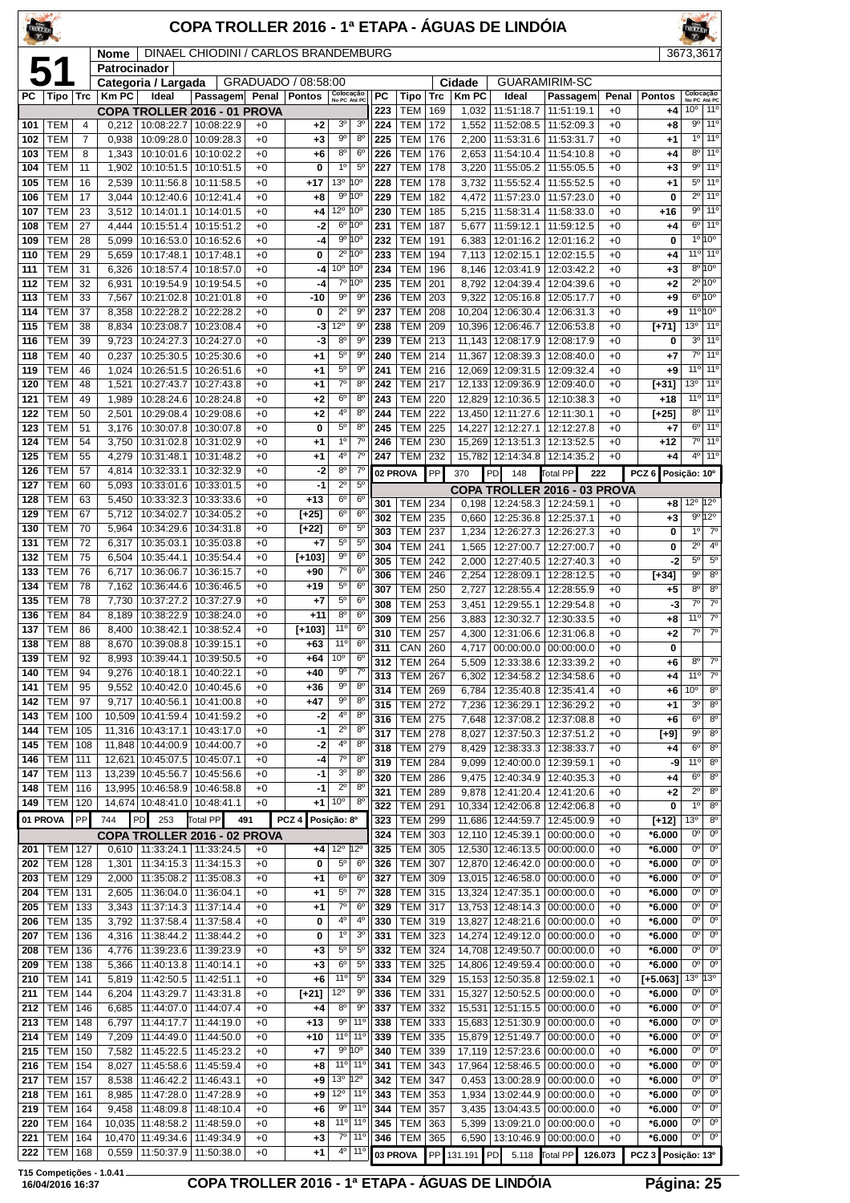# COPA TROLLER 2016 - 1ª ETAPA - ÁGUAS DE LINDÓIA

**51**

**Nome:** DINAEL CHIODINI / CARLOS BRANDEMBURG — 3673,3617

**Patrocinador:**

**Categoria / Largada:** GRADUADO / 08:58:00 — **Cidade:** GUARAMIRIM-SC

| PC | Tipo | Trc | Km PC | Ideal | Passagem | Penal | Pontos | Colocação No PC | Colocação Até PC |
|---|---|---|---|---|---|---|---|---|---|
| **COPA TROLLER 2016 - 01 PROVA** | | | | | | | | | |
| 101 | TEM | 4 | 0,212 | 10:08:22.7 | 10:08:22.9 | +0 | +2 | 3º | 3º |
| 102 | TEM | 7 | 0,938 | 10:09:28.0 | 10:09:28.3 | +0 | +3 | 9º | 8º |
| 103 | TEM | 8 | 1,343 | 10:10:01.6 | 10:10:02.2 | +0 | +6 | 8º | 6º |
| 104 | TEM | 11 | 1,902 | 10:10:51.5 | 10:10:51.5 | +0 | 0 | 1º | 5º |
| 105 | TEM | 16 | 2,539 | 10:11:56.8 | 10:11:58.5 | +0 | +17 | 13º | 10º |
| 106 | TEM | 17 | 3,044 | 10:12:40.6 | 10:12:41.4 | +0 | +8 | 9º | 10º |
| 107 | TEM | 23 | 3,512 | 10:14:01.1 | 10:14:01.5 | +0 | +4 | 12º | 10º |
| 108 | TEM | 27 | 4,444 | 10:15:51.4 | 10:15:51.2 | +0 | -2 | 6º | 10º |
| 109 | TEM | 28 | 5,099 | 10:16:53.0 | 10:16:52.6 | +0 | -4 | 9º | 10º |
| 110 | TEM | 29 | 5,659 | 10:17:48.1 | 10:17:48.1 | +0 | 0 | 2º | 10º |
| 111 | TEM | 31 | 6,326 | 10:18:57.4 | 10:18:57.0 | +0 | -4 | 10º | 10º |
| 112 | TEM | 32 | 6,931 | 10:19:54.9 | 10:19:54.5 | +0 | -4 | 7º | 10º |
| 113 | TEM | 33 | 7,567 | 10:21:02.8 | 10:21:01.8 | +0 | -10 | 9º | 9º |
| 114 | TEM | 37 | 8,358 | 10:22:28.2 | 10:22:28.2 | +0 | 0 | 2º | 9º |
| 115 | TEM | 38 | 8,834 | 10:23:08.7 | 10:23:08.4 | +0 | -3 | 12º | 9º |
| 116 | TEM | 39 | 9,723 | 10:24:27.3 | 10:24:27.0 | +0 | -3 | 8º | 9º |
| 118 | TEM | 40 | 0,237 | 10:25:30.5 | 10:25:30.6 | +0 | +1 | 5º | 9º |
| 119 | TEM | 46 | 1,024 | 10:26:51.5 | 10:26:51.6 | +0 | +1 | 5º | 9º |
| 120 | TEM | 48 | 1,521 | 10:27:43.7 | 10:27:43.8 | +0 | +1 | 7º | 8º |
| 121 | TEM | 49 | 1,989 | 10:28:24.6 | 10:28:24.8 | +0 | +2 | 6º | 8º |
| 122 | TEM | 50 | 2,501 | 10:29:08.4 | 10:29:08.6 | +0 | +2 | 4º | 8º |
| 123 | TEM | 51 | 3,176 | 10:30:07.8 | 10:30:07.8 | +0 | 0 | 5º | 8º |
| 124 | TEM | 54 | 3,750 | 10:31:02.8 | 10:31:02.9 | +0 | +1 | 1º | 7º |
| 125 | TEM | 55 | 4,279 | 10:31:48.1 | 10:31:48.2 | +0 | +1 | 4º | 7º |
| 126 | TEM | 57 | 4,814 | 10:32:33.1 | 10:32:32.9 | +0 | -2 | 8º | 7º |
| 127 | TEM | 60 | 5,093 | 10:33:01.6 | 10:33:01.5 | +0 | -1 | 2º | 5º |
| 128 | TEM | 63 | 5,450 | 10:33:32.3 | 10:33:33.6 | +0 | +13 | 6º | 6º |
| 129 | TEM | 67 | 5,712 | 10:34:02.7 | 10:34:05.2 | +0 | [+25] | 6º | 6º |
| 130 | TEM | 70 | 5,964 | 10:34:29.6 | 10:34:31.8 | +0 | [+22] | 6º | 5º |
| 131 | TEM | 72 | 6,317 | 10:35:03.1 | 10:35:03.8 | +0 | +7 | 5º | 5º |
| 132 | TEM | 75 | 6,504 | 10:35:44.1 | 10:35:54.4 | +0 | [+103] | 9º | 6º |
| 133 | TEM | 76 | 6,717 | 10:36:06.7 | 10:36:15.7 | +0 | +90 | 7º | 6º |
| 134 | TEM | 78 | 7,162 | 10:36:44.6 | 10:36:46.5 | +0 | +19 | 5º | 6º |
| 135 | TEM | 78 | 7,730 | 10:37:27.2 | 10:37:27.9 | +0 | +7 | 5º | 6º |
| 136 | TEM | 84 | 8,189 | 10:38:22.9 | 10:38:24.0 | +0 | +11 | 8º | 6º |
| 137 | TEM | 86 | 8,400 | 10:38:42.1 | 10:38:52.4 | +0 | [+103] | 11º | 6º |
| 138 | TEM | 88 | 8,670 | 10:39:08.8 | 10:39:15.1 | +0 | +63 | 11º | 6º |
| 139 | TEM | 92 | 8,993 | 10:39:44.1 | 10:39:50.5 | +0 | +64 | 10º | 6º |
| 140 | TEM | 94 | 9,276 | 10:40:18.1 | 10:40:22.1 | +0 | +40 | 9º | 7º |
| 141 | TEM | 95 | 9,552 | 10:40:42.0 | 10:40:45.6 | +0 | +36 | 9º | 8º |
| 142 | TEM | 97 | 9,717 | 10:40:56.1 | 10:41:00.8 | +0 | +47 | 9º | 8º |
| 143 | TEM | 100 | 10,509 | 10:41:59.4 | 10:41:59.2 | +0 | -2 | 4º | 8º |
| 144 | TEM | 105 | 11,316 | 10:43:17.1 | 10:43:17.0 | +0 | -1 | 2º | 8º |
| 145 | TEM | 108 | 11,848 | 10:44:00.9 | 10:44:00.7 | +0 | -2 | 4º | 8º |
| 146 | TEM | 111 | 12,621 | 10:45:07.5 | 10:45:07.1 | +0 | -4 | 7º | 8º |
| 147 | TEM | 113 | 13,239 | 10:45:56.7 | 10:45:56.6 | +0 | -1 | 3º | 8º |
| 148 | TEM | 116 | 13,995 | 10:46:58.9 | 10:46:58.8 | +0 | -1 | 2º | 8º |
| 149 | TEM | 120 | 14,674 | 10:48:41.0 | 10:48:41.1 | +0 | +1 | 10º | 8º |
| **01 PROVA** | PP | 744 | PD 253 | Total PP 491 | | | PCZ 4 | Posição: 8º | |
| **COPA TROLLER 2016 - 02 PROVA** | | | | | | | | | |
| 201 | TEM | 127 | 0,610 | 11:33:24.1 | 11:33:24.5 | +0 | +4 | 12º | 12º |
| 202 | TEM | 128 | 1,301 | 11:34:15.3 | 11:34:15.3 | +0 | 0 | 5º | 6º |
| 203 | TEM | 129 | 2,000 | 11:35:08.2 | 11:35:08.3 | +0 | +1 | 6º | 6º |
| 204 | TEM | 131 | 2,605 | 11:36:04.0 | 11:36:04.1 | +0 | +1 | 5º | 7º |
| 205 | TEM | 133 | 3,343 | 11:37:14.3 | 11:37:14.4 | +0 | +1 | 7º | 6º |
| 206 | TEM | 135 | 3,792 | 11:37:58.4 | 11:37:58.4 | +0 | 0 | 4º | 4º |
| 207 | TEM | 136 | 4,316 | 11:38:44.2 | 11:38:44.2 | +0 | 0 | 1º | 3º |
| 208 | TEM | 136 | 4,776 | 11:39:23.6 | 11:39:23.9 | +0 | +3 | 5º | 5º |
| 209 | TEM | 138 | 5,366 | 11:40:13.8 | 11:40:14.1 | +0 | +3 | 6º | 5º |
| 210 | TEM | 141 | 5,819 | 11:42:50.5 | 11:42:51.1 | +0 | +6 | 11º | 5º |
| 211 | TEM | 144 | 6,204 | 11:43:29.7 | 11:43:31.8 | +0 | [+21] | 12º | 9º |
| 212 | TEM | 146 | 6,685 | 11:44:07.0 | 11:44:07.4 | +0 | +4 | 8º | 9º |
| 213 | TEM | 148 | 6,797 | 11:44:17.7 | 11:44:19.0 | +0 | +13 | 9º | 11º |
| 214 | TEM | 149 | 7,209 | 11:44:49.0 | 11:44:50.0 | +0 | +10 | 11º | 11º |
| 215 | TEM | 150 | 7,582 | 11:45:22.5 | 11:45:23.2 | +0 | +7 | 9º | 10º |
| 216 | TEM | 154 | 8,027 | 11:45:58.6 | 11:45:59.4 | +0 | +8 | 11º | 11º |
| 217 | TEM | 157 | 8,538 | 11:46:42.2 | 11:46:43.1 | +0 | +9 | 13º | 12º |
| 218 | TEM | 161 | 8,985 | 11:47:28.0 | 11:47:28.9 | +0 | +9 | 12º | 11º |
| 219 | TEM | 164 | 9,458 | 11:48:09.8 | 11:48:10.4 | +0 | +6 | 9º | 11º |
| 220 | TEM | 164 | 10,035 | 11:48:58.2 | 11:48:59.0 | +0 | +8 | 11º | 11º |
| 221 | TEM | 164 | 10,470 | 11:49:34.6 | 11:49:34.9 | +0 | +3 | 7º | 11º |
| 222 | TEM | 168 | 0,559 | 11:50:37.9 | 11:50:38.0 | +0 | +1 | 4º | 11º |
| 223 | TEM | 169 | 1,032 | 11:51:18.7 | 11:51:19.1 | +0 | +4 | 10º | 11º |
| 224 | TEM | 172 | 1,552 | 11:52:08.5 | 11:52:09.3 | +0 | +8 | 9º | 11º |
| 225 | TEM | 176 | 2,200 | 11:53:31.6 | 11:53:31.7 | +0 | +1 | 1º | 11º |
| 226 | TEM | 176 | 2,653 | 11:54:10.4 | 11:54:10.8 | +0 | +4 | 8º | 11º |
| 227 | TEM | 178 | 3,220 | 11:55:05.2 | 11:55:05.5 | +0 | +3 | 9º | 11º |
| 228 | TEM | 178 | 3,732 | 11:55:52.4 | 11:55:52.5 | +0 | +1 | 5º | 11º |
| 229 | TEM | 182 | 4,472 | 11:57:23.0 | 11:57:23.0 | +0 | 0 | 2º | 11º |
| 230 | TEM | 185 | 5,215 | 11:58:31.4 | 11:58:33.0 | +0 | +16 | 9º | 11º |
| 231 | TEM | 187 | 5,677 | 11:59:12.1 | 11:59:12.5 | +0 | +4 | 6º | 11º |
| 232 | TEM | 191 | 6,383 | 12:01:16.2 | 12:01:16.2 | +0 | 0 | 1º | 10º |
| 233 | TEM | 194 | 7,113 | 12:02:15.1 | 12:02:15.5 | +0 | +4 | 11º | 11º |
| 234 | TEM | 196 | 8,146 | 12:03:41.9 | 12:03:42.2 | +0 | +3 | 8º | 10º |
| 235 | TEM | 201 | 8,792 | 12:04:39.4 | 12:04:39.6 | +0 | +2 | 2º | 10º |
| 236 | TEM | 203 | 9,322 | 12:05:16.8 | 12:05:17.7 | +0 | +9 | 6º | 10º |
| 237 | TEM | 208 | 10,204 | 12:06:30.4 | 12:06:31.3 | +0 | +9 | 11º | 10º |
| 238 | TEM | 209 | 10,396 | 12:06:46.7 | 12:06:53.8 | +0 | [+71] | 13º | 11º |
| 239 | TEM | 213 | 11,143 | 12:08:17.9 | 12:08:17.9 | +0 | 0 | 3º | 11º |
| 240 | TEM | 214 | 11,367 | 12:08:39.3 | 12:08:40.0 | +0 | +7 | 7º | 11º |
| 241 | TEM | 216 | 12,069 | 12:09:31.5 | 12:09:32.4 | +0 | +9 | 11º | 11º |
| 242 | TEM | 217 | 12,133 | 12:09:36.9 | 12:09:40.0 | +0 | [+31] | 13º | 11º |
| 243 | TEM | 220 | 12,829 | 12:10:36.5 | 12:10:38.3 | +0 | +18 | 11º | 11º |
| 244 | TEM | 222 | 13,450 | 12:11:27.6 | 12:11:30.1 | +0 | [+25] | 8º | 11º |
| 245 | TEM | 225 | 14,227 | 12:12:27.1 | 12:12:27.8 | +0 | +7 | 6º | 11º |
| 246 | TEM | 230 | 15,269 | 12:13:51.3 | 12:13:52.5 | +0 | +12 | 7º | 11º |
| 247 | TEM | 232 | 15,782 | 12:14:34.8 | 12:14:35.2 | +0 | +4 | 4º | 11º |
| **02 PROVA** | PP | 370 | PD 148 | Total PP 222 | | | PCZ 6 | Posição: 10º | |
| **COPA TROLLER 2016 - 03 PROVA** | | | | | | | | | |
| 301 | TEM | 234 | 0,198 | 12:24:58.3 | 12:24:59.1 | +0 | +8 | 12º | 12º |
| 302 | TEM | 235 | 0,660 | 12:25:36.8 | 12:25:37.1 | +0 | +3 | 9º | 12º |
| 303 | TEM | 237 | 1,234 | 12:26:27.3 | 12:26:27.3 | +0 | 0 | 1º | 7º |
| 304 | TEM | 241 | 1,565 | 12:27:00.7 | 12:27:00.7 | +0 | 0 | 2º | 4º |
| 305 | TEM | 242 | 2,000 | 12:27:40.5 | 12:27:40.3 | +0 | -2 | 5º | 5º |
| 306 | TEM | 246 | 2,254 | 12:28:09.1 | 12:28:12.5 | +0 | [+34] | 9º | 8º |
| 307 | TEM | 250 | 2,727 | 12:28:55.4 | 12:28:55.9 | +0 | +5 | 8º | 8º |
| 308 | TEM | 253 | 3,451 | 12:29:55.1 | 12:29:54.8 | +0 | -3 | 7º | 7º |
| 309 | TEM | 256 | 3,883 | 12:30:32.7 | 12:30:33.5 | +0 | +8 | 11º | 7º |
| 310 | TEM | 257 | 4,300 | 12:31:06.6 | 12:31:06.8 | +0 | +2 | 7º | 7º |
| 311 | CAN | 260 | 4,717 | 00:00:00.0 | 00:00:00.0 | +0 | 0 | | |
| 312 | TEM | 264 | 5,509 | 12:33:38.6 | 12:33:39.2 | +0 | +6 | 8º | 7º |
| 313 | TEM | 267 | 6,302 | 12:34:58.2 | 12:34:58.6 | +0 | +4 | 11º | 7º |
| 314 | TEM | 269 | 6,784 | 12:35:40.8 | 12:35:41.4 | +0 | +6 | 10º | 8º |
| 315 | TEM | 272 | 7,236 | 12:36:29.1 | 12:36:29.2 | +0 | +1 | 3º | 8º |
| 316 | TEM | 275 | 7,648 | 12:37:08.2 | 12:37:08.8 | +0 | +6 | 6º | 8º |
| 317 | TEM | 278 | 8,027 | 12:37:50.3 | 12:37:51.2 | +0 | [+9] | 9º | 8º |
| 318 | TEM | 279 | 8,429 | 12:38:33.3 | 12:38:33.7 | +0 | +4 | 6º | 8º |
| 319 | TEM | 284 | 9,099 | 12:40:00.0 | 12:39:59.1 | +0 | -9 | 11º | 8º |
| 320 | TEM | 286 | 9,475 | 12:40:34.9 | 12:40:35.3 | +0 | +4 | 6º | 8º |
| 321 | TEM | 289 | 9,878 | 12:41:20.4 | 12:41:20.6 | +0 | +2 | 2º | 8º |
| 322 | TEM | 291 | 10,334 | 12:42:06.8 | 12:42:06.8 | +0 | 0 | 1º | 8º |
| 323 | TEM | 299 | 11,686 | 12:44:59.7 | 12:45:00.9 | +0 | [+12] | 13º | 8º |
| 324 | TEM | 303 | 12,110 | 12:45:39.1 | 00:00:00.0 | +0 | *6.000 | 0º | 0º |
| 325 | TEM | 305 | 12,530 | 12:46:13.5 | 00:00:00.0 | +0 | *6.000 | 0º | 0º |
| 326 | TEM | 307 | 12,870 | 12:46:42.0 | 00:00:00.0 | +0 | *6.000 | 0º | 0º |
| 327 | TEM | 309 | 13,015 | 12:46:58.0 | 00:00:00.0 | +0 | *6.000 | 0º | 0º |
| 328 | TEM | 315 | 13,324 | 12:47:35.1 | 00:00:00.0 | +0 | *6.000 | 0º | 0º |
| 329 | TEM | 317 | 13,753 | 12:48:14.3 | 00:00:00.0 | +0 | *6.000 | 0º | 0º |
| 330 | TEM | 319 | 13,827 | 12:48:21.6 | 00:00:00.0 | +0 | *6.000 | 0º | 0º |
| 331 | TEM | 323 | 14,274 | 12:49:12.0 | 00:00:00.0 | +0 | *6.000 | 0º | 0º |
| 332 | TEM | 324 | 14,708 | 12:49:50.7 | 00:00:00.0 | +0 | *6.000 | 0º | 0º |
| 333 | TEM | 325 | 14,806 | 12:49:59.4 | 00:00:00.0 | +0 | *6.000 | 0º | 0º |
| 334 | TEM | 329 | 15,153 | 12:50:35.8 | 12:59:02.1 | +0 | [+5.063] | 13º | 13º |
| 336 | TEM | 331 | 15,327 | 12:50:52.5 | 00:00:00.0 | +0 | *6.000 | 0º | 0º |
| 337 | TEM | 332 | 15,531 | 12:51:15.5 | 00:00:00.0 | +0 | *6.000 | 0º | 0º |
| 338 | TEM | 333 | 15,683 | 12:51:30.9 | 00:00:00.0 | +0 | *6.000 | 0º | 0º |
| 339 | TEM | 335 | 15,879 | 12:51:49.7 | 00:00:00.0 | +0 | *6.000 | 0º | 0º |
| 340 | TEM | 339 | 17,119 | 12:57:23.6 | 00:00:00.0 | +0 | *6.000 | 0º | 0º |
| 341 | TEM | 343 | 17,964 | 12:58:46.5 | 00:00:00.0 | +0 | *6.000 | 0º | 0º |
| 342 | TEM | 347 | 0,453 | 13:00:28.9 | 00:00:00.0 | +0 | *6.000 | 0º | 0º |
| 343 | TEM | 353 | 1,934 | 13:02:44.9 | 00:00:00.0 | +0 | *6.000 | 0º | 0º |
| 344 | TEM | 357 | 3,435 | 13:04:43.5 | 00:00:00.0 | +0 | *6.000 | 0º | 0º |
| 345 | TEM | 363 | 5,399 | 13:09:21.0 | 00:00:00.0 | +0 | *6.000 | 0º | 0º |
| 346 | TEM | 365 | 6,590 | 13:10:46.9 | 00:00:00.0 | +0 | *6.000 | 0º | 0º |
| **03 PROVA** | PP | 131.191 | PD 5.118 | Total PP 126.073 | | | PCZ 3 | Posição: 13º | |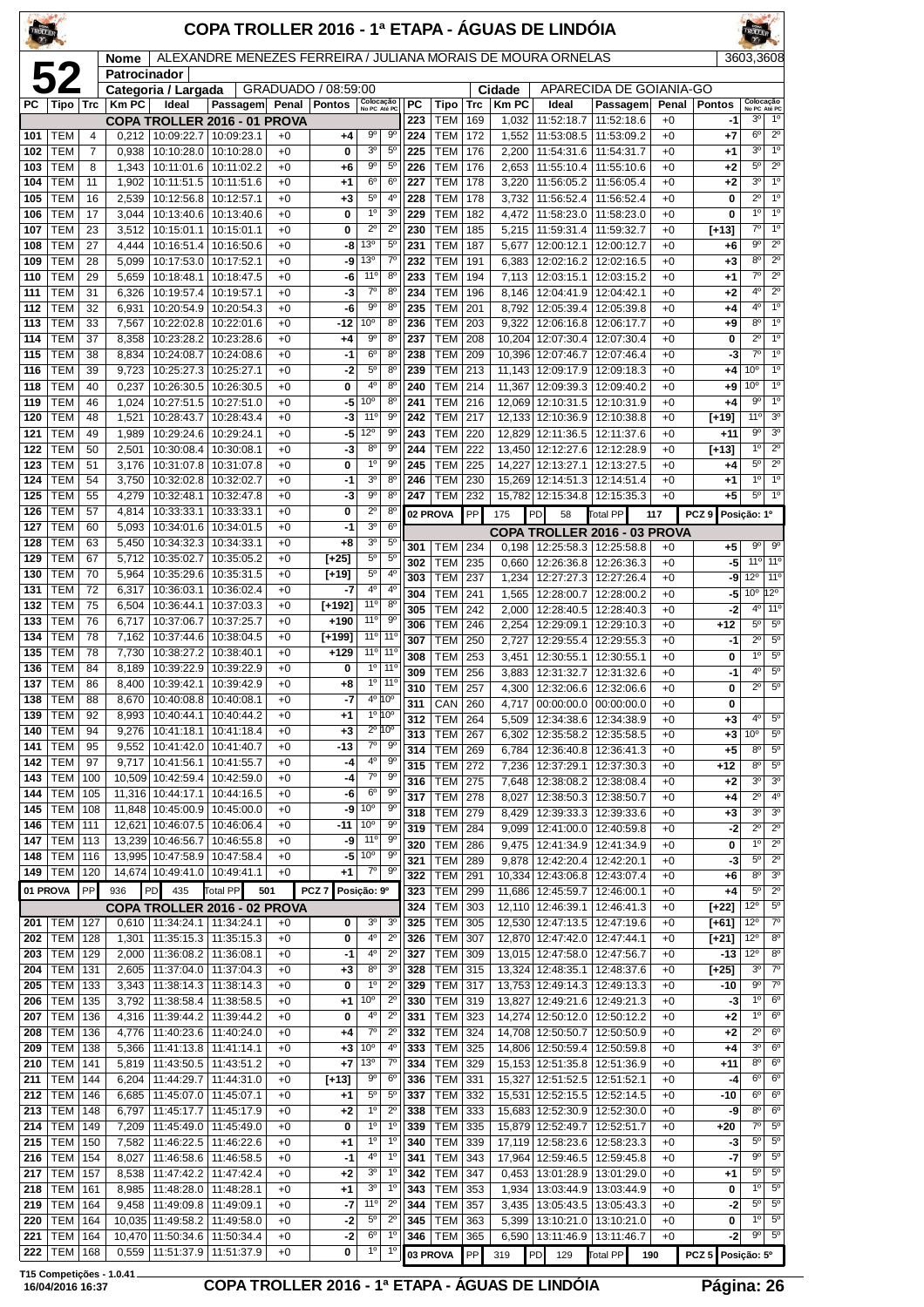# COPA TROLLER 2016 - 1ª ETAPA - ÁGUAS DE LINDÓIA

**52**

| Nome | ALEXANDRE MENEZES FERREIRA / JULIANA MORAIS DE MOURA ORNELAS | 3603,3608 |
|---|---|---|
| Patrocinador | | |
| Categoria / Largada | GRADUADO / 08:59:00 | Cidade: APARECIDA DE GOIANIA-GO |

## COPA TROLLER 2016 - 01 PROVA

| PC | Tipo | Trc | Km PC | Ideal | Passagem | Penal | Pontos | Colocação No PC | Colocação Até PC |
|---|---|---|---|---|---|---|---|---|---|
| 101 | TEM | 4 | 0,212 | 10:09:22.7 | 10:09:23.1 | +0 | +4 | 9º | 9º |
| 102 | TEM | 7 | 0,938 | 10:10:28.0 | 10:10:28.0 | +0 | 0 | 3º | 5º |
| 103 | TEM | 8 | 1,343 | 10:11:01.6 | 10:11:02.2 | +0 | +6 | 9º | 5º |
| 104 | TEM | 11 | 1,902 | 10:11:51.5 | 10:11:51.6 | +0 | +1 | 6º | 6º |
| 105 | TEM | 16 | 2,539 | 10:12:56.8 | 10:12:57.1 | +0 | +3 | 5º | 4º |
| 106 | TEM | 17 | 3,044 | 10:13:40.6 | 10:13:40.6 | +0 | 0 | 1º | 3º |
| 107 | TEM | 23 | 3,512 | 10:15:01.1 | 10:15:01.1 | +0 | 0 | 2º | 2º |
| 108 | TEM | 27 | 4,444 | 10:16:51.4 | 10:16:50.6 | +0 | -8 | 13º | 5º |
| 109 | TEM | 28 | 5,099 | 10:17:53.0 | 10:17:52.1 | +0 | -9 | 13º | 7º |
| 110 | TEM | 29 | 5,659 | 10:18:48.1 | 10:18:47.5 | +0 | -6 | 11º | 8º |
| 111 | TEM | 31 | 6,326 | 10:19:57.4 | 10:19:57.1 | +0 | -3 | 7º | 8º |
| 112 | TEM | 32 | 6,931 | 10:20:54.9 | 10:20:54.3 | +0 | -6 | 9º | 8º |
| 113 | TEM | 33 | 7,567 | 10:22:02.8 | 10:22:01.6 | +0 | -12 | 10º | 8º |
| 114 | TEM | 37 | 8,358 | 10:23:28.2 | 10:23:28.6 | +0 | +4 | 9º | 8º |
| 115 | TEM | 38 | 8,834 | 10:24:08.7 | 10:24:08.6 | +0 | -1 | 6º | 8º |
| 116 | TEM | 39 | 9,723 | 10:25:27.3 | 10:25:27.1 | +0 | -2 | 5º | 8º |
| 118 | TEM | 40 | 0,237 | 10:26:30.5 | 10:26:30.5 | +0 | 0 | 4º | 8º |
| 119 | TEM | 46 | 1,024 | 10:27:51.5 | 10:27:51.0 | +0 | -5 | 10º | 8º |
| 120 | TEM | 48 | 1,521 | 10:28:43.7 | 10:28:43.4 | +0 | -3 | 11º | 9º |
| 121 | TEM | 49 | 1,989 | 10:29:24.6 | 10:29:24.1 | +0 | -5 | 12º | 9º |
| 122 | TEM | 50 | 2,501 | 10:30:08.4 | 10:30:08.1 | +0 | -3 | 8º | 9º |
| 123 | TEM | 51 | 3,176 | 10:31:07.8 | 10:31:07.8 | +0 | 0 | 1º | 9º |
| 124 | TEM | 54 | 3,750 | 10:32:02.8 | 10:32:02.7 | +0 | -1 | 3º | 8º |
| 125 | TEM | 55 | 4,279 | 10:32:48.1 | 10:32:47.8 | +0 | -3 | 9º | 8º |
| 126 | TEM | 57 | 4,814 | 10:33:33.1 | 10:33:33.1 | +0 | 0 | 2º | 8º |
| 127 | TEM | 60 | 5,093 | 10:34:01.6 | 10:34:01.5 | +0 | -1 | 3º | 6º |
| 128 | TEM | 63 | 5,450 | 10:34:32.3 | 10:34:33.1 | +0 | +8 | 3º | 5º |
| 129 | TEM | 67 | 5,712 | 10:35:02.7 | 10:35:05.2 | +0 | [+25] | 5º | 5º |
| 130 | TEM | 70 | 5,964 | 10:35:29.6 | 10:35:31.5 | +0 | [+19] | 5º | 4º |
| 131 | TEM | 72 | 6,317 | 10:36:03.1 | 10:36:02.4 | +0 | -7 | 4º | 4º |
| 132 | TEM | 75 | 6,504 | 10:36:44.1 | 10:37:03.3 | +0 | [+192] | 11º | 8º |
| 133 | TEM | 76 | 6,717 | 10:37:06.7 | 10:37:25.7 | +0 | +190 | 11º | 9º |
| 134 | TEM | 78 | 7,162 | 10:37:44.6 | 10:38:04.5 | +0 | [+199] | 11º | 11º |
| 135 | TEM | 78 | 7,730 | 10:38:27.2 | 10:38:40.1 | +0 | +129 | 11º | 11º |
| 136 | TEM | 84 | 8,189 | 10:39:22.9 | 10:39:22.9 | +0 | 0 | 1º | 11º |
| 137 | TEM | 86 | 8,400 | 10:39:42.1 | 10:39:42.9 | +0 | +8 | 1º | 11º |
| 138 | TEM | 88 | 8,670 | 10:40:08.8 | 10:40:08.1 | +0 | -7 | 4º | 10º |
| 139 | TEM | 92 | 8,993 | 10:40:44.1 | 10:40:44.2 | +0 | +1 | 1º | 10º |
| 140 | TEM | 94 | 9,276 | 10:41:18.1 | 10:41:18.4 | +0 | +3 | 2º | 10º |
| 141 | TEM | 95 | 9,552 | 10:41:42.0 | 10:41:40.7 | +0 | -13 | 7º | 9º |
| 142 | TEM | 97 | 9,717 | 10:41:56.1 | 10:41:55.7 | +0 | -4 | 4º | 9º |
| 143 | TEM | 100 | 10,509 | 10:42:59.4 | 10:42:59.0 | +0 | -4 | 7º | 9º |
| 144 | TEM | 105 | 11,316 | 10:44:17.1 | 10:44:16.5 | +0 | -6 | 6º | 9º |
| 145 | TEM | 108 | 11,848 | 10:45:00.9 | 10:45:00.0 | +0 | -9 | 10º | 9º |
| 146 | TEM | 111 | 12,621 | 10:46:07.5 | 10:46:06.4 | +0 | -11 | 10º | 9º |
| 147 | TEM | 113 | 13,239 | 10:46:56.7 | 10:46:55.8 | +0 | -9 | 11º | 9º |
| 148 | TEM | 116 | 13,995 | 10:47:58.9 | 10:47:58.4 | +0 | -5 | 10º | 9º |
| 149 | TEM | 120 | 14,674 | 10:49:41.0 | 10:49:41.1 | +0 | +1 | 7º | 9º |

01 PROVA — PP: 936 — PD: 435 — Total PP: 501 — PCZ 7 — Posição: 9º

## COPA TROLLER 2016 - 02 PROVA

| PC | Tipo | Trc | Km PC | Ideal | Passagem | Penal | Pontos | Colocação No PC | Colocação Até PC |
|---|---|---|---|---|---|---|---|---|---|
| 201 | TEM | 127 | 0,610 | 11:34:24.1 | 11:34:24.1 | +0 | 0 | 3º | 3º |
| 202 | TEM | 128 | 1,301 | 11:35:15.3 | 11:35:15.3 | +0 | 0 | 4º | 2º |
| 203 | TEM | 129 | 2,000 | 11:36:08.2 | 11:36:08.1 | +0 | -1 | 4º | 2º |
| 204 | TEM | 131 | 2,605 | 11:37:04.0 | 11:37:04.3 | +0 | +3 | 8º | 3º |
| 205 | TEM | 133 | 3,343 | 11:38:14.3 | 11:38:14.3 | +0 | 0 | 1º | 2º |
| 206 | TEM | 135 | 3,792 | 11:38:58.4 | 11:38:58.5 | +0 | +1 | 10º | 2º |
| 207 | TEM | 136 | 4,316 | 11:39:44.2 | 11:39:44.2 | +0 | 0 | 4º | 2º |
| 208 | TEM | 136 | 4,776 | 11:40:23.6 | 11:40:24.0 | +0 | +4 | 7º | 2º |
| 209 | TEM | 138 | 5,366 | 11:41:13.8 | 11:41:14.1 | +0 | +3 | 10º | 4º |
| 210 | TEM | 141 | 5,819 | 11:43:50.5 | 11:43:51.2 | +0 | +7 | 13º | 7º |
| 211 | TEM | 144 | 6,204 | 11:44:29.7 | 11:44:31.0 | +0 | [+13] | 9º | 6º |
| 212 | TEM | 146 | 6,685 | 11:45:07.0 | 11:45:07.1 | +0 | +1 | 5º | 5º |
| 213 | TEM | 148 | 6,797 | 11:45:17.7 | 11:45:17.9 | +0 | +2 | 1º | 2º |
| 214 | TEM | 149 | 7,209 | 11:45:49.0 | 11:45:49.0 | +0 | 0 | 1º | 1º |
| 215 | TEM | 150 | 7,582 | 11:46:22.5 | 11:46:22.6 | +0 | +1 | 1º | 1º |
| 216 | TEM | 154 | 8,027 | 11:46:58.6 | 11:46:58.5 | +0 | -1 | 4º | 1º |
| 217 | TEM | 157 | 8,538 | 11:47:42.2 | 11:47:42.4 | +0 | +2 | 3º | 1º |
| 218 | TEM | 161 | 8,985 | 11:48:28.0 | 11:48:28.1 | +0 | +1 | 3º | 1º |
| 219 | TEM | 164 | 9,458 | 11:49:09.8 | 11:49:09.1 | +0 | -7 | 11º | 2º |
| 220 | TEM | 164 | 10,035 | 11:49:58.2 | 11:49:58.0 | +0 | -2 | 5º | 2º |
| 221 | TEM | 164 | 10,470 | 11:50:34.6 | 11:50:34.4 | +0 | -2 | 6º | 1º |
| 222 | TEM | 168 | 0,559 | 11:51:37.9 | 11:51:37.9 | +0 | 0 | 1º | 1º |
| 223 | TEM | 169 | 1,032 | 11:52:18.7 | 11:52:18.6 | +0 | -1 | 3º | 1º |
| 224 | TEM | 172 | 1,552 | 11:53:08.5 | 11:53:09.2 | +0 | +7 | 6º | 2º |
| 225 | TEM | 176 | 2,200 | 11:54:31.6 | 11:54:31.7 | +0 | +1 | 3º | 1º |
| 226 | TEM | 176 | 2,653 | 11:55:10.4 | 11:55:10.6 | +0 | +2 | 5º | 2º |
| 227 | TEM | 178 | 3,220 | 11:56:05.2 | 11:56:05.4 | +0 | +2 | 3º | 1º |
| 228 | TEM | 178 | 3,732 | 11:56:52.4 | 11:56:52.4 | +0 | 0 | 2º | 1º |
| 229 | TEM | 182 | 4,472 | 11:58:23.0 | 11:58:23.0 | +0 | 0 | 1º | 1º |
| 230 | TEM | 185 | 5,215 | 11:59:31.4 | 11:59:32.7 | +0 | [+13] | 7º | 1º |
| 231 | TEM | 187 | 5,677 | 12:00:12.1 | 12:00:12.7 | +0 | +6 | 9º | 2º |
| 232 | TEM | 191 | 6,383 | 12:02:16.2 | 12:02:16.5 | +0 | +3 | 8º | 2º |
| 233 | TEM | 194 | 7,113 | 12:03:15.1 | 12:03:15.2 | +0 | +1 | 7º | 2º |
| 234 | TEM | 196 | 8,146 | 12:04:41.9 | 12:04:42.1 | +0 | +2 | 4º | 2º |
| 235 | TEM | 201 | 8,792 | 12:05:39.4 | 12:05:39.8 | +0 | +4 | 4º | 1º |
| 236 | TEM | 203 | 9,322 | 12:06:16.8 | 12:06:17.7 | +0 | +9 | 8º | 1º |
| 237 | TEM | 208 | 10,204 | 12:07:30.4 | 12:07:30.4 | +0 | 0 | 2º | 1º |
| 238 | TEM | 209 | 10,396 | 12:07:46.7 | 12:07:46.4 | +0 | -3 | 7º | 1º |
| 239 | TEM | 213 | 11,143 | 12:09:17.9 | 12:09:18.3 | +0 | +4 | 10º | 1º |
| 240 | TEM | 214 | 11,367 | 12:09:39.3 | 12:09:40.2 | +0 | +9 | 10º | 1º |
| 241 | TEM | 216 | 12,069 | 12:10:31.5 | 12:10:31.9 | +0 | +4 | 9º | 1º |
| 242 | TEM | 217 | 12,133 | 12:10:36.9 | 12:10:38.8 | +0 | [+19] | 11º | 3º |
| 243 | TEM | 220 | 12,829 | 12:11:36.5 | 12:11:37.6 | +0 | +11 | 9º | 3º |
| 244 | TEM | 222 | 13,450 | 12:12:27.6 | 12:12:28.9 | +0 | [+13] | 1º | 2º |
| 245 | TEM | 225 | 14,227 | 12:13:27.1 | 12:13:27.5 | +0 | +4 | 5º | 2º |
| 246 | TEM | 230 | 15,269 | 12:14:51.3 | 12:14:51.4 | +0 | +1 | 1º | 1º |
| 247 | TEM | 232 | 15,782 | 12:15:34.8 | 12:15:35.3 | +0 | +5 | 5º | 1º |

02 PROVA — PP: 175 — PD: 58 — Total PP: 117 — PCZ 9 — Posição: 1º

## COPA TROLLER 2016 - 03 PROVA

| PC | Tipo | Trc | Km PC | Ideal | Passagem | Penal | Pontos | Colocação No PC | Colocação Até PC |
|---|---|---|---|---|---|---|---|---|---|
| 301 | TEM | 234 | 0,198 | 12:25:58.3 | 12:25:58.8 | +0 | +5 | 9º | 9º |
| 302 | TEM | 235 | 0,660 | 12:26:36.8 | 12:26:36.3 | +0 | -5 | 11º | 11º |
| 303 | TEM | 237 | 1,234 | 12:27:27.3 | 12:27:26.4 | +0 | -9 | 12º | 11º |
| 304 | TEM | 241 | 1,565 | 12:28:00.7 | 12:28:00.2 | +0 | -5 | 10º | 12º |
| 305 | TEM | 242 | 2,000 | 12:28:40.5 | 12:28:40.3 | +0 | -2 | 4º | 11º |
| 306 | TEM | 246 | 2,254 | 12:29:09.1 | 12:29:10.3 | +0 | +12 | 5º | 5º |
| 307 | TEM | 250 | 2,727 | 12:29:55.4 | 12:29:55.3 | +0 | -1 | 2º | 5º |
| 308 | TEM | 253 | 3,451 | 12:30:55.1 | 12:30:55.1 | +0 | 0 | 1º | 5º |
| 309 | TEM | 256 | 3,883 | 12:31:32.7 | 12:31:32.6 | +0 | -1 | 4º | 5º |
| 310 | TEM | 257 | 4,300 | 12:32:06.6 | 12:32:06.6 | +0 | 0 | 2º | 5º |
| 311 | CAN | 260 | 4,717 | 00:00:00.0 | 00:00:00.0 | +0 | 0 | | |
| 312 | TEM | 264 | 5,509 | 12:34:38.6 | 12:34:38.9 | +0 | +3 | 4º | 5º |
| 313 | TEM | 267 | 6,302 | 12:35:58.2 | 12:35:58.5 | +0 | +3 | 10º | 5º |
| 314 | TEM | 269 | 6,784 | 12:36:40.8 | 12:36:41.3 | +0 | +5 | 8º | 5º |
| 315 | TEM | 272 | 7,236 | 12:37:29.1 | 12:37:30.3 | +0 | +12 | 8º | 5º |
| 316 | TEM | 275 | 7,648 | 12:38:08.2 | 12:38:08.4 | +0 | +2 | 3º | 3º |
| 317 | TEM | 278 | 8,027 | 12:38:50.3 | 12:38:50.7 | +0 | +4 | 2º | 4º |
| 318 | TEM | 279 | 8,429 | 12:39:33.3 | 12:39:33.6 | +0 | +3 | 3º | 3º |
| 319 | TEM | 284 | 9,099 | 12:41:00.0 | 12:40:59.8 | +0 | -2 | 2º | 2º |
| 320 | TEM | 286 | 9,475 | 12:41:34.9 | 12:41:34.9 | +0 | 0 | 1º | 2º |
| 321 | TEM | 289 | 9,878 | 12:42:20.4 | 12:42:20.1 | +0 | -3 | 5º | 2º |
| 322 | TEM | 291 | 10,334 | 12:43:06.8 | 12:43:07.4 | +0 | +6 | 8º | 3º |
| 323 | TEM | 299 | 11,686 | 12:45:59.7 | 12:46:00.1 | +0 | +4 | 5º | 2º |
| 324 | TEM | 303 | 12,110 | 12:46:39.1 | 12:46:41.3 | +0 | [+22] | 12º | 5º |
| 325 | TEM | 305 | 12,530 | 12:47:13.5 | 12:47:19.6 | +0 | [+61] | 12º | 7º |
| 326 | TEM | 307 | 12,870 | 12:47:42.0 | 12:47:44.1 | +0 | [+21] | 12º | 8º |
| 327 | TEM | 309 | 13,015 | 12:47:58.0 | 12:47:56.7 | +0 | -13 | 12º | 8º |
| 328 | TEM | 315 | 13,324 | 12:48:35.1 | 12:48:37.6 | +0 | [+25] | 3º | 7º |
| 329 | TEM | 317 | 13,753 | 12:49:14.3 | 12:49:13.3 | +0 | -10 | 9º | 7º |
| 330 | TEM | 319 | 13,827 | 12:49:21.6 | 12:49:21.3 | +0 | -3 | 1º | 6º |
| 331 | TEM | 323 | 14,274 | 12:50:12.0 | 12:50:12.2 | +0 | +2 | 1º | 6º |
| 332 | TEM | 324 | 14,708 | 12:50:50.7 | 12:50:50.9 | +0 | +2 | 2º | 6º |
| 333 | TEM | 325 | 14,806 | 12:50:59.4 | 12:50:59.8 | +0 | +4 | 3º | 6º |
| 334 | TEM | 329 | 15,153 | 12:51:35.8 | 12:51:36.9 | +0 | +11 | 8º | 6º |
| 336 | TEM | 331 | 15,327 | 12:51:52.5 | 12:51:52.1 | +0 | -4 | 6º | 6º |
| 337 | TEM | 332 | 15,531 | 12:52:15.5 | 12:52:14.5 | +0 | -10 | 6º | 6º |
| 338 | TEM | 333 | 15,683 | 12:52:30.9 | 12:52:30.0 | +0 | -9 | 8º | 6º |
| 339 | TEM | 335 | 15,879 | 12:52:49.7 | 12:52:51.7 | +0 | +20 | 7º | 5º |
| 340 | TEM | 339 | 17,119 | 12:58:23.6 | 12:58:23.3 | +0 | -3 | 5º | 5º |
| 341 | TEM | 343 | 17,964 | 12:59:46.5 | 12:59:45.8 | +0 | -7 | 9º | 5º |
| 342 | TEM | 347 | 0,453 | 13:01:28.9 | 13:01:29.0 | +0 | +1 | 5º | 5º |
| 343 | TEM | 353 | 1,934 | 13:03:44.9 | 13:03:44.9 | +0 | 0 | 1º | 5º |
| 344 | TEM | 357 | 3,435 | 13:05:43.5 | 13:05:43.3 | +0 | -2 | 5º | 5º |
| 345 | TEM | 363 | 5,399 | 13:10:21.0 | 13:10:21.0 | +0 | 0 | 1º | 5º |
| 346 | TEM | 365 | 6,590 | 13:11:46.9 | 13:11:46.7 | +0 | -2 | 9º | 5º |

03 PROVA — PP: 319 — PD: 129 — Total PP: 190 — PCZ 5 — Posição: 5º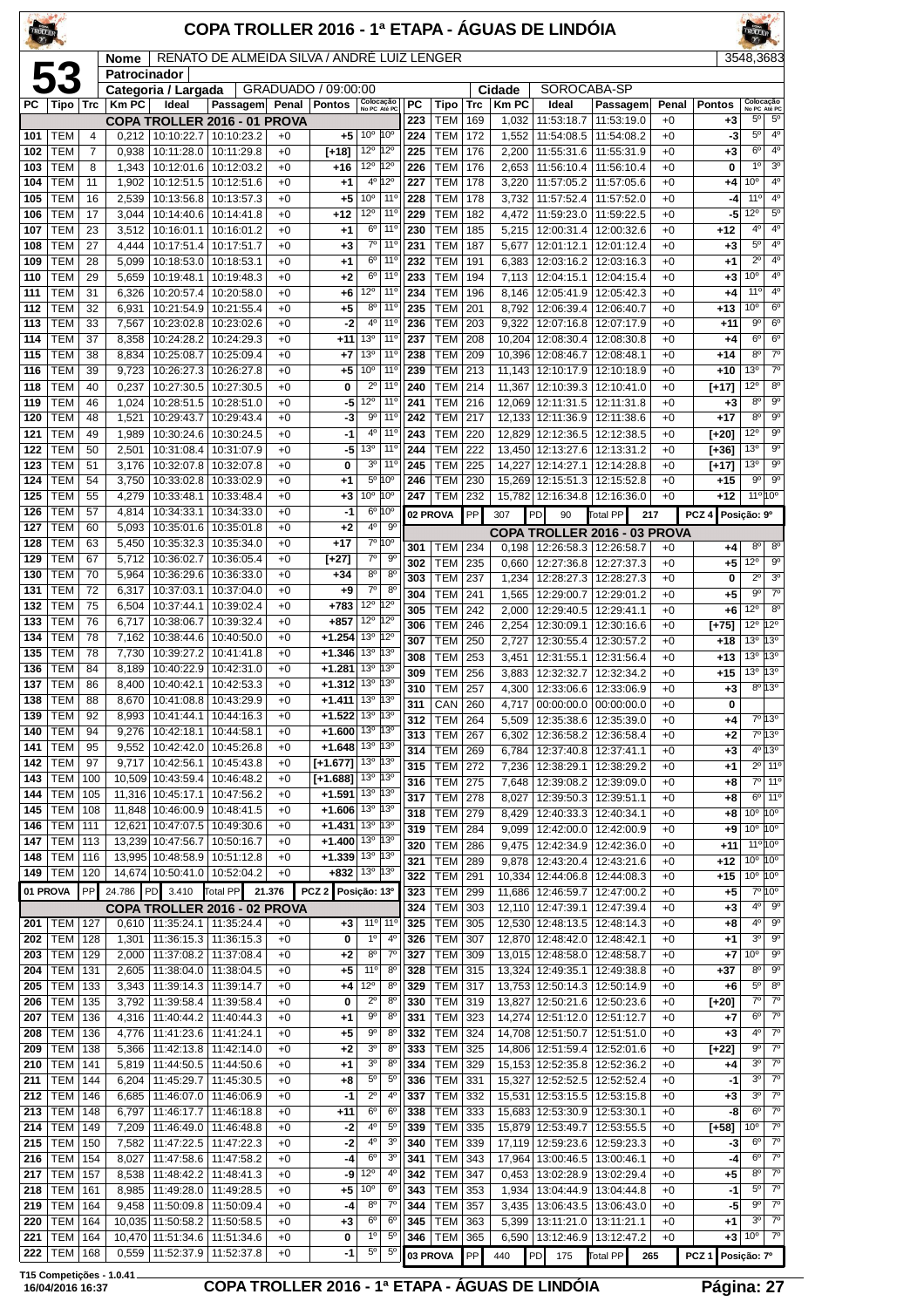# COPA TROLLER 2016 - 1ª ETAPA - ÁGUAS DE LINDÓIA

**53**

| Nome | RENATO DE ALMEIDA SILVA / ANDRÉ LUIZ LENGER | 3548,3683 |
|---|---|---|
| Patrocinador | | |
| Categoria / Largada | GRADUADO / 09:00:00 | Cidade: SOROCABA-SP |

| PC | Tipo | Trc | Km PC | Ideal | Passagem | Penal | Pontos | Colocação No PC | Colocação Até PC |
|---|---|---|---|---|---|---|---|---|---|
| | | | | COPA TROLLER 2016 - 01 PROVA | | | | | |
| 101 | TEM | 4 | 0,212 | 10:10:22.7 | 10:10:23.2 | +0 | +5 | 10º | 10º |
| 102 | TEM | 7 | 0,938 | 10:11:28.0 | 10:11:29.8 | +0 | [+18] | 12º | 12º |
| 103 | TEM | 8 | 1,343 | 10:12:01.6 | 10:12:03.2 | +0 | +16 | 12º | 12º |
| 104 | TEM | 11 | 1,902 | 10:12:51.5 | 10:12:51.6 | +0 | +1 | 4º | 12º |
| 105 | TEM | 16 | 2,539 | 10:13:56.8 | 10:13:57.3 | +0 | +5 | 10º | 11º |
| 106 | TEM | 17 | 3,044 | 10:14:40.6 | 10:14:41.8 | +0 | +12 | 12º | 11º |
| 107 | TEM | 23 | 3,512 | 10:16:01.1 | 10:16:01.2 | +0 | +1 | 6º | 11º |
| 108 | TEM | 27 | 4,444 | 10:17:51.4 | 10:17:51.7 | +0 | +3 | 7º | 11º |
| 109 | TEM | 28 | 5,099 | 10:18:53.0 | 10:18:53.1 | +0 | +1 | 6º | 11º |
| 110 | TEM | 29 | 5,659 | 10:19:48.1 | 10:19:48.3 | +0 | +2 | 6º | 11º |
| 111 | TEM | 31 | 6,326 | 10:20:57.4 | 10:20:58.0 | +0 | +6 | 12º | 11º |
| 112 | TEM | 32 | 6,931 | 10:21:54.9 | 10:21:55.4 | +0 | +5 | 8º | 11º |
| 113 | TEM | 33 | 7,567 | 10:23:02.8 | 10:23:02.6 | +0 | -2 | 4º | 11º |
| 114 | TEM | 37 | 8,358 | 10:24:28.2 | 10:24:29.3 | +0 | +11 | 13º | 11º |
| 115 | TEM | 38 | 8,834 | 10:25:08.7 | 10:25:09.4 | +0 | +7 | 13º | 11º |
| 116 | TEM | 39 | 9,723 | 10:26:27.3 | 10:26:27.8 | +0 | +5 | 10º | 11º |
| 118 | TEM | 40 | 0,237 | 10:27:30.5 | 10:27:30.5 | +0 | 0 | 2º | 11º |
| 119 | TEM | 46 | 1,024 | 10:28:51.5 | 10:28:51.0 | +0 | -5 | 12º | 11º |
| 120 | TEM | 48 | 1,521 | 10:29:43.7 | 10:29:43.4 | +0 | -3 | 9º | 11º |
| 121 | TEM | 49 | 1,989 | 10:30:24.6 | 10:30:24.5 | +0 | -1 | 4º | 11º |
| 122 | TEM | 50 | 2,501 | 10:31:08.4 | 10:31:07.9 | +0 | -5 | 13º | 11º |
| 123 | TEM | 51 | 3,176 | 10:32:07.8 | 10:32:07.8 | +0 | 0 | 3º | 11º |
| 124 | TEM | 54 | 3,750 | 10:33:02.8 | 10:33:02.9 | +0 | +1 | 5º | 10º |
| 125 | TEM | 55 | 4,279 | 10:33:48.1 | 10:33:48.4 | +0 | +3 | 10º | 10º |
| 126 | TEM | 57 | 4,814 | 10:34:33.1 | 10:34:33.0 | +0 | -1 | 6º | 10º |
| 127 | TEM | 60 | 5,093 | 10:35:01.6 | 10:35:01.8 | +0 | +2 | 4º | 9º |
| 128 | TEM | 63 | 5,450 | 10:35:32.3 | 10:35:34.0 | +0 | +17 | 7º | 10º |
| 129 | TEM | 67 | 5,712 | 10:36:02.7 | 10:36:05.4 | +0 | [+27] | 7º | 9º |
| 130 | TEM | 70 | 5,964 | 10:36:29.6 | 10:36:33.0 | +0 | +34 | 8º | 8º |
| 131 | TEM | 72 | 6,317 | 10:37:03.1 | 10:37:04.0 | +0 | +9 | 7º | 8º |
| 132 | TEM | 75 | 6,504 | 10:37:44.1 | 10:39:02.4 | +0 | +783 | 12º | 12º |
| 133 | TEM | 76 | 6,717 | 10:38:06.7 | 10:39:32.4 | +0 | +857 | 12º | 12º |
| 134 | TEM | 78 | 7,162 | 10:38:44.6 | 10:40:50.0 | +0 | +1.254 | 13º | 12º |
| 135 | TEM | 78 | 7,730 | 10:39:27.2 | 10:41:41.8 | +0 | +1.346 | 13º | 13º |
| 136 | TEM | 84 | 8,189 | 10:40:22.9 | 10:42:31.0 | +0 | +1.281 | 13º | 13º |
| 137 | TEM | 86 | 8,400 | 10:40:42.1 | 10:42:53.3 | +0 | +1.312 | 13º | 13º |
| 138 | TEM | 88 | 8,670 | 10:41:08.8 | 10:43:29.9 | +0 | +1.411 | 13º | 13º |
| 139 | TEM | 92 | 8,993 | 10:41:44.1 | 10:44:16.3 | +0 | +1.522 | 13º | 13º |
| 140 | TEM | 94 | 9,276 | 10:42:18.1 | 10:44:58.1 | +0 | +1.600 | 13º | 13º |
| 141 | TEM | 95 | 9,552 | 10:42:42.0 | 10:45:26.8 | +0 | +1.648 | 13º | 13º |
| 142 | TEM | 97 | 9,717 | 10:42:56.1 | 10:45:43.8 | +0 | [+1.677] | 13º | 13º |
| 143 | TEM | 100 | 10,509 | 10:43:59.4 | 10:46:48.2 | +0 | [+1.688] | 13º | 13º |
| 144 | TEM | 105 | 11,316 | 10:45:17.1 | 10:47:56.2 | +0 | +1.591 | 13º | 13º |
| 145 | TEM | 108 | 11,848 | 10:46:00.9 | 10:48:41.5 | +0 | +1.606 | 13º | 13º |
| 146 | TEM | 111 | 12,621 | 10:47:07.5 | 10:49:30.6 | +0 | +1.431 | 13º | 13º |
| 147 | TEM | 113 | 13,239 | 10:47:56.7 | 10:50:16.7 | +0 | +1.400 | 13º | 13º |
| 148 | TEM | 116 | 13,995 | 10:48:58.9 | 10:51:12.8 | +0 | +1.339 | 13º | 13º |
| 149 | TEM | 120 | 14,674 | 10:50:41.0 | 10:52:04.2 | +0 | +832 | 13º | 13º |
| 01 PROVA | PP | 24.786 | PD 3.410 | Total PP | 21.376 | | PCZ 2 | Posição: 13º | |
| | | | | COPA TROLLER 2016 - 02 PROVA | | | | | |
| 201 | TEM | 127 | 0,610 | 11:35:24.1 | 11:35:24.4 | +0 | +3 | 11º | 11º |
| 202 | TEM | 128 | 1,301 | 11:36:15.3 | 11:36:15.3 | +0 | 0 | 1º | 4º |
| 203 | TEM | 129 | 2,000 | 11:37:08.2 | 11:37:08.4 | +0 | +2 | 8º | 7º |
| 204 | TEM | 131 | 2,605 | 11:38:04.0 | 11:38:04.5 | +0 | +5 | 11º | 8º |
| 205 | TEM | 133 | 3,343 | 11:39:14.3 | 11:39:14.7 | +0 | +4 | 12º | 8º |
| 206 | TEM | 135 | 3,792 | 11:39:58.4 | 11:39:58.4 | +0 | 0 | 2º | 8º |
| 207 | TEM | 136 | 4,316 | 11:40:44.2 | 11:40:44.3 | +0 | +1 | 9º | 8º |
| 208 | TEM | 136 | 4,776 | 11:41:23.6 | 11:41:24.1 | +0 | +5 | 9º | 8º |
| 209 | TEM | 138 | 5,366 | 11:42:13.8 | 11:42:14.0 | +0 | +2 | 3º | 8º |
| 210 | TEM | 141 | 5,819 | 11:44:50.5 | 11:44:50.6 | +0 | +1 | 3º | 8º |
| 211 | TEM | 144 | 6,204 | 11:45:29.7 | 11:45:30.5 | +0 | +8 | 5º | 5º |
| 212 | TEM | 146 | 6,685 | 11:46:07.0 | 11:46:06.9 | +0 | -1 | 2º | 4º |
| 213 | TEM | 148 | 6,797 | 11:46:17.7 | 11:46:18.8 | +0 | +11 | 6º | 6º |
| 214 | TEM | 149 | 7,209 | 11:46:49.0 | 11:46:48.8 | +0 | -2 | 4º | 5º |
| 215 | TEM | 150 | 7,582 | 11:47:22.5 | 11:47:22.3 | +0 | -2 | 4º | 3º |
| 216 | TEM | 154 | 8,027 | 11:47:58.6 | 11:47:58.2 | +0 | -4 | 6º | 3º |
| 217 | TEM | 157 | 8,538 | 11:48:42.2 | 11:48:41.3 | +0 | -9 | 12º | 4º |
| 218 | TEM | 161 | 8,985 | 11:49:28.0 | 11:49:28.5 | +0 | +5 | 10º | 6º |
| 219 | TEM | 164 | 9,458 | 11:50:09.8 | 11:50:09.4 | +0 | -4 | 8º | 7º |
| 220 | TEM | 164 | 10,035 | 11:50:58.2 | 11:50:58.5 | +0 | +3 | 6º | 6º |
| 221 | TEM | 164 | 10,470 | 11:51:34.6 | 11:51:34.6 | +0 | 0 | 1º | 5º |
| 222 | TEM | 168 | 0,559 | 11:52:37.9 | 11:52:37.8 | +0 | -1 | 5º | 5º |
| 223 | TEM | 169 | 1,032 | 11:53:18.7 | 11:53:19.0 | +0 | +3 | 5º | 5º |
| 224 | TEM | 172 | 1,552 | 11:54:08.5 | 11:54:08.2 | +0 | -3 | 5º | 4º |
| 225 | TEM | 176 | 2,200 | 11:55:31.6 | 11:55:31.9 | +0 | +3 | 6º | 4º |
| 226 | TEM | 176 | 2,653 | 11:56:10.4 | 11:56:10.4 | +0 | 0 | 1º | 3º |
| 227 | TEM | 178 | 3,220 | 11:57:05.2 | 11:57:05.6 | +0 | +4 | 10º | 4º |
| 228 | TEM | 178 | 3,732 | 11:57:52.4 | 11:57:52.0 | +0 | -4 | 11º | 4º |
| 229 | TEM | 182 | 4,472 | 11:59:23.0 | 11:59:22.5 | +0 | -5 | 12º | 5º |
| 230 | TEM | 185 | 5,215 | 12:00:31.4 | 12:00:32.6 | +0 | +12 | 4º | 4º |
| 231 | TEM | 187 | 5,677 | 12:01:12.1 | 12:01:12.4 | +0 | +3 | 5º | 4º |
| 232 | TEM | 191 | 6,383 | 12:03:16.2 | 12:03:16.3 | +0 | +1 | 2º | 4º |
| 233 | TEM | 194 | 7,113 | 12:04:15.1 | 12:04:15.4 | +0 | +3 | 10º | 4º |
| 234 | TEM | 196 | 8,146 | 12:05:41.9 | 12:05:42.3 | +0 | +4 | 11º | 4º |
| 235 | TEM | 201 | 8,792 | 12:06:39.4 | 12:06:40.7 | +0 | +13 | 10º | 6º |
| 236 | TEM | 203 | 9,322 | 12:07:16.8 | 12:07:17.9 | +0 | +11 | 9º | 6º |
| 237 | TEM | 208 | 10,204 | 12:08:30.4 | 12:08:30.8 | +0 | +4 | 6º | 6º |
| 238 | TEM | 209 | 10,396 | 12:08:46.7 | 12:08:48.1 | +0 | +14 | 8º | 7º |
| 239 | TEM | 213 | 11,143 | 12:10:17.9 | 12:10:18.9 | +0 | +10 | 13º | 7º |
| 240 | TEM | 214 | 11,367 | 12:10:39.3 | 12:10:41.0 | +0 | [+17] | 12º | 8º |
| 241 | TEM | 216 | 12,069 | 12:11:31.5 | 12:11:31.8 | +0 | +3 | 8º | 9º |
| 242 | TEM | 217 | 12,133 | 12:11:36.9 | 12:11:38.6 | +0 | +17 | 8º | 9º |
| 243 | TEM | 220 | 12,829 | 12:12:36.5 | 12:12:38.5 | +0 | [+20] | 12º | 9º |
| 244 | TEM | 222 | 13,450 | 12:13:27.6 | 12:13:31.2 | +0 | [+36] | 13º | 9º |
| 245 | TEM | 225 | 14,227 | 12:14:27.1 | 12:14:28.8 | +0 | [+17] | 13º | 9º |
| 246 | TEM | 230 | 15,269 | 12:15:51.3 | 12:15:52.8 | +0 | +15 | 9º | 9º |
| 247 | TEM | 232 | 15,782 | 12:16:34.8 | 12:16:36.0 | +0 | +12 | 11º | 10º |
| 02 PROVA | PP | 307 | PD 90 | Total PP | 217 | | PCZ 4 | Posição: 9º | |
| | | | | COPA TROLLER 2016 - 03 PROVA | | | | | |
| 301 | TEM | 234 | 0,198 | 12:26:58.3 | 12:26:58.7 | +0 | +4 | 8º | 8º |
| 302 | TEM | 235 | 0,660 | 12:27:36.8 | 12:27:37.3 | +0 | +5 | 12º | 9º |
| 303 | TEM | 237 | 1,234 | 12:28:27.3 | 12:28:27.3 | +0 | 0 | 2º | 3º |
| 304 | TEM | 241 | 1,565 | 12:29:00.7 | 12:29:01.2 | +0 | +5 | 9º | 7º |
| 305 | TEM | 242 | 2,000 | 12:29:40.5 | 12:29:41.1 | +0 | +6 | 12º | 8º |
| 306 | TEM | 246 | 2,254 | 12:30:09.1 | 12:30:16.6 | +0 | [+75] | 12º | 12º |
| 307 | TEM | 250 | 2,727 | 12:30:55.4 | 12:30:57.2 | +0 | +18 | 13º | 13º |
| 308 | TEM | 253 | 3,451 | 12:31:55.1 | 12:31:56.4 | +0 | +13 | 13º | 13º |
| 309 | TEM | 256 | 3,883 | 12:32:32.7 | 12:32:34.2 | +0 | +15 | 13º | 13º |
| 310 | TEM | 257 | 4,300 | 12:33:06.6 | 12:33:06.9 | +0 | +3 | 8º | 13º |
| 311 | CAN | 260 | 4,717 | 00:00:00.0 | 00:00:00.0 | +0 | 0 | | |
| 312 | TEM | 264 | 5,509 | 12:35:38.6 | 12:35:39.0 | +0 | +4 | 7º | 13º |
| 313 | TEM | 267 | 6,302 | 12:36:58.2 | 12:36:58.4 | +0 | +2 | 7º | 13º |
| 314 | TEM | 269 | 6,784 | 12:37:40.8 | 12:37:41.1 | +0 | +3 | 4º | 13º |
| 315 | TEM | 272 | 7,236 | 12:38:29.1 | 12:38:29.2 | +0 | +1 | 2º | 11º |
| 316 | TEM | 275 | 7,648 | 12:39:08.2 | 12:39:09.0 | +0 | +8 | 7º | 11º |
| 317 | TEM | 278 | 8,027 | 12:39:50.3 | 12:39:51.1 | +0 | +8 | 6º | 11º |
| 318 | TEM | 279 | 8,429 | 12:40:33.3 | 12:40:34.1 | +0 | +8 | 10º | 10º |
| 319 | TEM | 284 | 9,099 | 12:42:00.0 | 12:42:00.9 | +0 | +9 | 10º | 10º |
| 320 | TEM | 286 | 9,475 | 12:42:34.9 | 12:42:36.0 | +0 | +11 | 11º | 10º |
| 321 | TEM | 289 | 9,878 | 12:43:20.4 | 12:43:21.6 | +0 | +12 | 10º | 10º |
| 322 | TEM | 291 | 10,334 | 12:44:06.8 | 12:44:08.3 | +0 | +15 | 10º | 10º |
| 323 | TEM | 299 | 11,686 | 12:46:59.7 | 12:47:00.2 | +0 | +5 | 7º | 10º |
| 324 | TEM | 303 | 12,110 | 12:47:39.1 | 12:47:39.4 | +0 | +3 | 4º | 9º |
| 325 | TEM | 305 | 12,530 | 12:48:13.5 | 12:48:14.3 | +0 | +8 | 4º | 9º |
| 326 | TEM | 307 | 12,870 | 12:48:42.0 | 12:48:42.1 | +0 | +1 | 3º | 9º |
| 327 | TEM | 309 | 13,015 | 12:48:58.0 | 12:48:58.7 | +0 | +7 | 10º | 9º |
| 328 | TEM | 315 | 13,324 | 12:49:35.1 | 12:49:38.8 | +0 | +37 | 8º | 9º |
| 329 | TEM | 317 | 13,753 | 12:50:14.3 | 12:50:14.9 | +0 | +6 | 5º | 8º |
| 330 | TEM | 319 | 13,827 | 12:50:21.6 | 12:50:23.6 | +0 | [+20] | 7º | 7º |
| 331 | TEM | 323 | 14,274 | 12:51:12.0 | 12:51:12.7 | +0 | +7 | 6º | 7º |
| 332 | TEM | 324 | 14,708 | 12:51:50.7 | 12:51:51.0 | +0 | +3 | 4º | 7º |
| 333 | TEM | 325 | 14,806 | 12:51:59.4 | 12:52:01.6 | +0 | [+22] | 9º | 7º |
| 334 | TEM | 329 | 15,153 | 12:52:35.8 | 12:52:36.2 | +0 | +4 | 3º | 7º |
| 336 | TEM | 331 | 15,327 | 12:52:52.5 | 12:52:52.4 | +0 | -1 | 3º | 7º |
| 337 | TEM | 332 | 15,531 | 12:53:15.5 | 12:53:15.8 | +0 | +3 | 3º | 7º |
| 338 | TEM | 333 | 15,683 | 12:53:30.9 | 12:53:30.1 | +0 | -8 | 6º | 7º |
| 339 | TEM | 335 | 15,879 | 12:53:49.7 | 12:53:55.5 | +0 | [+58] | 10º | 7º |
| 340 | TEM | 339 | 17,119 | 12:59:23.6 | 12:59:23.3 | +0 | -3 | 6º | 7º |
| 341 | TEM | 343 | 17,964 | 13:00:46.5 | 13:00:46.1 | +0 | -4 | 6º | 7º |
| 342 | TEM | 347 | 0,453 | 13:02:28.9 | 13:02:29.4 | +0 | +5 | 8º | 7º |
| 343 | TEM | 353 | 1,934 | 13:04:44.9 | 13:04:44.8 | +0 | -1 | 5º | 7º |
| 344 | TEM | 357 | 3,435 | 13:06:43.5 | 13:06:43.0 | +0 | -5 | 9º | 7º |
| 345 | TEM | 363 | 5,399 | 13:11:21.0 | 13:11:21.1 | +0 | +1 | 3º | 7º |
| 346 | TEM | 365 | 6,590 | 13:12:46.9 | 13:12:47.2 | +0 | +3 | 10º | 7º |
| 03 PROVA | PP | 440 | PD 175 | Total PP | 265 | | PCZ 1 | Posição: 7º | |

T15 Competições - 1.0.41
16/04/2016 16:37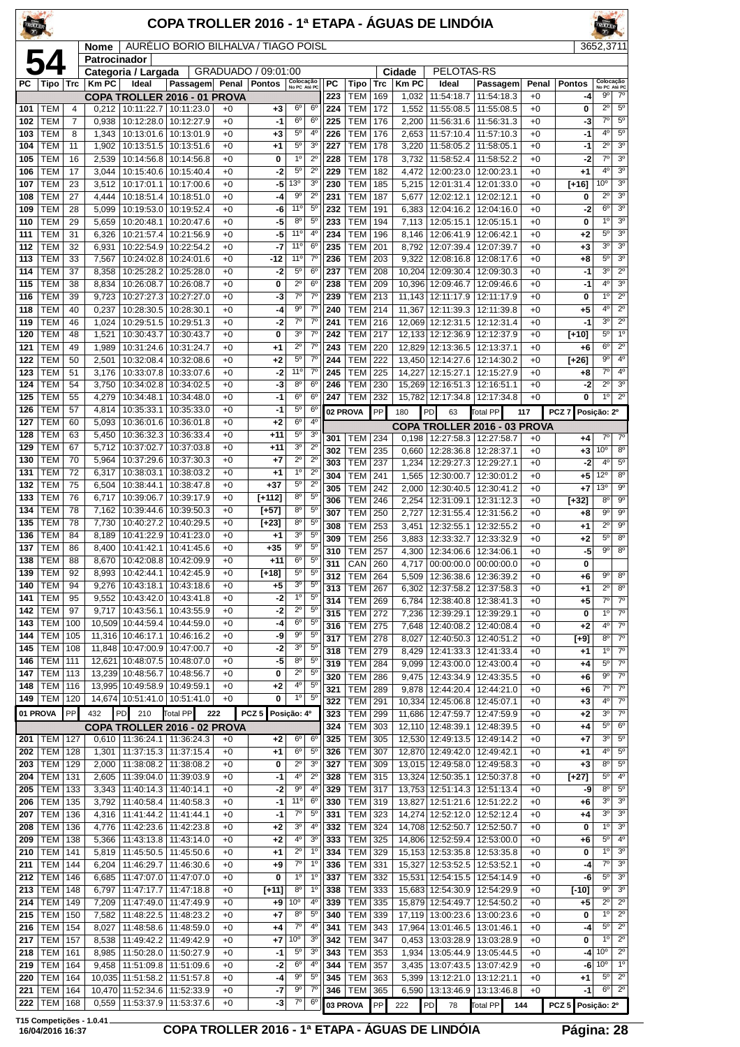# COPA TROLLER 2016 - 1ª ETAPA - ÁGUAS DE LINDÓIA

**54**

Nome: AURÉLIO BORIO BILHALVA / TIAGO POISL — 3652,3711

Patrocinador:

Categoria / Largada: GRADUADO / 09:01:00 — Cidade: PELOTAS-RS

| PC | Tipo | Trc | Km PC | Ideal | Passagem | Penal | Pontos | Colocação No PC | Colocação Até PC |
|---|---|---|---|---|---|---|---|---|---|
| | | | | **COPA TROLLER 2016 - 01 PROVA** | | | | | |
| 101 | TEM | 4 | 0,212 | 10:11:22.7 | 10:11:23.0 | +0 | +3 | 6º | 6º |
| 102 | TEM | 7 | 0,938 | 10:12:28.0 | 10:12:27.9 | +0 | -1 | 6º | 6º |
| 103 | TEM | 8 | 1,343 | 10:13:01.6 | 10:13:01.9 | +0 | +3 | 5º | 4º |
| 104 | TEM | 11 | 1,902 | 10:13:51.5 | 10:13:51.6 | +0 | +1 | 5º | 3º |
| 105 | TEM | 16 | 2,539 | 10:14:56.8 | 10:14:56.8 | +0 | 0 | 1º | 2º |
| 106 | TEM | 17 | 3,044 | 10:15:40.6 | 10:15:40.4 | +0 | -2 | 5º | 2º |
| 107 | TEM | 23 | 3,512 | 10:17:01.1 | 10:17:00.6 | +0 | -5 | 13º | 3º |
| 108 | TEM | 27 | 4,444 | 10:18:51.4 | 10:18:51.0 | +0 | -4 | 9º | 2º |
| 109 | TEM | 28 | 5,099 | 10:19:53.0 | 10:19:52.4 | +0 | -6 | 11º | 5º |
| 110 | TEM | 29 | 5,659 | 10:20:48.1 | 10:20:47.6 | +0 | -5 | 8º | 5º |
| 111 | TEM | 31 | 6,326 | 10:21:57.4 | 10:21:56.9 | +0 | -5 | 11º | 4º |
| 112 | TEM | 32 | 6,931 | 10:22:54.9 | 10:22:54.2 | +0 | -7 | 11º | 6º |
| 113 | TEM | 33 | 7,567 | 10:24:02.8 | 10:24:01.6 | +0 | -12 | 11º | 7º |
| 114 | TEM | 37 | 8,358 | 10:25:28.2 | 10:25:28.0 | +0 | -2 | 5º | 6º |
| 115 | TEM | 38 | 8,834 | 10:26:08.7 | 10:26:08.7 | +0 | 0 | 2º | 6º |
| 116 | TEM | 39 | 9,723 | 10:27:27.3 | 10:27:27.0 | +0 | -3 | 7º | 7º |
| 118 | TEM | 40 | 0,237 | 10:28:30.5 | 10:28:30.1 | +0 | -4 | 9º | 7º |
| 119 | TEM | 46 | 1,024 | 10:29:51.5 | 10:29:51.3 | +0 | -2 | 7º | 7º |
| 120 | TEM | 48 | 1,521 | 10:30:43.7 | 10:30:43.7 | +0 | 0 | 3º | 7º |
| 121 | TEM | 49 | 1,989 | 10:31:24.6 | 10:31:24.7 | +0 | +1 | 2º | 7º |
| 122 | TEM | 50 | 2,501 | 10:32:08.4 | 10:32:08.6 | +0 | +2 | 5º | 7º |
| 123 | TEM | 51 | 3,176 | 10:33:07.8 | 10:33:07.6 | +0 | -2 | 11º | 7º |
| 124 | TEM | 54 | 3,750 | 10:34:02.8 | 10:34:02.5 | +0 | -3 | 8º | 6º |
| 125 | TEM | 55 | 4,279 | 10:34:48.1 | 10:34:48.0 | +0 | -1 | 6º | 6º |
| 126 | TEM | 57 | 4,814 | 10:35:33.1 | 10:35:33.0 | +0 | -1 | 5º | 6º |
| 127 | TEM | 60 | 5,093 | 10:36:01.6 | 10:36:01.8 | +0 | +2 | 6º | 4º |
| 128 | TEM | 63 | 5,450 | 10:36:32.3 | 10:36:33.4 | +0 | +11 | 5º | 3º |
| 129 | TEM | 67 | 5,712 | 10:37:02.7 | 10:37:03.8 | +0 | +11 | 3º | 2º |
| 130 | TEM | 70 | 5,964 | 10:37:29.6 | 10:37:30.3 | +0 | +7 | 2º | 2º |
| 131 | TEM | 72 | 6,317 | 10:38:03.1 | 10:38:03.2 | +0 | +1 | 1º | 2º |
| 132 | TEM | 75 | 6,504 | 10:38:44.1 | 10:38:47.8 | +0 | +37 | 5º | 2º |
| 133 | TEM | 76 | 6,717 | 10:39:06.7 | 10:39:17.9 | +0 | [+112] | 8º | 5º |
| 134 | TEM | 78 | 7,162 | 10:39:44.6 | 10:39:50.3 | +0 | [+57] | 8º | 5º |
| 135 | TEM | 78 | 7,730 | 10:40:27.2 | 10:40:29.5 | +0 | [+23] | 8º | 5º |
| 136 | TEM | 84 | 8,189 | 10:41:22.9 | 10:41:23.0 | +0 | +1 | 3º | 5º |
| 137 | TEM | 86 | 8,400 | 10:41:42.1 | 10:41:45.6 | +0 | +35 | 9º | 5º |
| 138 | TEM | 88 | 8,670 | 10:42:08.8 | 10:42:09.9 | +0 | +11 | 6º | 5º |
| 139 | TEM | 92 | 8,993 | 10:42:44.1 | 10:42:45.9 | +0 | [+18] | 5º | 5º |
| 140 | TEM | 94 | 9,276 | 10:43:18.1 | 10:43:18.6 | +0 | +5 | 3º | 5º |
| 141 | TEM | 95 | 9,552 | 10:43:42.0 | 10:43:41.8 | +0 | -2 | 1º | 5º |
| 142 | TEM | 97 | 9,717 | 10:43:56.1 | 10:43:55.9 | +0 | -2 | 2º | 5º |
| 143 | TEM | 100 | 10,509 | 10:44:59.4 | 10:44:59.0 | +0 | -4 | 6º | 5º |
| 144 | TEM | 105 | 11,316 | 10:46:17.1 | 10:46:16.2 | +0 | -9 | 9º | 5º |
| 145 | TEM | 108 | 11,848 | 10:47:00.9 | 10:47:00.7 | +0 | -2 | 3º | 5º |
| 146 | TEM | 111 | 12,621 | 10:48:07.5 | 10:48:07.0 | +0 | -5 | 8º | 5º |
| 147 | TEM | 113 | 13,239 | 10:48:56.7 | 10:48:56.7 | +0 | 0 | 2º | 5º |
| 148 | TEM | 116 | 13,995 | 10:49:58.9 | 10:49:59.1 | +0 | +2 | 4º | 5º |
| 149 | TEM | 120 | 14,674 | 10:51:41.0 | 10:51:41.0 | +0 | 0 | 1º | 5º |
| 01 PROVA | PP | 432 | PD 210 | Total PP | 222 | | PCZ 5 | Posição: 4º | |
| | | | | **COPA TROLLER 2016 - 02 PROVA** | | | | | |
| 201 | TEM | 127 | 0,610 | 11:36:24.1 | 11:36:24.3 | +0 | +2 | 6º | 6º |
| 202 | TEM | 128 | 1,301 | 11:37:15.3 | 11:37:15.4 | +0 | +1 | 6º | 5º |
| 203 | TEM | 129 | 2,000 | 11:38:08.2 | 11:38:08.2 | +0 | 0 | 2º | 3º |
| 204 | TEM | 131 | 2,605 | 11:39:04.0 | 11:39:03.9 | +0 | -1 | 4º | 2º |
| 205 | TEM | 133 | 3,343 | 11:40:14.3 | 11:40:14.1 | +0 | -2 | 9º | 4º |
| 206 | TEM | 135 | 3,792 | 11:40:58.4 | 11:40:58.3 | +0 | -1 | 11º | 6º |
| 207 | TEM | 136 | 4,316 | 11:41:44.2 | 11:41:44.1 | +0 | -1 | 7º | 5º |
| 208 | TEM | 136 | 4,776 | 11:42:23.6 | 11:42:23.8 | +0 | +2 | 3º | 4º |
| 209 | TEM | 138 | 5,366 | 11:43:13.8 | 11:43:14.0 | +0 | +2 | 4º | 3º |
| 210 | TEM | 141 | 5,819 | 11:45:50.5 | 11:45:50.6 | +0 | +1 | 2º | 1º |
| 211 | TEM | 144 | 6,204 | 11:46:29.7 | 11:46:30.6 | +0 | +9 | 7º | 1º |
| 212 | TEM | 146 | 6,685 | 11:47:07.0 | 11:47:07.0 | +0 | 0 | 1º | 1º |
| 213 | TEM | 148 | 6,797 | 11:47:17.7 | 11:47:18.8 | +0 | [+11] | 8º | 1º |
| 214 | TEM | 149 | 7,209 | 11:47:49.0 | 11:47:49.9 | +0 | +9 | 10º | 4º |
| 215 | TEM | 150 | 7,582 | 11:48:22.5 | 11:48:23.2 | +0 | +7 | 8º | 5º |
| 216 | TEM | 154 | 8,027 | 11:48:58.6 | 11:48:59.0 | +0 | +4 | 7º | 4º |
| 217 | TEM | 157 | 8,538 | 11:49:42.2 | 11:49:42.9 | +0 | +7 | 10º | 3º |
| 218 | TEM | 161 | 8,985 | 11:50:28.0 | 11:50:27.9 | +0 | -1 | 5º | 3º |
| 219 | TEM | 164 | 9,458 | 11:51:09.8 | 11:51:09.6 | +0 | -2 | 6º | 4º |
| 220 | TEM | 164 | 10,035 | 11:51:58.2 | 11:51:57.8 | +0 | -4 | 9º | 5º |
| 221 | TEM | 164 | 10,470 | 11:52:34.6 | 11:52:33.9 | +0 | -7 | 9º | 7º |
| 222 | TEM | 168 | 0,559 | 11:53:37.9 | 11:53:37.6 | +0 | -3 | 7º | 6º |
| 223 | TEM | 169 | 1,032 | 11:54:18.7 | 11:54:18.3 | +0 | -4 | 9º | 7º |
| 224 | TEM | 172 | 1,552 | 11:55:08.5 | 11:55:08.5 | +0 | 0 | 2º | 5º |
| 225 | TEM | 176 | 2,200 | 11:56:31.6 | 11:56:31.3 | +0 | -3 | 7º | 5º |
| 226 | TEM | 176 | 2,653 | 11:57:10.4 | 11:57:10.3 | +0 | -1 | 4º | 5º |
| 227 | TEM | 178 | 3,220 | 11:58:05.2 | 11:58:05.1 | +0 | -1 | 2º | 3º |
| 228 | TEM | 178 | 3,732 | 11:58:52.4 | 11:58:52.2 | +0 | -2 | 7º | 3º |
| 229 | TEM | 182 | 4,472 | 12:00:23.0 | 12:00:23.1 | +0 | +1 | 4º | 3º |
| 230 | TEM | 185 | 5,215 | 12:01:31.4 | 12:01:33.0 | +0 | [+16] | 10º | 3º |
| 231 | TEM | 187 | 5,677 | 12:02:12.1 | 12:02:12.1 | +0 | 0 | 2º | 3º |
| 232 | TEM | 191 | 6,383 | 12:04:16.2 | 12:04:16.0 | +0 | -2 | 6º | 3º |
| 233 | TEM | 194 | 7,113 | 12:05:15.1 | 12:05:15.1 | +0 | 0 | 1º | 3º |
| 234 | TEM | 196 | 8,146 | 12:06:41.9 | 12:06:42.1 | +0 | +2 | 5º | 3º |
| 235 | TEM | 201 | 8,792 | 12:07:39.4 | 12:07:39.7 | +0 | +3 | 3º | 3º |
| 236 | TEM | 203 | 9,322 | 12:08:16.8 | 12:08:17.6 | +0 | +8 | 5º | 3º |
| 237 | TEM | 208 | 10,204 | 12:09:30.4 | 12:09:30.3 | +0 | -1 | 3º | 2º |
| 238 | TEM | 209 | 10,396 | 12:09:46.7 | 12:09:46.6 | +0 | -1 | 4º | 3º |
| 239 | TEM | 213 | 11,143 | 12:11:17.9 | 12:11:17.9 | +0 | 0 | 1º | 2º |
| 240 | TEM | 214 | 11,367 | 12:11:39.3 | 12:11:39.8 | +0 | +5 | 4º | 2º |
| 241 | TEM | 216 | 12,069 | 12:12:31.5 | 12:12:31.4 | +0 | -1 | 3º | 2º |
| 242 | TEM | 217 | 12,133 | 12:12:36.9 | 12:12:37.9 | +0 | [+10] | 5º | 1º |
| 243 | TEM | 220 | 12,829 | 12:13:36.5 | 12:13:37.1 | +0 | +6 | 6º | 2º |
| 244 | TEM | 222 | 13,450 | 12:14:27.6 | 12:14:30.2 | +0 | [+26] | 9º | 4º |
| 245 | TEM | 225 | 14,227 | 12:15:27.1 | 12:15:27.9 | +0 | +8 | 7º | 4º |
| 246 | TEM | 230 | 15,269 | 12:16:51.3 | 12:16:51.1 | +0 | -2 | 2º | 3º |
| 247 | TEM | 232 | 15,782 | 12:17:34.8 | 12:17:34.8 | +0 | 0 | 1º | 2º |
| 02 PROVA | PP | 180 | PD 63 | Total PP | 117 | | PCZ 7 | Posição: 2º | |
| | | | | **COPA TROLLER 2016 - 03 PROVA** | | | | | |
| 301 | TEM | 234 | 0,198 | 12:27:58.3 | 12:27:58.7 | +0 | +4 | 7º | 7º |
| 302 | TEM | 235 | 0,660 | 12:28:36.8 | 12:28:37.1 | +0 | +3 | 10º | 8º |
| 303 | TEM | 237 | 1,234 | 12:29:27.3 | 12:29:27.1 | +0 | -2 | 4º | 5º |
| 304 | TEM | 241 | 1,565 | 12:30:00.7 | 12:30:01.2 | +0 | +5 | 12º | 8º |
| 305 | TEM | 242 | 2,000 | 12:30:40.5 | 12:30:41.2 | +0 | +7 | 13º | 9º |
| 306 | TEM | 246 | 2,254 | 12:31:09.1 | 12:31:12.3 | +0 | [+32] | 8º | 9º |
| 307 | TEM | 250 | 2,727 | 12:31:55.4 | 12:31:56.2 | +0 | +8 | 9º | 9º |
| 308 | TEM | 253 | 3,451 | 12:32:55.1 | 12:32:55.2 | +0 | +1 | 2º | 9º |
| 309 | TEM | 256 | 3,883 | 12:33:32.7 | 12:33:32.9 | +0 | +2 | 5º | 8º |
| 310 | TEM | 257 | 4,300 | 12:34:06.6 | 12:34:06.1 | +0 | -5 | 9º | 8º |
| 311 | CAN | 260 | 4,717 | 00:00:00.0 | 00:00:00.0 | +0 | 0 | | |
| 312 | TEM | 264 | 5,509 | 12:36:38.6 | 12:36:39.2 | +0 | +6 | 9º | 8º |
| 313 | TEM | 267 | 6,302 | 12:37:58.2 | 12:37:58.3 | +0 | +1 | 2º | 8º |
| 314 | TEM | 269 | 6,784 | 12:38:40.8 | 12:38:41.3 | +0 | +5 | 7º | 7º |
| 315 | TEM | 272 | 7,236 | 12:39:29.1 | 12:39:29.1 | +0 | 0 | 1º | 7º |
| 316 | TEM | 275 | 7,648 | 12:40:08.2 | 12:40:08.4 | +0 | +2 | 4º | 7º |
| 317 | TEM | 278 | 8,027 | 12:40:50.3 | 12:40:51.2 | +0 | [+9] | 8º | 7º |
| 318 | TEM | 279 | 8,429 | 12:41:33.3 | 12:41:33.4 | +0 | +1 | 1º | 7º |
| 319 | TEM | 284 | 9,099 | 12:43:00.0 | 12:43:00.4 | +0 | +4 | 5º | 7º |
| 320 | TEM | 286 | 9,475 | 12:43:34.9 | 12:43:35.5 | +0 | +6 | 9º | 7º |
| 321 | TEM | 289 | 9,878 | 12:44:20.4 | 12:44:21.0 | +0 | +6 | 7º | 7º |
| 322 | TEM | 291 | 10,334 | 12:45:06.8 | 12:45:07.1 | +0 | +3 | 4º | 7º |
| 323 | TEM | 299 | 11,686 | 12:47:59.7 | 12:47:59.9 | +0 | +2 | 3º | 7º |
| 324 | TEM | 303 | 12,110 | 12:48:39.1 | 12:48:39.5 | +0 | +4 | 5º | 6º |
| 325 | TEM | 305 | 12,530 | 12:49:13.5 | 12:49:14.2 | +0 | +7 | 3º | 5º |
| 326 | TEM | 307 | 12,870 | 12:49:42.0 | 12:49:42.1 | +0 | +1 | 4º | 5º |
| 327 | TEM | 309 | 13,015 | 12:49:58.0 | 12:49:58.3 | +0 | +3 | 8º | 5º |
| 328 | TEM | 315 | 13,324 | 12:50:35.1 | 12:50:37.8 | +0 | [+27] | 5º | 4º |
| 329 | TEM | 317 | 13,753 | 12:51:14.3 | 12:51:13.4 | +0 | -9 | 8º | 5º |
| 330 | TEM | 319 | 13,827 | 12:51:21.6 | 12:51:22.2 | +0 | +6 | 3º | 3º |
| 331 | TEM | 323 | 14,274 | 12:52:12.0 | 12:52:12.4 | +0 | +4 | 3º | 3º |
| 332 | TEM | 324 | 14,708 | 12:52:50.7 | 12:52:50.7 | +0 | 0 | 1º | 3º |
| 333 | TEM | 325 | 14,806 | 12:52:59.4 | 12:53:00.0 | +0 | +6 | 5º | 4º |
| 334 | TEM | 329 | 15,153 | 12:53:35.8 | 12:53:35.8 | +0 | 0 | 1º | 3º |
| 336 | TEM | 331 | 15,327 | 12:53:52.5 | 12:53:52.1 | +0 | -4 | 7º | 3º |
| 337 | TEM | 332 | 15,531 | 12:54:15.5 | 12:54:14.9 | +0 | -6 | 5º | 3º |
| 338 | TEM | 333 | 15,683 | 12:54:30.9 | 12:54:29.9 | +0 | [-10] | 9º | 3º |
| 339 | TEM | 335 | 15,879 | 12:54:49.7 | 12:54:50.2 | +0 | +5 | 2º | 2º |
| 340 | TEM | 339 | 17,119 | 13:00:23.6 | 13:00:23.6 | +0 | 0 | 1º | 2º |
| 341 | TEM | 343 | 17,964 | 13:01:46.5 | 13:01:46.1 | +0 | -4 | 5º | 2º |
| 342 | TEM | 347 | 0,453 | 13:03:28.9 | 13:03:28.9 | +0 | 0 | 1º | 2º |
| 343 | TEM | 353 | 1,934 | 13:05:44.9 | 13:05:44.5 | +0 | -4 | 10º | 2º |
| 344 | TEM | 357 | 3,435 | 13:07:43.5 | 13:07:42.9 | +0 | -6 | 10º | 1º |
| 345 | TEM | 363 | 5,399 | 13:12:21.0 | 13:12:21.1 | +0 | +1 | 5º | 2º |
| 346 | TEM | 365 | 6,590 | 13:13:46.9 | 13:13:46.8 | +0 | -1 | 6º | 2º |
| 03 PROVA | PP | 222 | PD 78 | Total PP | 144 | | PCZ 5 | Posição: 2º | |

T15 Competições - 1.0.41
16/04/2016 16:37